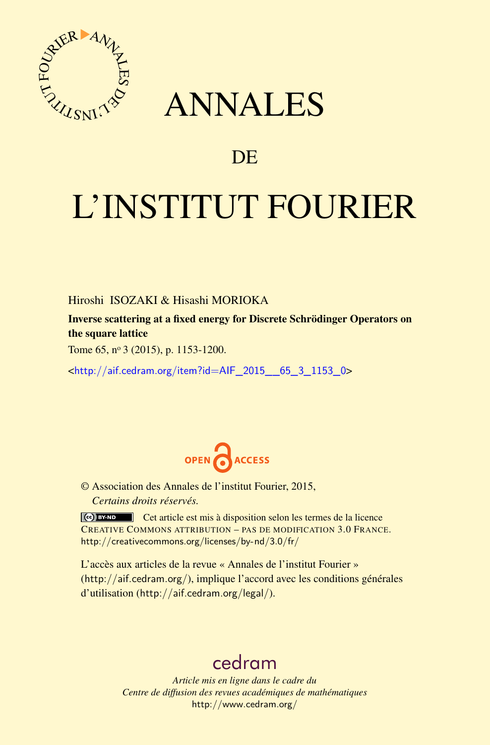# ANNALES

## DE

# L'INSTITUT FOURIER

Hiroshi ISOZAKI & Hisashi MORIOKA

**Inverse scattering at a fixed energy for Discrete Schrödinger Operators on the square lattice**

Tome 65, n$^{o}$ 3 (2015), p. 1153-1200.

<http://aif.cedram.org/item?id=AIF_2015__65_3_1153_0>

OPEN ACCESS

© Association des Annales de l'institut Fourier, 2015,
*Certains droits réservés.*

Cet article est mis à disposition selon les termes de la licence CREATIVE COMMONS ATTRIBUTION – PAS DE MODIFICATION 3.0 FRANCE.
http://creativecommons.org/licenses/by-nd/3.0/fr/

L'accès aux articles de la revue « Annales de l'institut Fourier » (http://aif.cedram.org/), implique l'accord avec les conditions générales d'utilisation (http://aif.cedram.org/legal/).

cedram

*Article mis en ligne dans le cadre du*
*Centre de diffusion des revues académiques de mathématiques*
http://www.cedram.org/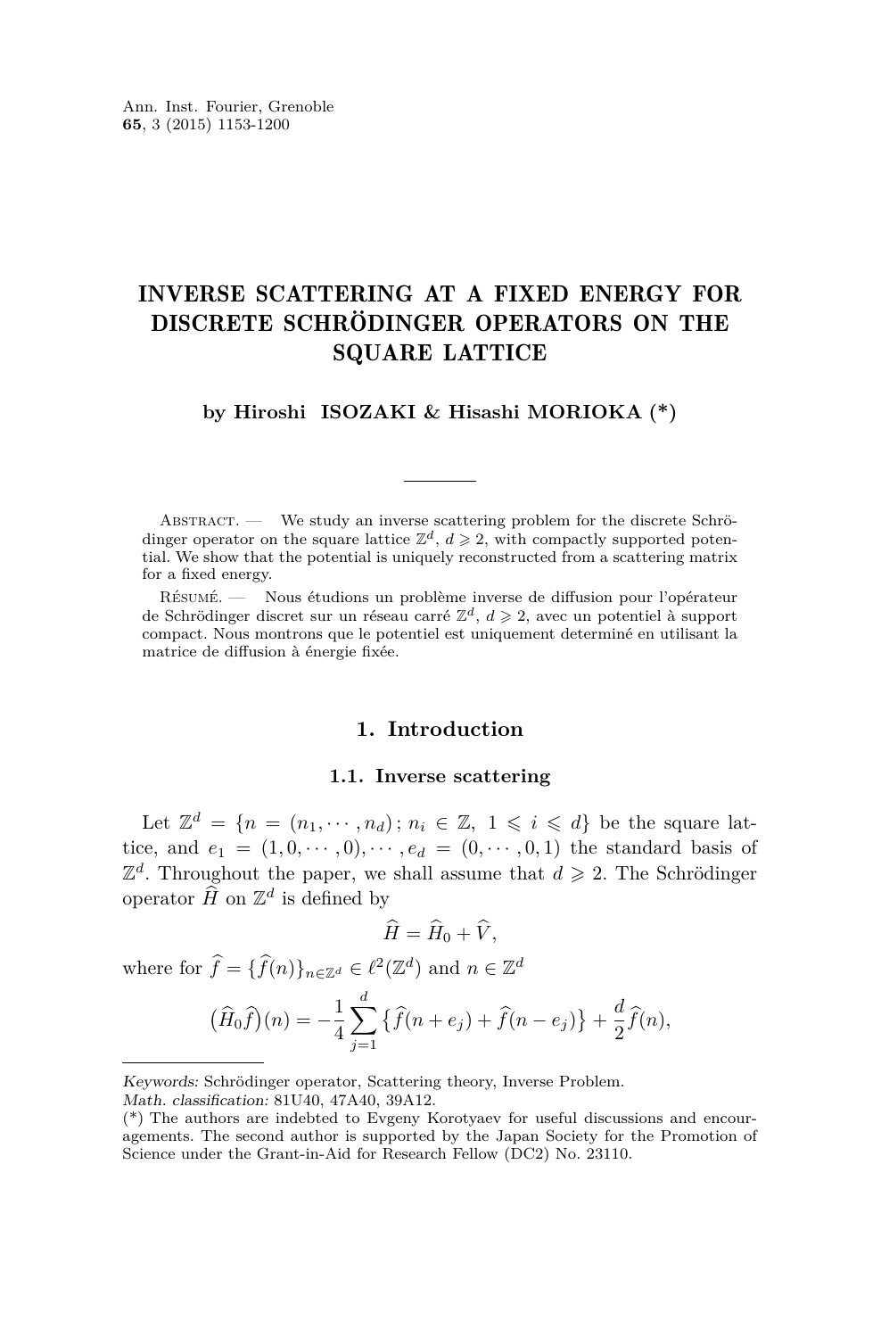# INVERSE SCATTERING AT A FIXED ENERGY FOR DISCRETE SCHRÖDINGER OPERATORS ON THE SQUARE LATTICE

**by Hiroshi ISOZAKI & Hisashi MORIOKA (*)**

Abstract. — We study an inverse scattering problem for the discrete Schrödinger operator on the square lattice $\mathbb{Z}^d$, $d \geqslant 2$, with compactly supported potential. We show that the potential is uniquely reconstructed from a scattering matrix for a fixed energy.

Résumé. — Nous étudions un problème inverse de diffusion pour l'opérateur de Schrödinger discret sur un réseau carré $\mathbb{Z}^d$, $d \geqslant 2$, avec un potentiel à support compact. Nous montrons que le potentiel est uniquement determiné en utilisant la matrice de diffusion à énergie fixée.

## 1. Introduction

### 1.1. Inverse scattering

Let $\mathbb{Z}^d = \{n = (n_1, \cdots, n_d) \, ; \, n_i \in \mathbb{Z}, \ 1 \leqslant i \leqslant d\}$ be the square lattice, and $e_1 = (1, 0, \cdots, 0), \cdots, e_d = (0, \cdots, 0, 1)$ the standard basis of $\mathbb{Z}^d$. Throughout the paper, we shall assume that $d \geqslant 2$. The Schrödinger operator $\widehat{H}$ on $\mathbb{Z}^d$ is defined by

$$\widehat{H} = \widehat{H}_0 + \widehat{V},$$

where for $\widehat{f} = \{\widehat{f}(n)\}_{n \in \mathbb{Z}^d} \in \ell^2(\mathbb{Z}^d)$ and $n \in \mathbb{Z}^d$

$$\big(\widehat{H}_0 \widehat{f}\big)(n) = -\frac{1}{4} \sum_{j=1}^{d} \big\{\widehat{f}(n + e_j) + \widehat{f}(n - e_j)\big\} + \frac{d}{2} \widehat{f}(n),$$

*Keywords:* Schrödinger operator, Scattering theory, Inverse Problem.
*Math. classification:* 81U40, 47A40, 39A12.
(*) The authors are indebted to Evgeny Korotyaev for useful discussions and encouragements. The second author is supported by the Japan Society for the Promotion of Science under the Grant-in-Aid for Research Fellow (DC2) No. 23110.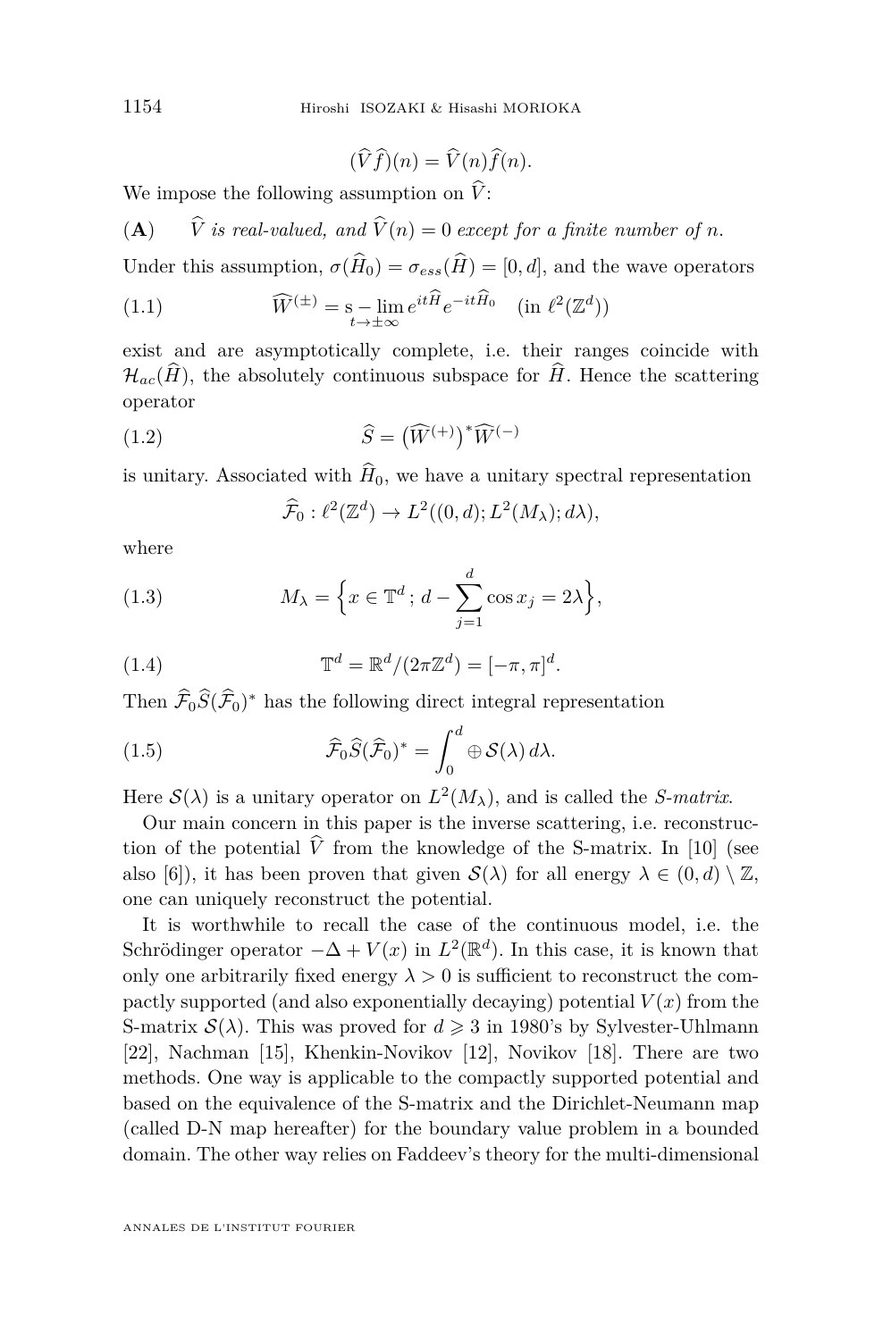$$(\widehat{V}\widehat{f})(n) = \widehat{V}(n)\widehat{f}(n).$$

We impose the following assumption on $\widehat{V}$:

(**A**) $\quad\widehat{V}$ *is real-valued, and* $\widehat{V}(n) = 0$ *except for a finite number of* $n$.

Under this assumption, $\sigma(\widehat{H}_0) = \sigma_{ess}(\widehat{H}) = [0, d]$, and the wave operators

$$\widehat{W}^{(\pm)} = \underset{t\to\pm\infty}{\text{s}-\lim} e^{it\widehat{H}}e^{-it\widehat{H}_0} \quad (\text{in } \ell^2(\mathbb{Z}^d)) \tag{1.1}$$

exist and are asymptotically complete, i.e. their ranges coincide with $\mathcal{H}_{ac}(\widehat{H})$, the absolutely continuous subspace for $\widehat{H}$. Hence the scattering operator

$$\widehat{S} = \big(\widehat{W}^{(+)}\big)^*\widehat{W}^{(-)} \tag{1.2}$$

is unitary. Associated with $\widehat{H}_0$, we have a unitary spectral representation

$$\widehat{\mathcal{F}}_0 : \ell^2(\mathbb{Z}^d) \to L^2((0,d); L^2(M_\lambda); d\lambda),$$

where

$$M_\lambda = \Big\{x \in \mathbb{T}^d \,;\, d - \sum_{j=1}^{d}\cos x_j = 2\lambda\Big\}, \tag{1.3}$$

$$\mathbb{T}^d = \mathbb{R}^d/(2\pi\mathbb{Z}^d) = [-\pi,\pi]^d. \tag{1.4}$$

Then $\widehat{\mathcal{F}}_0\widehat{S}(\widehat{\mathcal{F}}_0)^*$ has the following direct integral representation

$$\widehat{\mathcal{F}}_0\widehat{S}(\widehat{\mathcal{F}}_0)^* = \int_0^d \oplus\, \mathcal{S}(\lambda)\, d\lambda. \tag{1.5}$$

Here $\mathcal{S}(\lambda)$ is a unitary operator on $L^2(M_\lambda)$, and is called the *S-matrix*.

Our main concern in this paper is the inverse scattering, i.e. reconstruction of the potential $\widehat{V}$ from the knowledge of the S-matrix. In [10] (see also [6]), it has been proven that given $\mathcal{S}(\lambda)$ for all energy $\lambda \in (0,d)\setminus\mathbb{Z}$, one can uniquely reconstruct the potential.

It is worthwhile to recall the case of the continuous model, i.e. the Schrödinger operator $-\Delta + V(x)$ in $L^2(\mathbb{R}^d)$. In this case, it is known that only one arbitrarily fixed energy $\lambda > 0$ is sufficient to reconstruct the compactly supported (and also exponentially decaying) potential $V(x)$ from the S-matrix $\mathcal{S}(\lambda)$. This was proved for $d \geqslant 3$ in 1980's by Sylvester-Uhlmann [22], Nachman [15], Khenkin-Novikov [12], Novikov [18]. There are two methods. One way is applicable to the compactly supported potential and based on the equivalence of the S-matrix and the Dirichlet-Neumann map (called D-N map hereafter) for the boundary value problem in a bounded domain. The other way relies on Faddeev's theory for the multi-dimensional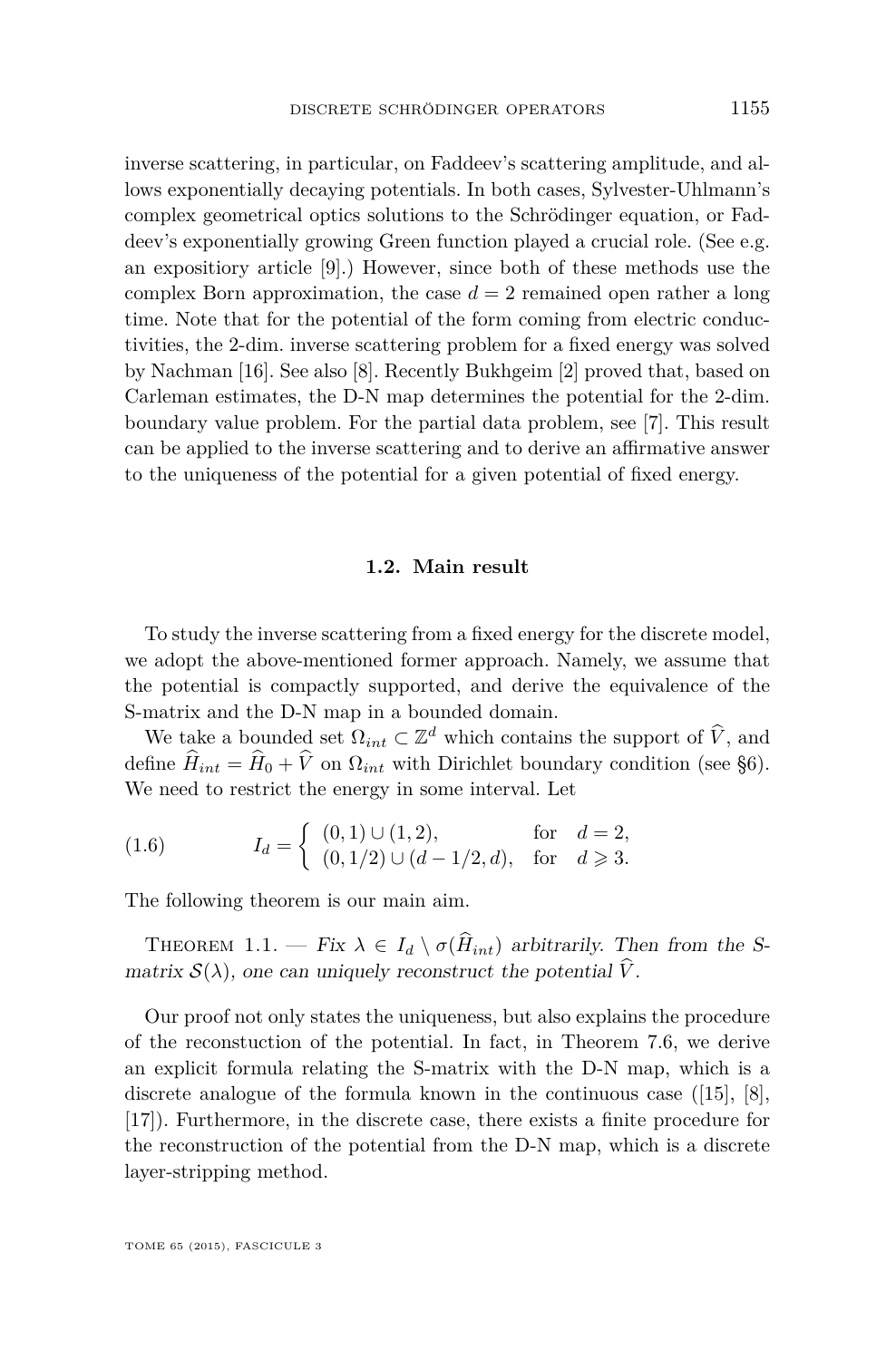inverse scattering, in particular, on Faddeev's scattering amplitude, and allows exponentially decaying potentials. In both cases, Sylvester-Uhlmann's complex geometrical optics solutions to the Schrödinger equation, or Faddeev's exponentially growing Green function played a crucial role. (See e.g. an expositiory article [9].) However, since both of these methods use the complex Born approximation, the case $d = 2$ remained open rather a long time. Note that for the potential of the form coming from electric conductivities, the 2-dim. inverse scattering problem for a fixed energy was solved by Nachman [16]. See also [8]. Recently Bukhgeim [2] proved that, based on Carleman estimates, the D-N map determines the potential for the 2-dim. boundary value problem. For the partial data problem, see [7]. This result can be applied to the inverse scattering and to derive an affirmative answer to the uniqueness of the potential for a given potential of fixed energy.

### 1.2. Main result

To study the inverse scattering from a fixed energy for the discrete model, we adopt the above-mentioned former approach. Namely, we assume that the potential is compactly supported, and derive the equivalence of the S-matrix and the D-N map in a bounded domain.

We take a bounded set $\Omega_{int} \subset \mathbb{Z}^d$ which contains the support of $\widehat{V}$, and define $\widehat{H}_{int} = \widehat{H}_0 + \widehat{V}$ on $\Omega_{int}$ with Dirichlet boundary condition (see §6). We need to restrict the energy in some interval. Let

$$I_d = \begin{cases} (0,1) \cup (1,2), & \text{for} \quad d = 2, \\ (0,1/2) \cup (d-1/2, d), & \text{for} \quad d \geqslant 3. \end{cases} \tag{1.6}$$

The following theorem is our main aim.

Theorem 1.1. — *Fix $\lambda \in I_d \setminus \sigma(\widehat{H}_{int})$ arbitrarily. Then from the S-matrix $\mathcal{S}(\lambda)$, one can uniquely reconstruct the potential $\widehat{V}$.*

Our proof not only states the uniqueness, but also explains the procedure of the reconstuction of the potential. In fact, in Theorem 7.6, we derive an explicit formula relating the S-matrix with the D-N map, which is a discrete analogue of the formula known in the continuous case ([15], [8], [17]). Furthermore, in the discrete case, there exists a finite procedure for the reconstruction of the potential from the D-N map, which is a discrete layer-stripping method.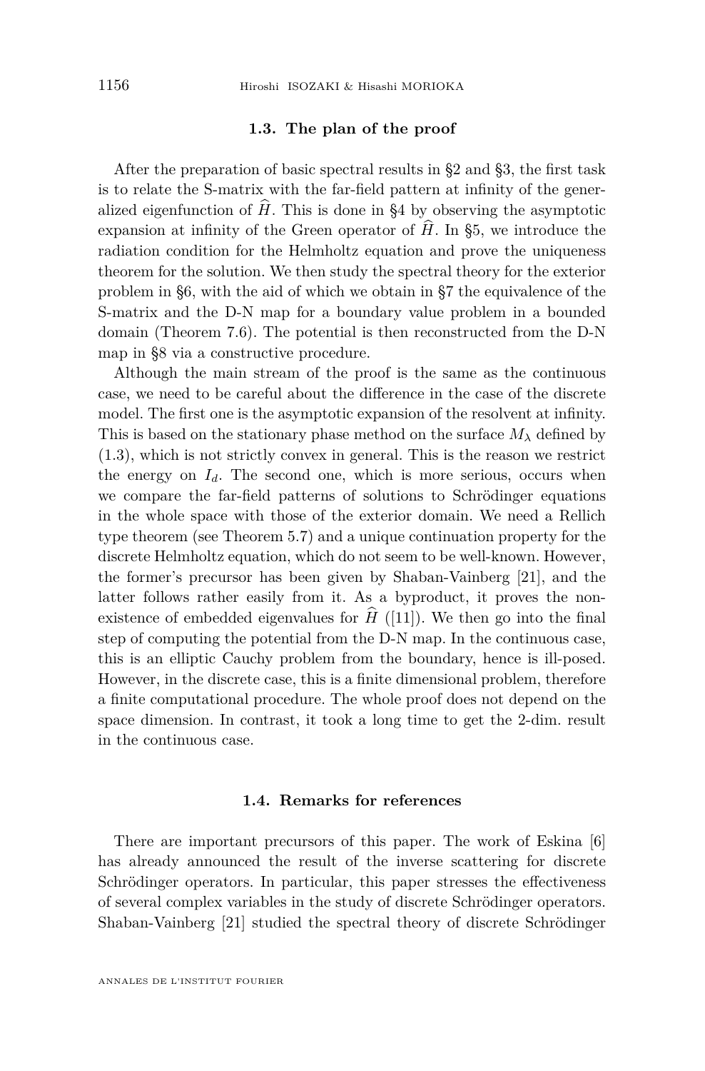### 1.3. The plan of the proof

After the preparation of basic spectral results in §2 and §3, the first task is to relate the S-matrix with the far-field pattern at infinity of the generalized eigenfunction of $\widehat{H}$. This is done in §4 by observing the asymptotic expansion at infinity of the Green operator of $\widehat{H}$. In §5, we introduce the radiation condition for the Helmholtz equation and prove the uniqueness theorem for the solution. We then study the spectral theory for the exterior problem in §6, with the aid of which we obtain in §7 the equivalence of the S-matrix and the D-N map for a boundary value problem in a bounded domain (Theorem 7.6). The potential is then reconstructed from the D-N map in §8 via a constructive procedure.

Although the main stream of the proof is the same as the continuous case, we need to be careful about the difference in the case of the discrete model. The first one is the asymptotic expansion of the resolvent at infinity. This is based on the stationary phase method on the surface $M_\lambda$ defined by (1.3), which is not strictly convex in general. This is the reason we restrict the energy on $I_d$. The second one, which is more serious, occurs when we compare the far-field patterns of solutions to Schrödinger equations in the whole space with those of the exterior domain. We need a Rellich type theorem (see Theorem 5.7) and a unique continuation property for the discrete Helmholtz equation, which do not seem to be well-known. However, the former's precursor has been given by Shaban-Vainberg [21], and the latter follows rather easily from it. As a byproduct, it proves the non-existence of embedded eigenvalues for $\widehat{H}$ ([11]). We then go into the final step of computing the potential from the D-N map. In the continuous case, this is an elliptic Cauchy problem from the boundary, hence is ill-posed. However, in the discrete case, this is a finite dimensional problem, therefore a finite computational procedure. The whole proof does not depend on the space dimension. In contrast, it took a long time to get the 2-dim. result in the continuous case.

### 1.4. Remarks for references

There are important precursors of this paper. The work of Eskina [6] has already announced the result of the inverse scattering for discrete Schrödinger operators. In particular, this paper stresses the effectiveness of several complex variables in the study of discrete Schrödinger operators. Shaban-Vainberg [21] studied the spectral theory of discrete Schrödinger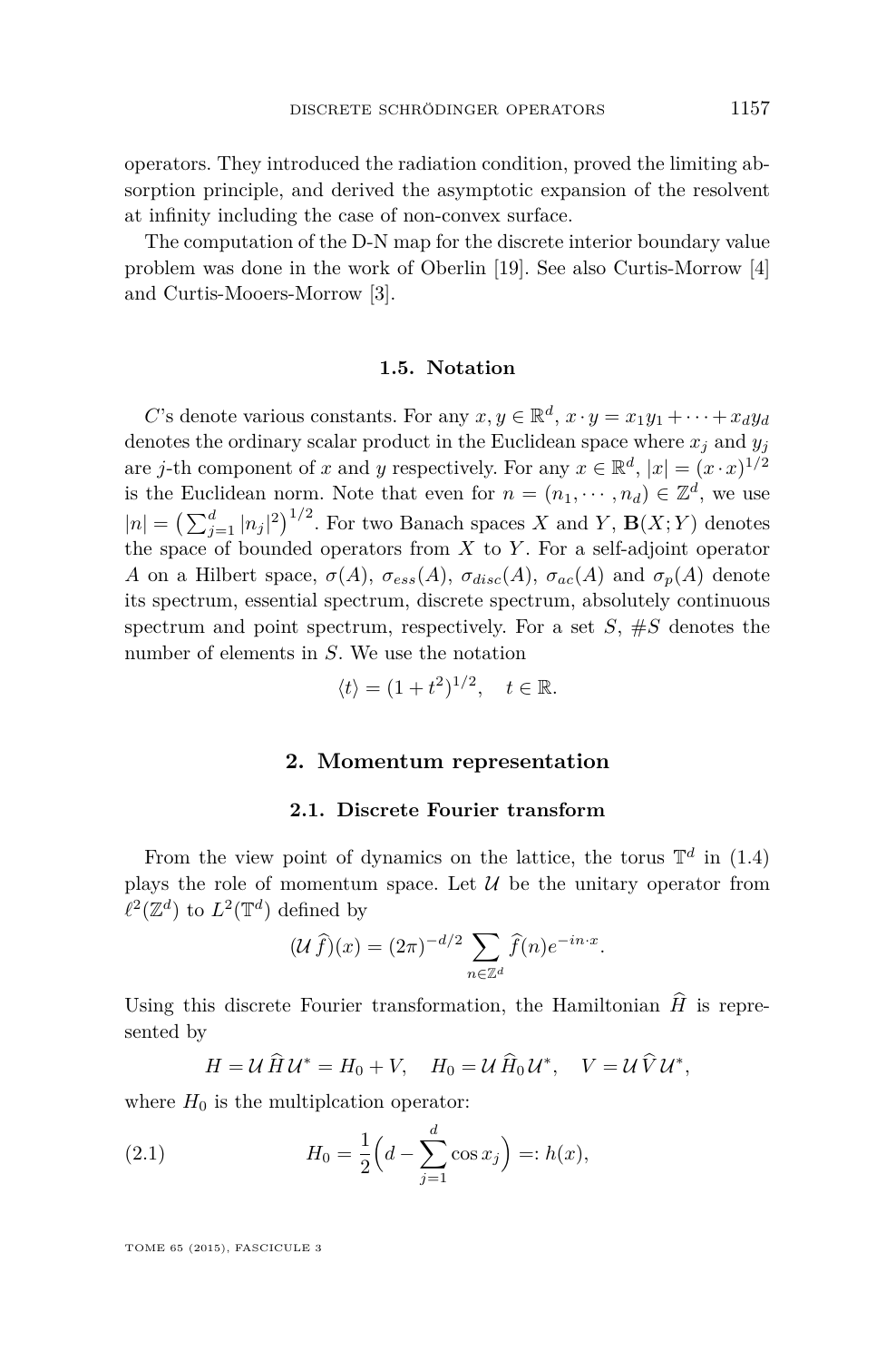operators. They introduced the radiation condition, proved the limiting absorption principle, and derived the asymptotic expansion of the resolvent at infinity including the case of non-convex surface.

The computation of the D-N map for the discrete interior boundary value problem was done in the work of Oberlin [19]. See also Curtis-Morrow [4] and Curtis-Mooers-Morrow [3].

### 1.5. Notation

$C$'s denote various constants. For any $x, y \in \mathbb{R}^d$, $x \cdot y = x_1 y_1 + \cdots + x_d y_d$ denotes the ordinary scalar product in the Euclidean space where $x_j$ and $y_j$ are $j$-th component of $x$ and $y$ respectively. For any $x \in \mathbb{R}^d$, $|x| = (x \cdot x)^{1/2}$ is the Euclidean norm. Note that even for $n = (n_1, \cdots, n_d) \in \mathbb{Z}^d$, we use $|n| = \big(\sum_{j=1}^d |n_j|^2\big)^{1/2}$. For two Banach spaces $X$ and $Y$, $\mathbf{B}(X;Y)$ denotes the space of bounded operators from $X$ to $Y$. For a self-adjoint operator $A$ on a Hilbert space, $\sigma(A)$, $\sigma_{ess}(A)$, $\sigma_{disc}(A)$, $\sigma_{ac}(A)$ and $\sigma_p(A)$ denote its spectrum, essential spectrum, discrete spectrum, absolutely continuous spectrum and point spectrum, respectively. For a set $S$, $\#S$ denotes the number of elements in $S$. We use the notation

$$\langle t \rangle = (1 + t^2)^{1/2}, \quad t \in \mathbb{R}.$$

## 2. Momentum representation

### 2.1. Discrete Fourier transform

From the view point of dynamics on the lattice, the torus $\mathbb{T}^d$ in (1.4) plays the role of momentum space. Let $\mathcal{U}$ be the unitary operator from $\ell^2(\mathbb{Z}^d)$ to $L^2(\mathbb{T}^d)$ defined by

$$(\mathcal{U}\,\widehat{f})(x) = (2\pi)^{-d/2} \sum_{n \in \mathbb{Z}^d} \widehat{f}(n) e^{-in\cdot x}.$$

Using this discrete Fourier transformation, the Hamiltonian $\widehat{H}$ is represented by

$$H = \mathcal{U}\,\widehat{H}\,\mathcal{U}^* = H_0 + V, \quad H_0 = \mathcal{U}\,\widehat{H}_0\,\mathcal{U}^*, \quad V = \mathcal{U}\,\widehat{V}\,\mathcal{U}^*,$$

where $H_0$ is the multiplcation operator:

$$H_0 = \frac{1}{2}\Big(d - \sum_{j=1}^{d} \cos x_j\Big) =: h(x), \tag{2.1}$$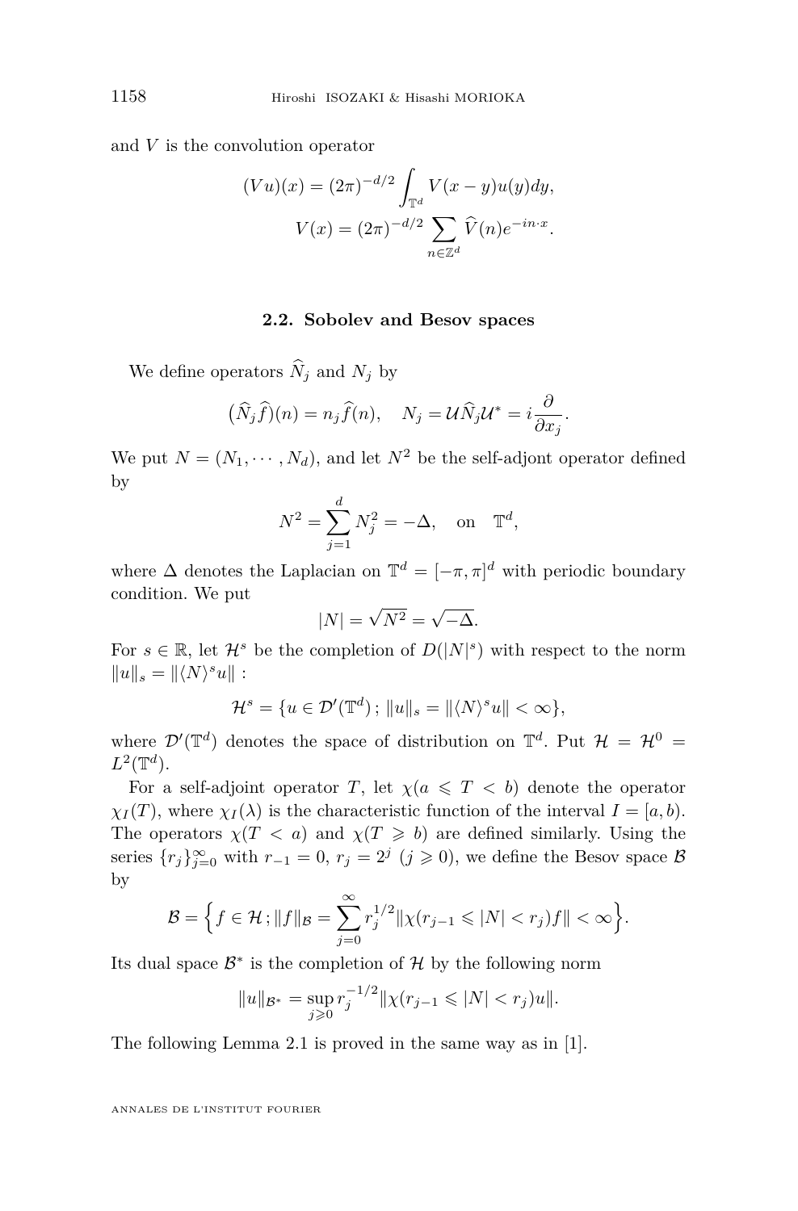and $V$ is the convolution operator

$$(Vu)(x) = (2\pi)^{-d/2} \int_{\mathbb{T}^d} V(x-y)u(y)dy,$$
$$V(x) = (2\pi)^{-d/2} \sum_{n \in \mathbb{Z}^d} \widehat{V}(n) e^{-in\cdot x}.$$

### 2.2. Sobolev and Besov spaces

We define operators $\widehat{N}_j$ and $N_j$ by

$$\big(\widehat{N}_j \widehat{f}\big)(n) = n_j \widehat{f}(n), \quad N_j = \mathcal{U}\widehat{N}_j\mathcal{U}^* = i\frac{\partial}{\partial x_j}.$$

We put $N = (N_1, \cdots, N_d)$, and let $N^2$ be the self-adjont operator defined by

$$N^2 = \sum_{j=1}^{d} N_j^2 = -\Delta, \quad \text{on} \quad \mathbb{T}^d,$$

where $\Delta$ denotes the Laplacian on $\mathbb{T}^d = [-\pi, \pi]^d$ with periodic boundary condition. We put

$$|N| = \sqrt{N^2} = \sqrt{-\Delta}.$$

For $s \in \mathbb{R}$, let $\mathcal{H}^s$ be the completion of $D(|N|^s)$ with respect to the norm $\|u\|_s = \|\langle N\rangle^s u\|$ :

$$\mathcal{H}^s = \{u \in \mathcal{D}'(\mathbb{T}^d)\,;\, \|u\|_s = \|\langle N\rangle^s u\| < \infty\},$$

where $\mathcal{D}'(\mathbb{T}^d)$ denotes the space of distribution on $\mathbb{T}^d$. Put $\mathcal{H} = \mathcal{H}^0 = L^2(\mathbb{T}^d)$.

For a self-adjoint operator $T$, let $\chi(a \leqslant T < b)$ denote the operator $\chi_I(T)$, where $\chi_I(\lambda)$ is the characteristic function of the interval $I = [a, b)$. The operators $\chi(T < a)$ and $\chi(T \geqslant b)$ are defined similarly. Using the series $\{r_j\}_{j=0}^{\infty}$ with $r_{-1} = 0$, $r_j = 2^j$ $(j \geqslant 0)$, we define the Besov space $\mathcal{B}$ by

$$\mathcal{B} = \Big\{ f \in \mathcal{H}\,;\, \|f\|_{\mathcal{B}} = \sum_{j=0}^{\infty} r_j^{1/2} \|\chi(r_{j-1} \leqslant |N| < r_j) f\| < \infty \Big\}.$$

Its dual space $\mathcal{B}^*$ is the completion of $\mathcal{H}$ by the following norm

$$\|u\|_{\mathcal{B}^*} = \sup_{j \geqslant 0} r_j^{-1/2} \|\chi(r_{j-1} \leqslant |N| < r_j) u\|.$$

The following Lemma 2.1 is proved in the same way as in [1].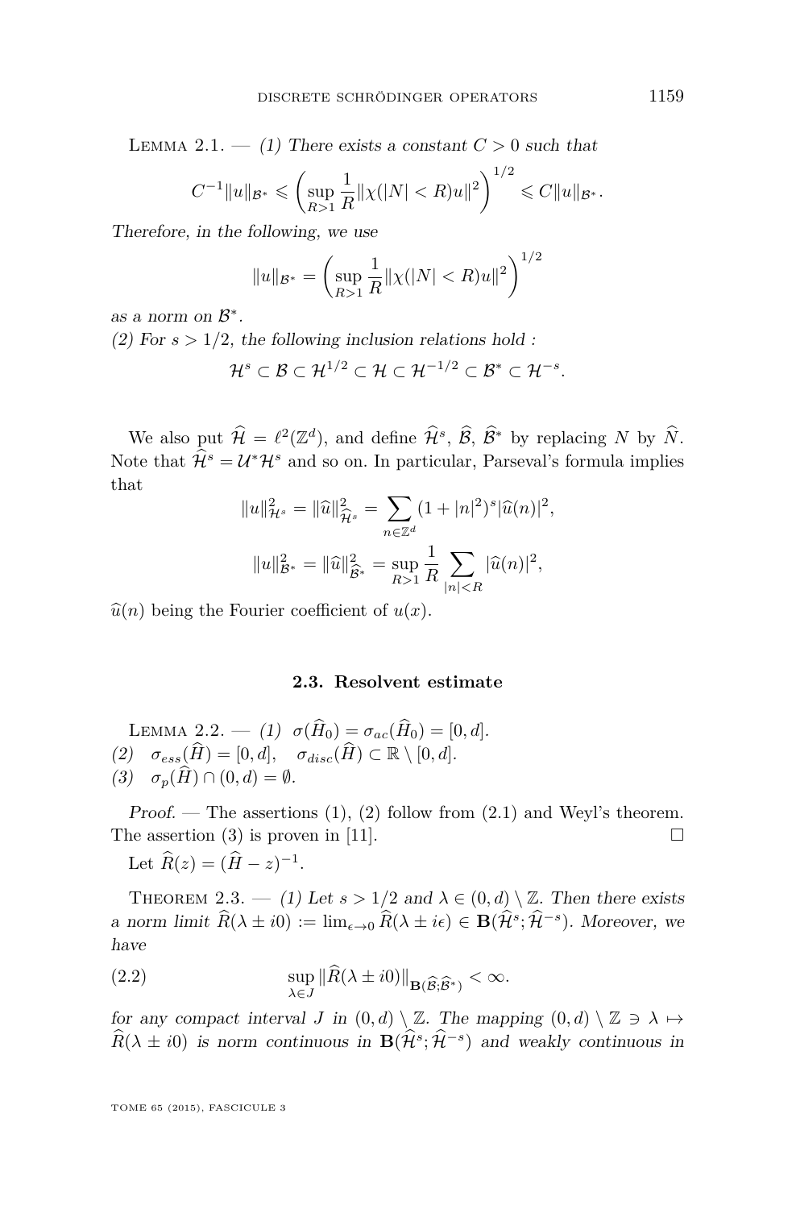Lemma 2.1. — *(1) There exists a constant $C > 0$ such that*

$$C^{-1}\|u\|_{\mathcal{B}^*} \leqslant \left(\sup_{R>1} \frac{1}{R}\|\chi(|N| < R)u\|^2\right)^{1/2} \leqslant C\|u\|_{\mathcal{B}^*}.$$

*Therefore, in the following, we use*

$$\|u\|_{\mathcal{B}^*} = \left(\sup_{R>1} \frac{1}{R}\|\chi(|N| < R)u\|^2\right)^{1/2}$$

*as a norm on $\mathcal{B}^*$.*

*(2) For $s > 1/2$, the following inclusion relations hold :*

$$\mathcal{H}^s \subset \mathcal{B} \subset \mathcal{H}^{1/2} \subset \mathcal{H} \subset \mathcal{H}^{-1/2} \subset \mathcal{B}^* \subset \mathcal{H}^{-s}.$$

We also put $\widehat{\mathcal{H}} = \ell^2(\mathbb{Z}^d)$, and define $\widehat{\mathcal{H}}^s$, $\widehat{\mathcal{B}}$, $\widehat{\mathcal{B}}^*$ by replacing $N$ by $\widehat{N}$. Note that $\widehat{\mathcal{H}}^s = \mathcal{U}^*\mathcal{H}^s$ and so on. In particular, Parseval's formula implies that

$$\|u\|^2_{\mathcal{H}^s} = \|\widehat{u}\|^2_{\widehat{\mathcal{H}}^s} = \sum_{n\in\mathbb{Z}^d} (1 + |n|^2)^s |\widehat{u}(n)|^2,$$

$$\|u\|^2_{\mathcal{B}^*} = \|\widehat{u}\|^2_{\widehat{\mathcal{B}}^*} = \sup_{R>1} \frac{1}{R} \sum_{|n|<R} |\widehat{u}(n)|^2,$$

$\widehat{u}(n)$ being the Fourier coefficient of $u(x)$.

### 2.3. Resolvent estimate

Lemma 2.2. — *(1) $\sigma(\widehat{H}_0) = \sigma_{ac}(\widehat{H}_0) = [0, d]$.*
*(2) $\sigma_{ess}(\widehat{H}) = [0, d]$, $\sigma_{disc}(\widehat{H}) \subset \mathbb{R} \setminus [0, d]$.*
*(3) $\sigma_p(\widehat{H}) \cap (0, d) = \emptyset$.*

*Proof.* — The assertions (1), (2) follow from (2.1) and Weyl's theorem. The assertion (3) is proven in [11]. □

Let $\widehat{R}(z) = (\widehat{H} - z)^{-1}$.

Theorem 2.3. — *(1) Let $s > 1/2$ and $\lambda \in (0, d) \setminus \mathbb{Z}$. Then there exists a norm limit $\widehat{R}(\lambda \pm i0) := \lim_{\epsilon\to 0} \widehat{R}(\lambda \pm i\epsilon) \in \mathbf{B}(\widehat{\mathcal{H}}^s; \widehat{\mathcal{H}}^{-s})$. Moreover, we have*

$$\sup_{\lambda\in J} \|\widehat{R}(\lambda \pm i0)\|_{\mathbf{B}(\widehat{\mathcal{B}};\widehat{\mathcal{B}}^*)} < \infty. \tag{2.2}$$

*for any compact interval $J$ in $(0, d) \setminus \mathbb{Z}$. The mapping $(0, d) \setminus \mathbb{Z} \ni \lambda \mapsto \widehat{R}(\lambda \pm i0)$ is norm continuous in $\mathbf{B}(\widehat{\mathcal{H}}^s; \widehat{\mathcal{H}}^{-s})$ and weakly continuous in*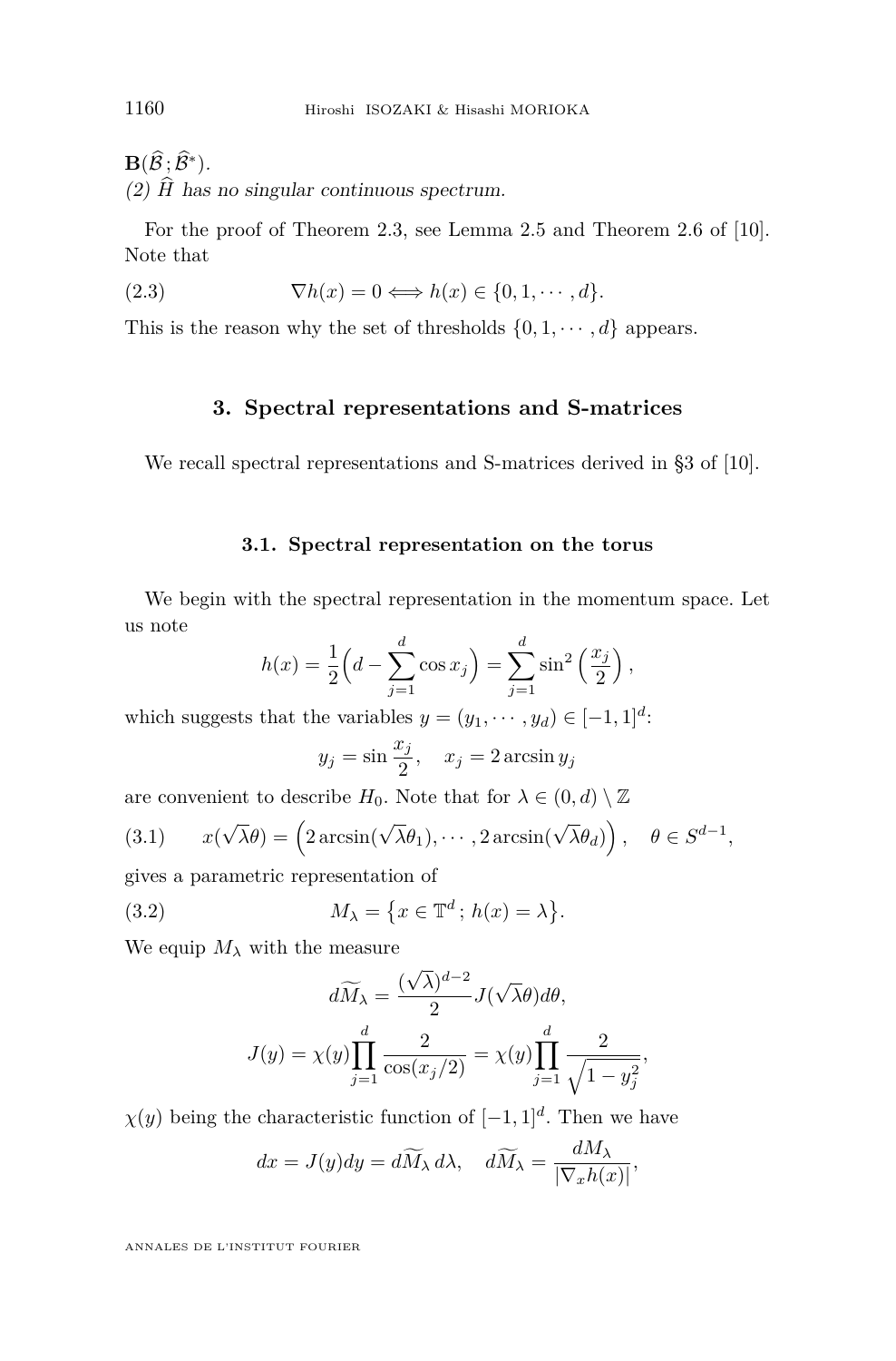$\mathbf{B}(\widehat{\mathcal{B}};\widehat{\mathcal{B}}^*)$.

*(2) $\widehat{H}$ has no singular continuous spectrum.*

For the proof of Theorem 2.3, see Lemma 2.5 and Theorem 2.6 of [10]. Note that

$$\nabla h(x) = 0 \Longleftrightarrow h(x) \in \{0, 1, \cdots, d\}. \tag{2.3}$$

This is the reason why the set of thresholds $\{0, 1, \cdots, d\}$ appears.

## 3. Spectral representations and S-matrices

We recall spectral representations and S-matrices derived in §3 of [10].

### 3.1. Spectral representation on the torus

We begin with the spectral representation in the momentum space. Let us note

$$h(x) = \frac{1}{2}\Big(d - \sum_{j=1}^{d} \cos x_j\Big) = \sum_{j=1}^{d} \sin^2\left(\frac{x_j}{2}\right),$$

which suggests that the variables $y = (y_1, \cdots, y_d) \in [-1, 1]^d$:

$$y_j = \sin\frac{x_j}{2}, \quad x_j = 2\arcsin y_j$$

are convenient to describe $H_0$. Note that for $\lambda \in (0, d) \setminus \mathbb{Z}$

$$x(\sqrt{\lambda}\theta) = \Big(2\arcsin(\sqrt{\lambda}\theta_1), \cdots, 2\arcsin(\sqrt{\lambda}\theta_d)\Big), \quad \theta \in S^{d-1}, \tag{3.1}$$

gives a parametric representation of

$$M_\lambda = \big\{x \in \mathbb{T}^d\,;\, h(x) = \lambda\big\}. \tag{3.2}$$

We equip $M_\lambda$ with the measure

$$d\widetilde{M}_\lambda = \frac{(\sqrt{\lambda})^{d-2}}{2} J(\sqrt{\lambda}\theta) d\theta,$$

$$J(y) = \chi(y)\prod_{j=1}^{d} \frac{2}{\cos(x_j/2)} = \chi(y)\prod_{j=1}^{d}\frac{2}{\sqrt{1-y_j^2}},$$

$\chi(y)$ being the characteristic function of $[-1, 1]^d$. Then we have

$$dx = J(y)dy = d\widetilde{M}_\lambda\, d\lambda, \quad d\widetilde{M}_\lambda = \frac{dM_\lambda}{|\nabla_x h(x)|},$$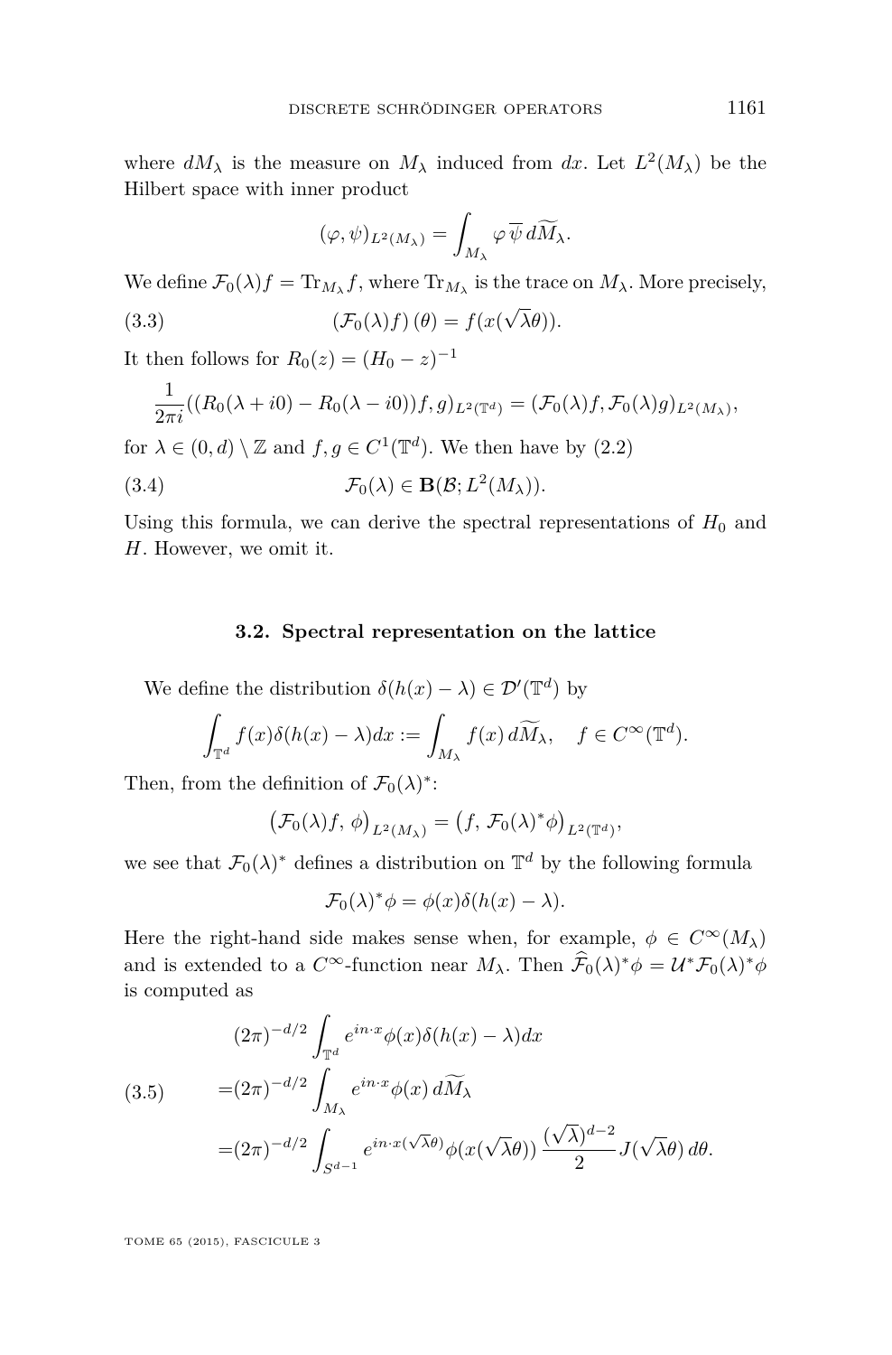where $dM_\lambda$ is the measure on $M_\lambda$ induced from $dx$. Let $L^2(M_\lambda)$ be the Hilbert space with inner product

$$(\varphi, \psi)_{L^2(M_\lambda)} = \int_{M_\lambda} \varphi\, \overline{\psi}\, d\widetilde{M}_\lambda.$$

We define $\mathcal{F}_0(\lambda) f = \mathrm{Tr}_{M_\lambda} f$, where $\mathrm{Tr}_{M_\lambda}$ is the trace on $M_\lambda$. More precisely,

$$\left(\mathcal{F}_0(\lambda) f\right)(\theta) = f(x(\sqrt{\lambda}\theta)). \tag{3.3}$$

It then follows for $R_0(z) = (H_0 - z)^{-1}$

$$\frac{1}{2\pi i}((R_0(\lambda + i0) - R_0(\lambda - i0))f, g)_{L^2(\mathbb{T}^d)} = (\mathcal{F}_0(\lambda) f, \mathcal{F}_0(\lambda) g)_{L^2(M_\lambda)},$$

for $\lambda \in (0, d) \setminus \mathbb{Z}$ and $f, g \in C^1(\mathbb{T}^d)$. We then have by (2.2)

$$\mathcal{F}_0(\lambda) \in \mathbf{B}(\mathcal{B}; L^2(M_\lambda)). \tag{3.4}$$

Using this formula, we can derive the spectral representations of $H_0$ and $H$. However, we omit it.

### 3.2. Spectral representation on the lattice

We define the distribution $\delta(h(x) - \lambda) \in \mathcal{D}'(\mathbb{T}^d)$ by

$$\int_{\mathbb{T}^d} f(x) \delta(h(x) - \lambda) dx := \int_{M_\lambda} f(x)\, d\widetilde{M}_\lambda, \quad f \in C^\infty(\mathbb{T}^d).$$

Then, from the definition of $\mathcal{F}_0(\lambda)^*$:

$$\left(\mathcal{F}_0(\lambda) f,\, \phi\right)_{L^2(M_\lambda)} = \left(f,\, \mathcal{F}_0(\lambda)^* \phi\right)_{L^2(\mathbb{T}^d)},$$

we see that $\mathcal{F}_0(\lambda)^*$ defines a distribution on $\mathbb{T}^d$ by the following formula

$$\mathcal{F}_0(\lambda)^* \phi = \phi(x) \delta(h(x) - \lambda).$$

Here the right-hand side makes sense when, for example, $\phi \in C^\infty(M_\lambda)$ and is extended to a $C^\infty$-function near $M_\lambda$. Then $\widehat{\mathcal{F}}_0(\lambda)^* \phi = \mathcal{U}^* \mathcal{F}_0(\lambda)^* \phi$ is computed as

$$\begin{aligned}
&(2\pi)^{-d/2} \int_{\mathbb{T}^d} e^{in\cdot x} \phi(x) \delta(h(x) - \lambda) dx \\
=&(2\pi)^{-d/2} \int_{M_\lambda} e^{in\cdot x} \phi(x)\, d\widetilde{M}_\lambda \\
=&(2\pi)^{-d/2} \int_{S^{d-1}} e^{in\cdot x(\sqrt{\lambda}\theta)} \phi(x(\sqrt{\lambda}\theta))\, \frac{(\sqrt{\lambda})^{d-2}}{2} J(\sqrt{\lambda}\theta)\, d\theta.
\end{aligned} \tag{3.5}$$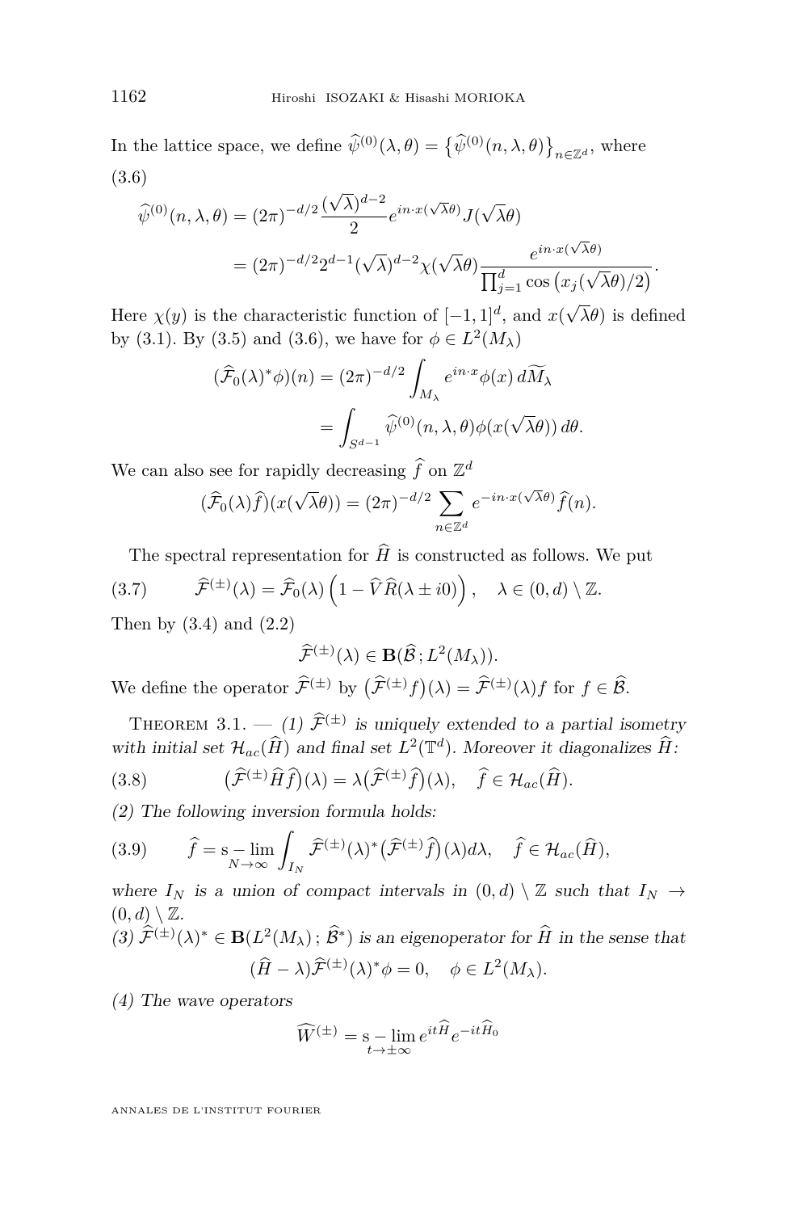In the lattice space, we define $\widehat{\psi}^{(0)}(\lambda,\theta) = \left\{\widehat{\psi}^{(0)}(n,\lambda,\theta)\right\}_{n\in\mathbb{Z}^d}$, where

(3.6)

$$
\begin{aligned}
\widehat{\psi}^{(0)}(n,\lambda,\theta) &= (2\pi)^{-d/2}\frac{(\sqrt{\lambda})^{d-2}}{2}e^{in\cdot x(\sqrt{\lambda}\theta)}J(\sqrt{\lambda}\theta) \\
&= (2\pi)^{-d/2}2^{d-1}(\sqrt{\lambda})^{d-2}\chi(\sqrt{\lambda}\theta)\frac{e^{in\cdot x(\sqrt{\lambda}\theta)}}{\prod_{j=1}^d \cos\left(x_j(\sqrt{\lambda}\theta)/2\right)}.
\end{aligned}
$$

Here $\chi(y)$ is the characteristic function of $[-1,1]^d$, and $x(\sqrt{\lambda}\theta)$ is defined by (3.1). By (3.5) and (3.6), we have for $\phi \in L^2(M_\lambda)$

$$
\begin{aligned}
(\widehat{\mathcal{F}}_0(\lambda)^*\phi)(n) &= (2\pi)^{-d/2}\int_{M_\lambda} e^{in\cdot x}\phi(x)\,d\widetilde{M}_\lambda \\
&= \int_{S^{d-1}} \widehat{\psi}^{(0)}(n,\lambda,\theta)\phi(x(\sqrt{\lambda}\theta))\,d\theta.
\end{aligned}
$$

We can also see for rapidly decreasing $\widehat{f}$ on $\mathbb{Z}^d$

$$
(\widehat{\mathcal{F}}_0(\lambda)\widehat{f})(x(\sqrt{\lambda}\theta)) = (2\pi)^{-d/2}\sum_{n\in\mathbb{Z}^d} e^{-in\cdot x(\sqrt{\lambda}\theta)}\widehat{f}(n).
$$

The spectral representation for $\widehat{H}$ is constructed as follows. We put

$$
\widehat{\mathcal{F}}^{(\pm)}(\lambda) = \widehat{\mathcal{F}}_0(\lambda)\left(1 - \widehat{V}\widehat{R}(\lambda \pm i0)\right), \quad \lambda \in (0,d)\setminus\mathbb{Z}. \tag{3.7}
$$

Then by (3.4) and (2.2)

$$
\widehat{\mathcal{F}}^{(\pm)}(\lambda) \in \mathbf{B}(\widehat{\mathcal{B}}\,;L^2(M_\lambda)).
$$

We define the operator $\widehat{\mathcal{F}}^{(\pm)}$ by $\big(\widehat{\mathcal{F}}^{(\pm)}f\big)(\lambda) = \widehat{\mathcal{F}}^{(\pm)}(\lambda)f$ for $f \in \widehat{\mathcal{B}}$.

Theorem 3.1. — *(1) $\widehat{\mathcal{F}}^{(\pm)}$ is uniquely extended to a partial isometry with initial set $\mathcal{H}_{ac}(\widehat{H})$ and final set $L^2(\mathbb{T}^d)$. Moreover it diagonalizes $\widehat{H}$:*

$$
\big(\widehat{\mathcal{F}}^{(\pm)}\widehat{H}\widehat{f}\big)(\lambda) = \lambda\big(\widehat{\mathcal{F}}^{(\pm)}\widehat{f}\big)(\lambda), \quad \widehat{f} \in \mathcal{H}_{ac}(\widehat{H}). \tag{3.8}
$$

*(2) The following inversion formula holds:*

$$
\widehat{f} = \operatorname*{s-lim}_{N\to\infty}\int_{I_N}\widehat{\mathcal{F}}^{(\pm)}(\lambda)^*\big(\widehat{\mathcal{F}}^{(\pm)}\widehat{f}\big)(\lambda)d\lambda, \quad \widehat{f} \in \mathcal{H}_{ac}(\widehat{H}), \tag{3.9}
$$

*where $I_N$ is a union of compact intervals in $(0,d)\setminus\mathbb{Z}$ such that $I_N \to (0,d)\setminus\mathbb{Z}$.*

*(3) $\widehat{\mathcal{F}}^{(\pm)}(\lambda)^* \in \mathbf{B}(L^2(M_\lambda)\,;\widehat{\mathcal{B}}^*)$ is an eigenoperator for $\widehat{H}$ in the sense that*

$$
(\widehat{H} - \lambda)\widehat{\mathcal{F}}^{(\pm)}(\lambda)^*\phi = 0, \quad \phi \in L^2(M_\lambda).
$$

*(4) The wave operators*

$$
\widehat{W}^{(\pm)} = \operatorname*{s-lim}_{t\to\pm\infty} e^{it\widehat{H}}e^{-it\widehat{H}_0}
$$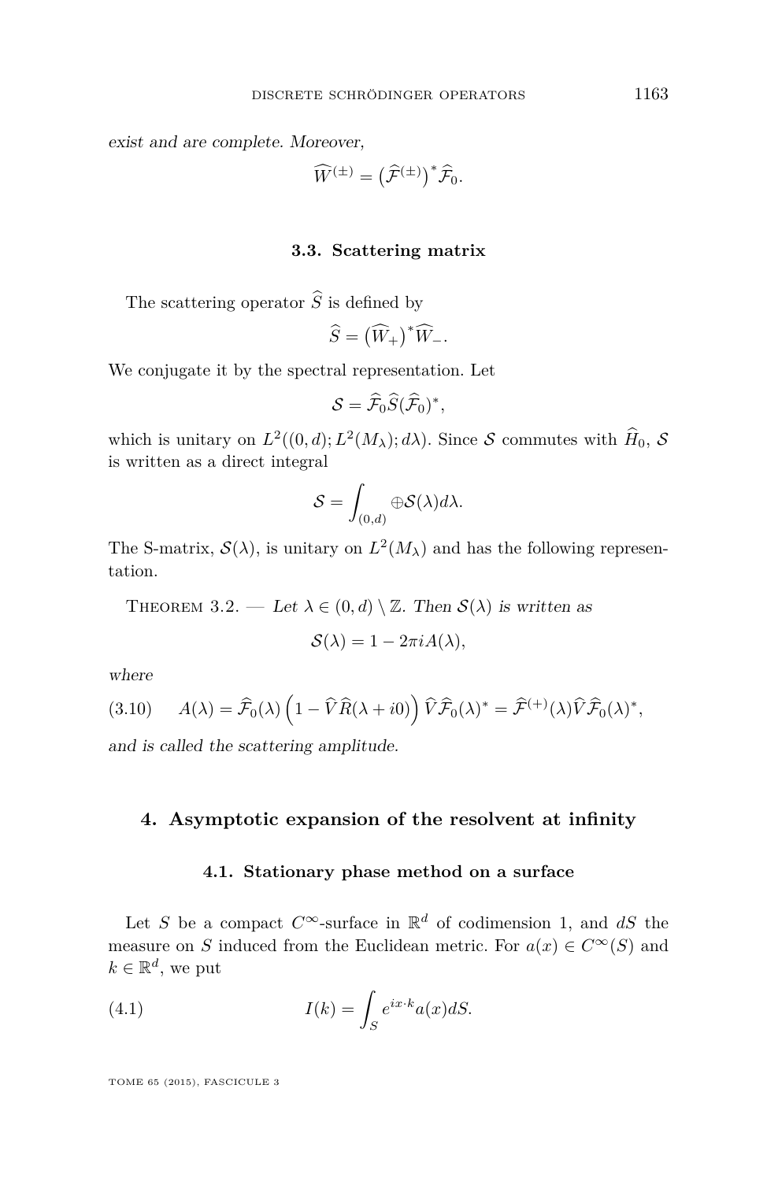*exist and are complete. Moreover,*

$$\widehat{W}^{(\pm)} = \big(\widehat{\mathcal{F}}^{(\pm)}\big)^* \widehat{\mathcal{F}}_0.$$

### 3.3. Scattering matrix

The scattering operator $\widehat{S}$ is defined by

$$\widehat{S} = \big(\widehat{W}_+\big)^* \widehat{W}_-.$$

We conjugate it by the spectral representation. Let

$$\mathcal{S} = \widehat{\mathcal{F}}_0 \widehat{S} (\widehat{\mathcal{F}}_0)^*,$$

which is unitary on $L^2((0,d); L^2(M_\lambda); d\lambda)$. Since $\mathcal{S}$ commutes with $\widehat{H}_0$, $\mathcal{S}$ is written as a direct integral

$$\mathcal{S} = \int_{(0,d)} \oplus \mathcal{S}(\lambda) d\lambda.$$

The S-matrix, $\mathcal{S}(\lambda)$, is unitary on $L^2(M_\lambda)$ and has the following representation.

Theorem 3.2. — *Let $\lambda \in (0,d) \setminus \mathbb{Z}$. Then $\mathcal{S}(\lambda)$ is written as*

$$\mathcal{S}(\lambda) = 1 - 2\pi i A(\lambda),$$

*where*

$$A(\lambda) = \widehat{\mathcal{F}}_0(\lambda) \Big(1 - \widehat{V} \widehat{R}(\lambda + i0)\Big) \widehat{V} \widehat{\mathcal{F}}_0(\lambda)^* = \widehat{\mathcal{F}}^{(+)}(\lambda) \widehat{V} \widehat{\mathcal{F}}_0(\lambda)^*, \tag{3.10}$$

*and is called the scattering amplitude.*

## 4. Asymptotic expansion of the resolvent at infinity

### 4.1. Stationary phase method on a surface

Let $S$ be a compact $C^\infty$-surface in $\mathbb{R}^d$ of codimension 1, and $dS$ the measure on $S$ induced from the Euclidean metric. For $a(x) \in C^\infty(S)$ and $k \in \mathbb{R}^d$, we put

$$I(k) = \int_S e^{ix\cdot k} a(x) dS. \tag{4.1}$$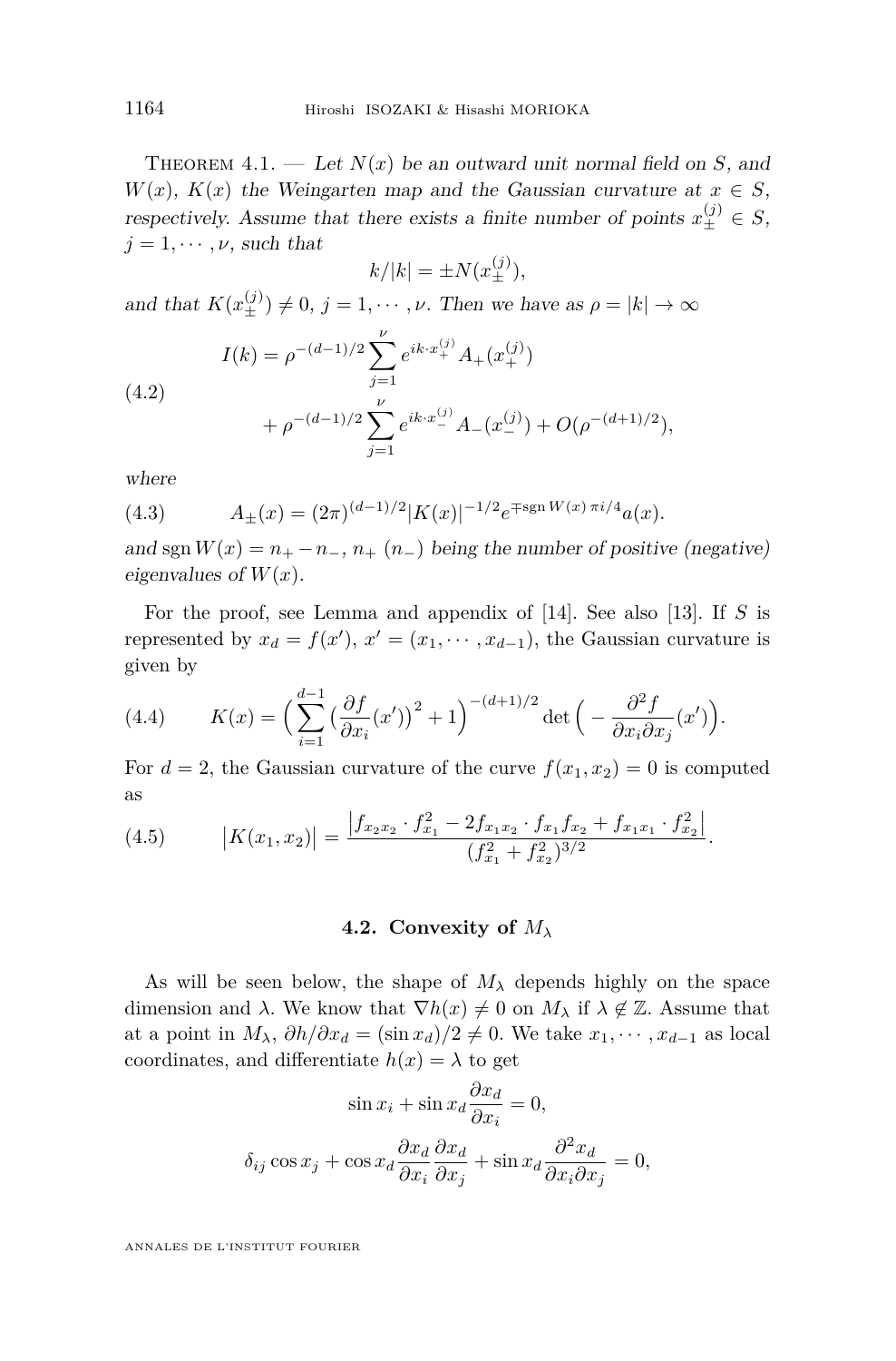Theorem 4.1. — *Let $N(x)$ be an outward unit normal field on $S$, and $W(x)$, $K(x)$ the Weingarten map and the Gaussian curvature at $x \in S$, respectively. Assume that there exists a finite number of points $x_\pm^{(j)} \in S$, $j = 1, \cdots, \nu$, such that*

$$k/|k| = \pm N(x_\pm^{(j)}),$$

*and that $K(x_\pm^{(j)}) \neq 0$, $j = 1, \cdots, \nu$. Then we have as $\rho = |k| \to \infty$*

$$
\begin{aligned}
I(k) &= \rho^{-(d-1)/2} \sum_{j=1}^{\nu} e^{ik\cdot x_+^{(j)}} A_+(x_+^{(j)}) \\
&\quad + \rho^{-(d-1)/2} \sum_{j=1}^{\nu} e^{ik\cdot x_-^{(j)}} A_-(x_-^{(j)}) + O(\rho^{-(d+1)/2}),
\end{aligned}
\tag{4.2}
$$

*where*

$$A_\pm(x) = (2\pi)^{(d-1)/2} |K(x)|^{-1/2} e^{\mp \operatorname{sgn} W(x)\, \pi i/4} a(x). \tag{4.3}$$

*and $\operatorname{sgn} W(x) = n_+ - n_-$, $n_+$ ($n_-$) being the number of positive (negative) eigenvalues of $W(x)$.*

For the proof, see Lemma and appendix of [14]. See also [13]. If $S$ is represented by $x_d = f(x')$, $x' = (x_1, \cdots, x_{d-1})$, the Gaussian curvature is given by

$$K(x) = \Big( \sum_{i=1}^{d-1} \big( \frac{\partial f}{\partial x_i}(x') \big)^2 + 1 \Big)^{-(d+1)/2} \det \Big( - \frac{\partial^2 f}{\partial x_i \partial x_j}(x') \Big). \tag{4.4}$$

For $d = 2$, the Gaussian curvature of the curve $f(x_1, x_2) = 0$ is computed as

$$\big| K(x_1, x_2) \big| = \frac{\big| f_{x_2 x_2} \cdot f_{x_1}^2 - 2 f_{x_1 x_2} \cdot f_{x_1} f_{x_2} + f_{x_1 x_1} \cdot f_{x_2}^2 \big|}{(f_{x_1}^2 + f_{x_2}^2)^{3/2}}. \tag{4.5}$$

### 4.2. Convexity of $M_\lambda$

As will be seen below, the shape of $M_\lambda$ depends highly on the space dimension and $\lambda$. We know that $\nabla h(x) \neq 0$ on $M_\lambda$ if $\lambda \notin \mathbb{Z}$. Assume that at a point in $M_\lambda$, $\partial h/\partial x_d = (\sin x_d)/2 \neq 0$. We take $x_1, \cdots, x_{d-1}$ as local coordinates, and differentiate $h(x) = \lambda$ to get

$$\sin x_i + \sin x_d \frac{\partial x_d}{\partial x_i} = 0,$$

$$\delta_{ij} \cos x_j + \cos x_d \frac{\partial x_d}{\partial x_i} \frac{\partial x_d}{\partial x_j} + \sin x_d \frac{\partial^2 x_d}{\partial x_i \partial x_j} = 0,$$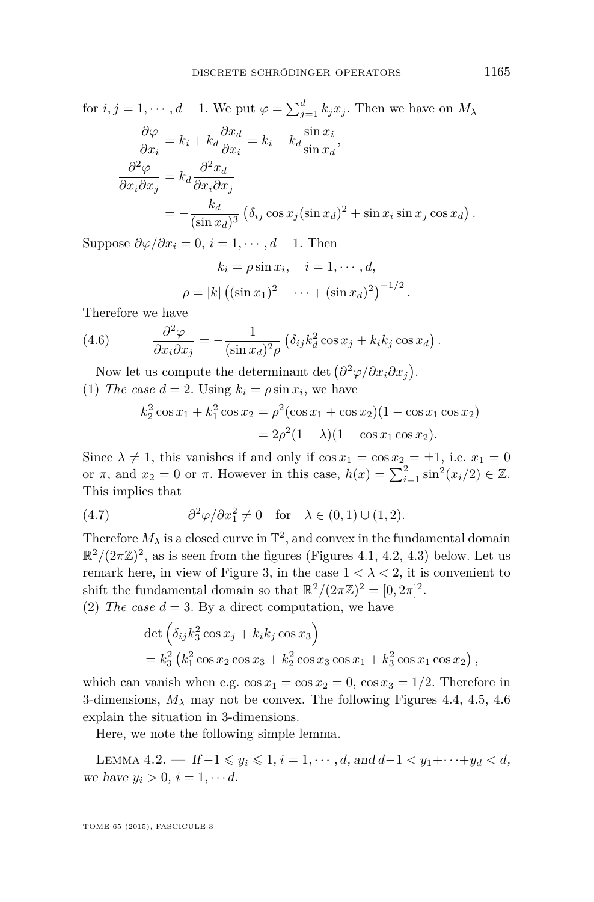for $i, j = 1, \cdots, d-1$. We put $\varphi = \sum_{j=1}^{d} k_j x_j$. Then we have on $M_\lambda$

$$
\begin{aligned}
\frac{\partial \varphi}{\partial x_i} &= k_i + k_d \frac{\partial x_d}{\partial x_i} = k_i - k_d \frac{\sin x_i}{\sin x_d}, \\
\frac{\partial^2 \varphi}{\partial x_i \partial x_j} &= k_d \frac{\partial^2 x_d}{\partial x_i \partial x_j} \\
&= -\frac{k_d}{(\sin x_d)^3} \left( \delta_{ij} \cos x_j (\sin x_d)^2 + \sin x_i \sin x_j \cos x_d \right).
\end{aligned}
$$

Suppose $\partial \varphi / \partial x_i = 0$, $i = 1, \cdots, d-1$. Then

$$
k_i = \rho \sin x_i, \quad i = 1, \cdots, d,
$$

$$
\rho = |k| \left( (\sin x_1)^2 + \cdots + (\sin x_d)^2 \right)^{-1/2}.
$$

Therefore we have

$$
\frac{\partial^2 \varphi}{\partial x_i \partial x_j} = -\frac{1}{(\sin x_d)^2 \rho} \left( \delta_{ij} k_d^2 \cos x_j + k_i k_j \cos x_d \right). \tag{4.6}
$$

Now let us compute the determinant $\det \left( \partial^2 \varphi / \partial x_i \partial x_j \right)$.

(1) *The case* $d = 2$. Using $k_i = \rho \sin x_i$, we have

$$
\begin{aligned}
k_2^2 \cos x_1 + k_1^2 \cos x_2 &= \rho^2 (\cos x_1 + \cos x_2)(1 - \cos x_1 \cos x_2) \\
&= 2\rho^2 (1 - \lambda)(1 - \cos x_1 \cos x_2).
\end{aligned}
$$

Since $\lambda \neq 1$, this vanishes if and only if $\cos x_1 = \cos x_2 = \pm 1$, i.e. $x_1 = 0$ or $\pi$, and $x_2 = 0$ or $\pi$. However in this case, $h(x) = \sum_{i=1}^{2} \sin^2(x_i/2) \in \mathbb{Z}$. This implies that

$$
\partial^2 \varphi / \partial x_1^2 \neq 0 \quad \text{for} \quad \lambda \in (0,1) \cup (1,2). \tag{4.7}
$$

Therefore $M_\lambda$ is a closed curve in $\mathbb{T}^2$, and convex in the fundamental domain $\mathbb{R}^2/(2\pi\mathbb{Z})^2$, as is seen from the figures (Figures 4.1, 4.2, 4.3) below. Let us remark here, in view of Figure 3, in the case $1 < \lambda < 2$, it is convenient to shift the fundamental domain so that $\mathbb{R}^2/(2\pi\mathbb{Z})^2 = [0, 2\pi]^2$.

(2) *The case* $d = 3$. By a direct computation, we have

$$
\begin{aligned}
&\det \Big( \delta_{ij} k_3^2 \cos x_j + k_i k_j \cos x_3 \Big) \\
&= k_3^2 \left( k_1^2 \cos x_2 \cos x_3 + k_2^2 \cos x_3 \cos x_1 + k_3^2 \cos x_1 \cos x_2 \right),
\end{aligned}
$$

which can vanish when e.g. $\cos x_1 = \cos x_2 = 0$, $\cos x_3 = 1/2$. Therefore in 3-dimensions, $M_\lambda$ may not be convex. The following Figures 4.4, 4.5, 4.6 explain the situation in 3-dimensions.

Here, we note the following simple lemma.

Lemma 4.2. — *If* $-1 \leqslant y_i \leqslant 1$, $i = 1, \cdots, d$, *and* $d - 1 < y_1 + \cdots + y_d < d$, *we have* $y_i > 0$, $i = 1, \cdots d$.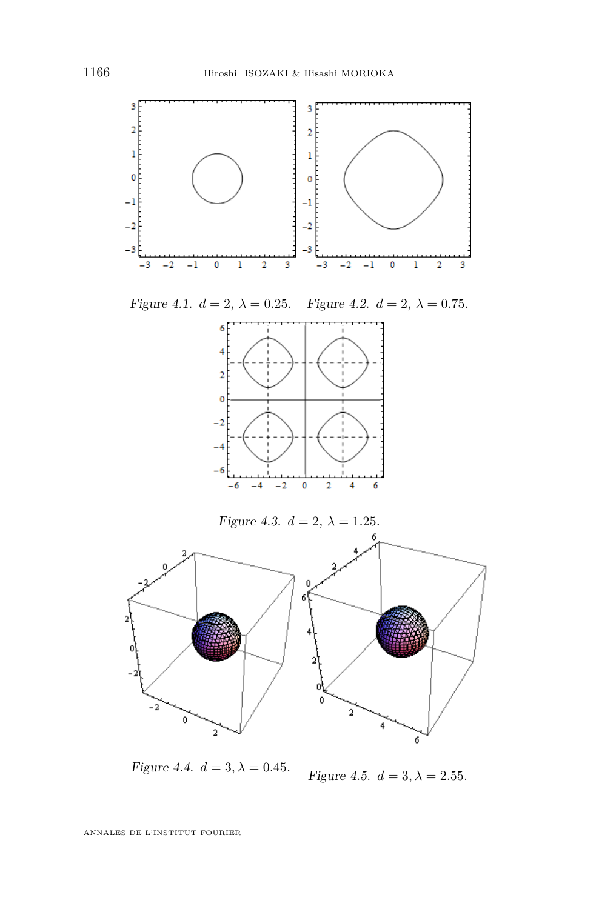*Figure 4.1.* $d = 2$, $\lambda = 0.25$.

*Figure 4.2.* $d = 2$, $\lambda = 0.75$.

*Figure 4.3.* $d = 2$, $\lambda = 1.25$.

*Figure 4.4.* $d = 3, \lambda = 0.45$.

*Figure 4.5.* $d = 3, \lambda = 2.55$.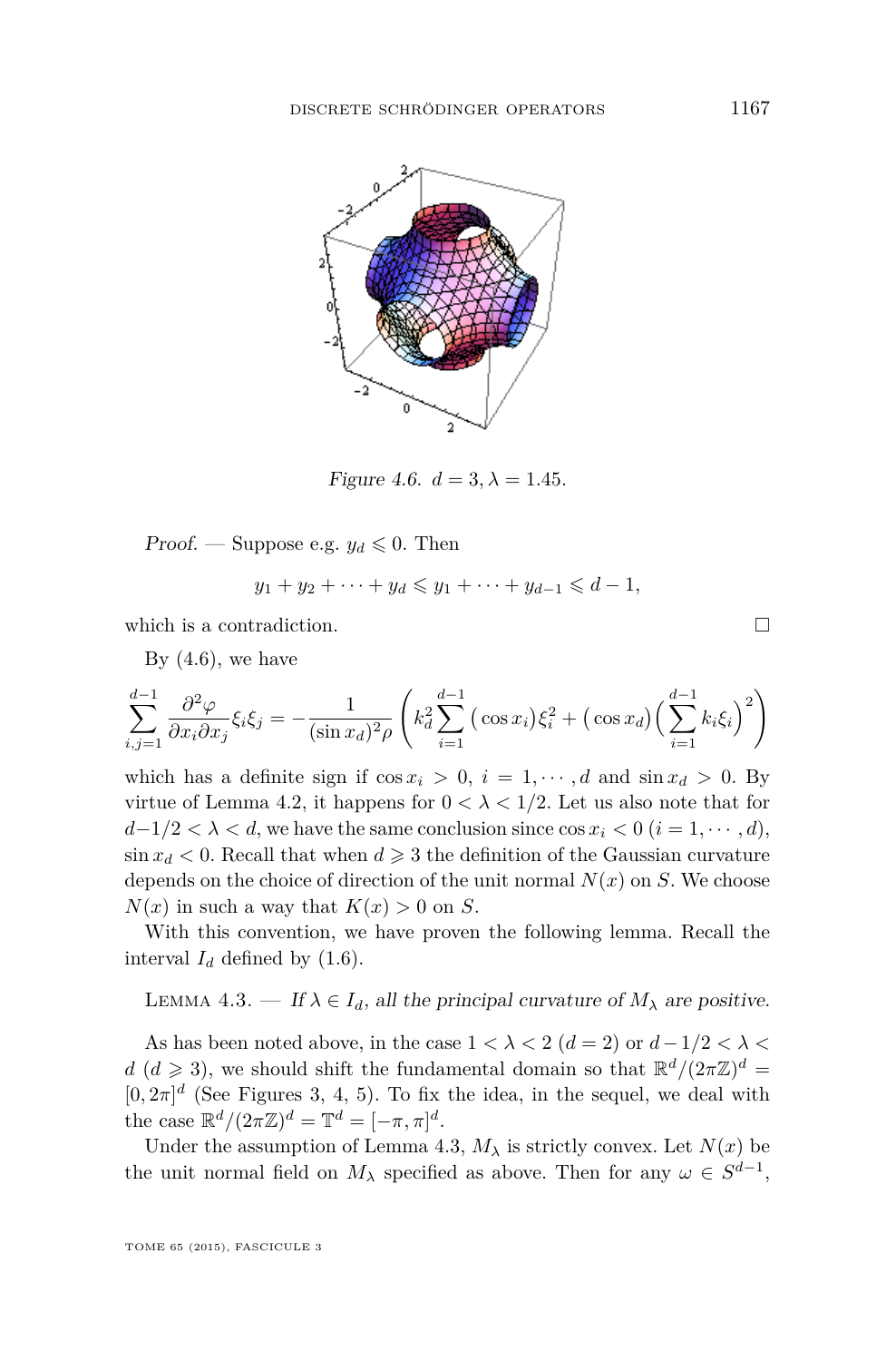*Figure 4.6.* $d = 3, \lambda = 1.45$.

*Proof.* — Suppose e.g. $y_d \leqslant 0$. Then

$$y_1 + y_2 + \cdots + y_d \leqslant y_1 + \cdots + y_{d-1} \leqslant d - 1,$$

which is a contradiction. □

By (4.6), we have

$$\sum_{i,j=1}^{d-1} \frac{\partial^2 \varphi}{\partial x_i \partial x_j} \xi_i \xi_j = -\frac{1}{(\sin x_d)^2 \rho} \left( k_d^2 \sum_{i=1}^{d-1} \big(\cos x_i\big) \xi_i^2 + \big(\cos x_d\big) \Big( \sum_{i=1}^{d-1} k_i \xi_i \Big)^2 \right)$$

which has a definite sign if $\cos x_i > 0$, $i = 1, \cdots, d$ and $\sin x_d > 0$. By virtue of Lemma 4.2, it happens for $0 < \lambda < 1/2$. Let us also note that for $d-1/2 < \lambda < d$, we have the same conclusion since $\cos x_i < 0$ $(i = 1, \cdots, d)$, $\sin x_d < 0$. Recall that when $d \geqslant 3$ the definition of the Gaussian curvature depends on the choice of direction of the unit normal $N(x)$ on $S$. We choose $N(x)$ in such a way that $K(x) > 0$ on $S$.

With this convention, we have proven the following lemma. Recall the interval $I_d$ defined by (1.6).

Lemma 4.3. — *If $\lambda \in I_d$, all the principal curvature of $M_\lambda$ are positive.*

As has been noted above, in the case $1 < \lambda < 2$ $(d = 2)$ or $d - 1/2 < \lambda < d$ $(d \geqslant 3)$, we should shift the fundamental domain so that $\mathbb{R}^d/(2\pi\mathbb{Z})^d = [0, 2\pi]^d$ (See Figures 3, 4, 5). To fix the idea, in the sequel, we deal with the case $\mathbb{R}^d/(2\pi\mathbb{Z})^d = \mathbb{T}^d = [-\pi, \pi]^d$.

Under the assumption of Lemma 4.3, $M_\lambda$ is strictly convex. Let $N(x)$ be the unit normal field on $M_\lambda$ specified as above. Then for any $\omega \in S^{d-1}$,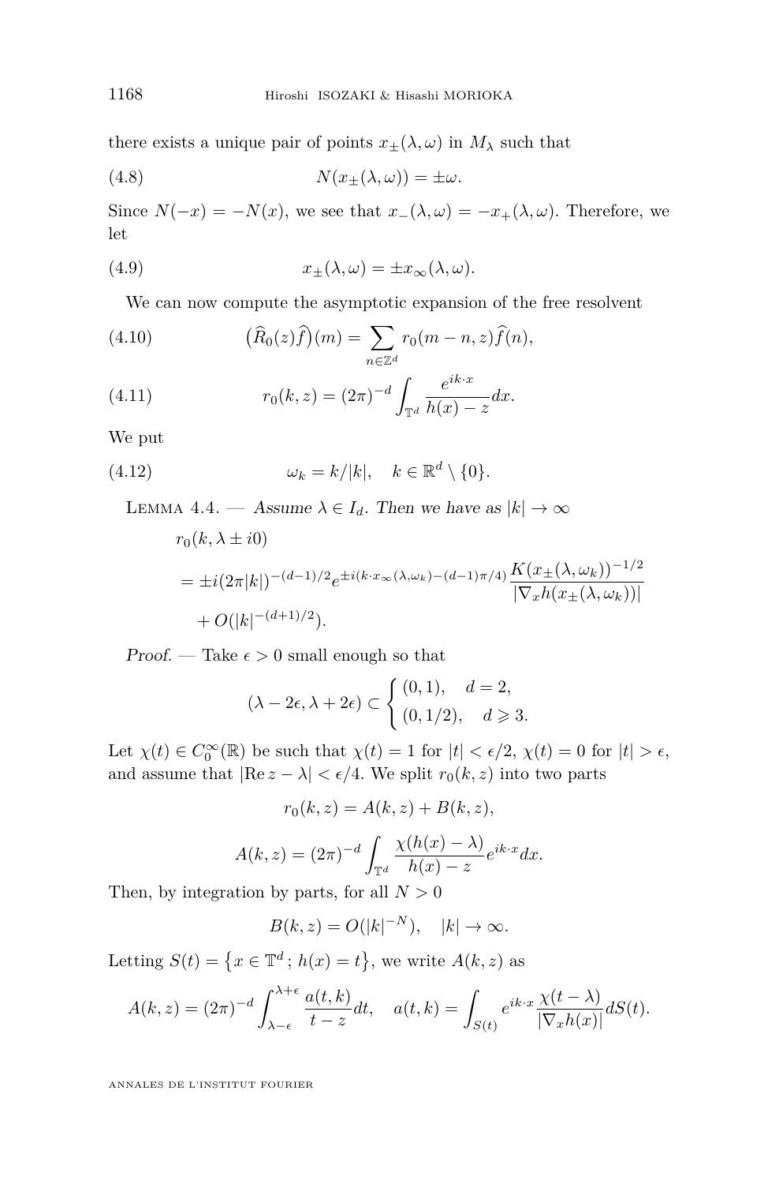there exists a unique pair of points $x_\pm(\lambda,\omega)$ in $M_\lambda$ such that

$$N(x_\pm(\lambda,\omega)) = \pm\omega. \tag{4.8}$$

Since $N(-x) = -N(x)$, we see that $x_-(\lambda,\omega) = -x_+(\lambda,\omega)$. Therefore, we let

$$x_\pm(\lambda,\omega) = \pm x_\infty(\lambda,\omega). \tag{4.9}$$

We can now compute the asymptotic expansion of the free resolvent

$$\big(\widehat{R}_0(z)\widehat{f}\big)(m) = \sum_{n\in\mathbb{Z}^d} r_0(m-n,z)\widehat{f}(n), \tag{4.10}$$

$$r_0(k,z) = (2\pi)^{-d}\int_{\mathbb{T}^d}\frac{e^{ik\cdot x}}{h(x)-z}dx. \tag{4.11}$$

We put

$$\omega_k = k/|k|, \quad k\in\mathbb{R}^d\setminus\{0\}. \tag{4.12}$$

Lemma 4.4. — *Assume $\lambda\in I_d$. Then we have as $|k|\to\infty$*

$$\begin{aligned} &r_0(k,\lambda\pm i0)\\ &= \pm i(2\pi|k|)^{-(d-1)/2}e^{\pm i(k\cdot x_\infty(\lambda,\omega_k)-(d-1)\pi/4)}\frac{K(x_\pm(\lambda,\omega_k))^{-1/2}}{|\nabla_x h(x_\pm(\lambda,\omega_k))|}\\ &\quad + O(|k|^{-(d+1)/2}). \end{aligned}$$

*Proof.* — Take $\epsilon>0$ small enough so that

$$(\lambda-2\epsilon,\lambda+2\epsilon)\subset\begin{cases}(0,1), & d=2,\\ (0,1/2), & d\geqslant 3.\end{cases}$$

Let $\chi(t)\in C_0^\infty(\mathbb{R})$ be such that $\chi(t)=1$ for $|t|<\epsilon/2$, $\chi(t)=0$ for $|t|>\epsilon$, and assume that $|\mathrm{Re}\, z-\lambda|<\epsilon/4$. We split $r_0(k,z)$ into two parts

$$r_0(k,z) = A(k,z)+B(k,z),$$

$$A(k,z) = (2\pi)^{-d}\int_{\mathbb{T}^d}\frac{\chi(h(x)-\lambda)}{h(x)-z}e^{ik\cdot x}dx.$$

Then, by integration by parts, for all $N>0$

$$B(k,z) = O(|k|^{-N}),\quad |k|\to\infty.$$

Letting $S(t) = \{x\in\mathbb{T}^d\,;\, h(x)=t\}$, we write $A(k,z)$ as

$$A(k,z) = (2\pi)^{-d}\int_{\lambda-\epsilon}^{\lambda+\epsilon}\frac{a(t,k)}{t-z}dt,\quad a(t,k) = \int_{S(t)}e^{ik\cdot x}\frac{\chi(t-\lambda)}{|\nabla_x h(x)|}dS(t).$$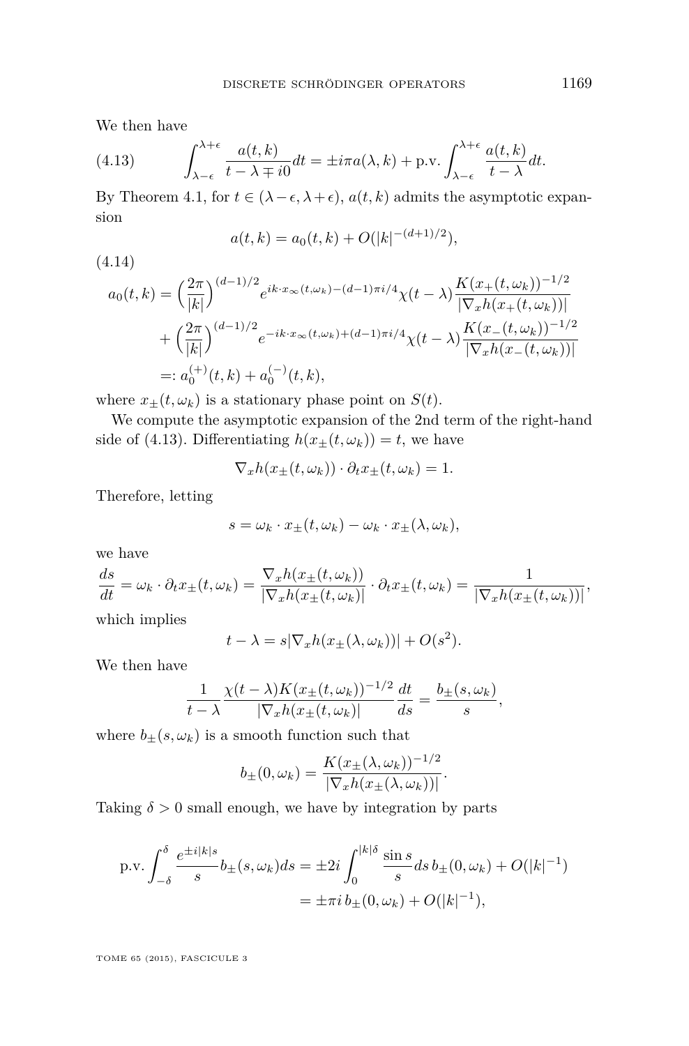We then have

$$\int_{\lambda-\epsilon}^{\lambda+\epsilon} \frac{a(t,k)}{t-\lambda \mp i0} dt = \pm i\pi a(\lambda,k) + \text{p.v.} \int_{\lambda-\epsilon}^{\lambda+\epsilon} \frac{a(t,k)}{t-\lambda} dt. \tag{4.13}$$

By Theorem 4.1, for $t \in (\lambda-\epsilon, \lambda+\epsilon)$, $a(t,k)$ admits the asymptotic expansion

$$a(t,k) = a_0(t,k) + O(|k|^{-(d+1)/2}),$$

$$\begin{aligned} a_0(t,k) &= \Big(\frac{2\pi}{|k|}\Big)^{(d-1)/2} e^{ik\cdot x_\infty(t,\omega_k)-(d-1)\pi i/4} \chi(t-\lambda) \frac{K(x_+(t,\omega_k))^{-1/2}}{|\nabla_x h(x_+(t,\omega_k))|} \\ &\quad + \Big(\frac{2\pi}{|k|}\Big)^{(d-1)/2} e^{-ik\cdot x_\infty(t,\omega_k)+(d-1)\pi i/4} \chi(t-\lambda) \frac{K(x_-(t,\omega_k))^{-1/2}}{|\nabla_x h(x_-(t,\omega_k))|} \\ &=: a_0^{(+)}(t,k) + a_0^{(-)}(t,k), \end{aligned} \tag{4.14}$$

where $x_\pm(t,\omega_k)$ is a stationary phase point on $S(t)$.

We compute the asymptotic expansion of the 2nd term of the right-hand side of (4.13). Differentiating $h(x_\pm(t,\omega_k)) = t$, we have

$$\nabla_x h(x_\pm(t,\omega_k)) \cdot \partial_t x_\pm(t,\omega_k) = 1.$$

Therefore, letting

$$s = \omega_k \cdot x_\pm(t,\omega_k) - \omega_k \cdot x_\pm(\lambda,\omega_k),$$

we have

$$\frac{ds}{dt} = \omega_k \cdot \partial_t x_\pm(t,\omega_k) = \frac{\nabla_x h(x_\pm(t,\omega_k))}{|\nabla_x h(x_\pm(t,\omega_k)|} \cdot \partial_t x_\pm(t,\omega_k) = \frac{1}{|\nabla_x h(x_\pm(t,\omega_k))|},$$

which implies

$$t - \lambda = s|\nabla_x h(x_\pm(\lambda,\omega_k))| + O(s^2).$$

We then have

$$\frac{1}{t-\lambda} \frac{\chi(t-\lambda)K(x_\pm(t,\omega_k))^{-1/2}}{|\nabla_x h(x_\pm(t,\omega_k)|} \frac{dt}{ds} = \frac{b_\pm(s,\omega_k)}{s},$$

where $b_\pm(s,\omega_k)$ is a smooth function such that

$$b_\pm(0,\omega_k) = \frac{K(x_\pm(\lambda,\omega_k))^{-1/2}}{|\nabla_x h(x_\pm(\lambda,\omega_k))|}.$$

Taking $\delta > 0$ small enough, we have by integration by parts

$$\begin{aligned} \text{p.v.} \int_{-\delta}^{\delta} \frac{e^{\pm i|k|s}}{s} b_\pm(s,\omega_k) ds &= \pm 2i \int_0^{|k|\delta} \frac{\sin s}{s} ds\, b_\pm(0,\omega_k) + O(|k|^{-1}) \\ &= \pm \pi i\, b_\pm(0,\omega_k) + O(|k|^{-1}), \end{aligned}$$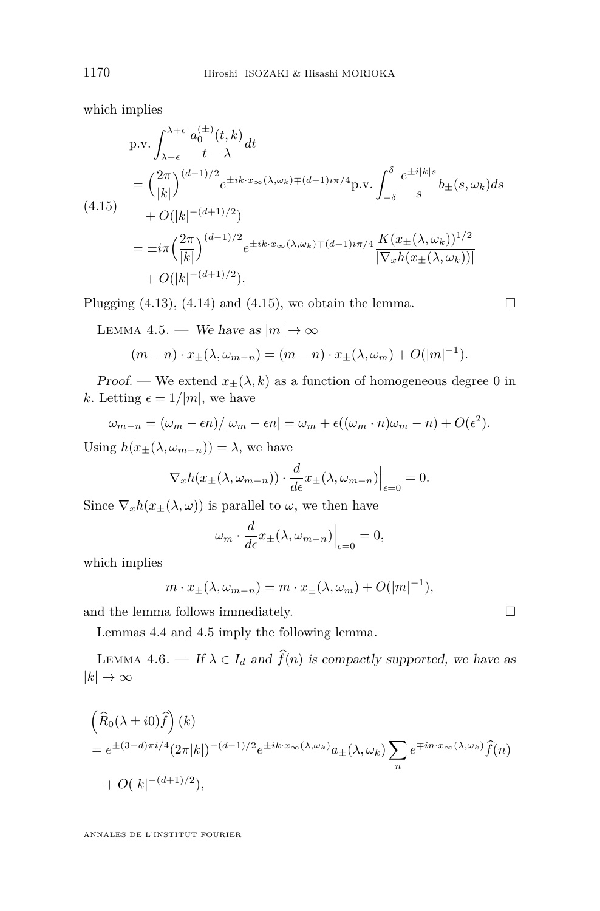which implies

$$
\begin{aligned}
&\text{p.v.}\int_{\lambda-\epsilon}^{\lambda+\epsilon} \frac{a_0^{(\pm)}(t,k)}{t-\lambda}dt \\
&= \Big(\frac{2\pi}{|k|}\Big)^{(d-1)/2} e^{\pm ik\cdot x_\infty(\lambda,\omega_k)\mp(d-1)i\pi/4}\text{p.v.}\int_{-\delta}^{\delta}\frac{e^{\pm i|k|s}}{s}b_\pm(s,\omega_k)ds \\
&\quad + O(|k|^{-(d+1)/2}) \\
&= \pm i\pi\Big(\frac{2\pi}{|k|}\Big)^{(d-1)/2} e^{\pm ik\cdot x_\infty(\lambda,\omega_k)\mp(d-1)i\pi/4}\frac{K(x_\pm(\lambda,\omega_k))^{1/2}}{|\nabla_x h(x_\pm(\lambda,\omega_k))|} \\
&\quad + O(|k|^{-(d+1)/2}).
\end{aligned}
\tag{4.15}
$$

Plugging (4.13), (4.14) and (4.15), we obtain the lemma. □

**Lemma 4.5.** — *We have as $|m|\to\infty$*

$$(m-n)\cdot x_\pm(\lambda,\omega_{m-n}) = (m-n)\cdot x_\pm(\lambda,\omega_m) + O(|m|^{-1}).$$

*Proof.* — We extend $x_\pm(\lambda,k)$ as a function of homogeneous degree 0 in $k$. Letting $\epsilon = 1/|m|$, we have

$$\omega_{m-n} = (\omega_m - \epsilon n)/|\omega_m - \epsilon n| = \omega_m + \epsilon((\omega_m\cdot n)\omega_m - n) + O(\epsilon^2).$$

Using $h(x_\pm(\lambda,\omega_{m-n})) = \lambda$, we have

$$\nabla_x h(x_\pm(\lambda,\omega_{m-n}))\cdot \frac{d}{d\epsilon}x_\pm(\lambda,\omega_{m-n})\Big|_{\epsilon=0} = 0.$$

Since $\nabla_x h(x_\pm(\lambda,\omega))$ is parallel to $\omega$, we then have

$$\omega_m\cdot\frac{d}{d\epsilon}x_\pm(\lambda,\omega_{m-n})\Big|_{\epsilon=0} = 0,$$

which implies

$$m\cdot x_\pm(\lambda,\omega_{m-n}) = m\cdot x_\pm(\lambda,\omega_m) + O(|m|^{-1}),$$

and the lemma follows immediately. □

Lemmas 4.4 and 4.5 imply the following lemma.

**Lemma 4.6.** — *If $\lambda\in I_d$ and $\widehat{f}(n)$ is compactly supported, we have as $|k|\to\infty$*

$$
\begin{aligned}
&\Big(\widehat{R}_0(\lambda\pm i0)\widehat{f}\Big)(k) \\
&= e^{\pm(3-d)\pi i/4}(2\pi|k|)^{-(d-1)/2}e^{\pm ik\cdot x_\infty(\lambda,\omega_k)}a_\pm(\lambda,\omega_k)\sum_n e^{\mp in\cdot x_\infty(\lambda,\omega_k)}\widehat{f}(n) \\
&\quad + O(|k|^{-(d+1)/2}),
\end{aligned}
$$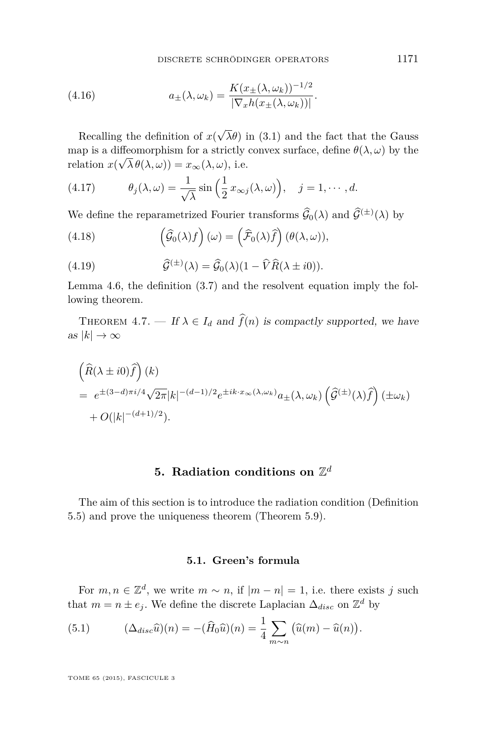$$a_{\pm}(\lambda, \omega_k) = \frac{K(x_{\pm}(\lambda, \omega_k))^{-1/2}}{|\nabla_x h(x_{\pm}(\lambda, \omega_k))|}. \tag{4.16}$$

Recalling the definition of $x(\sqrt{\lambda}\theta)$ in (3.1) and the fact that the Gauss map is a diffeomorphism for a strictly convex surface, define $\theta(\lambda, \omega)$ by the relation $x(\sqrt{\lambda}\,\theta(\lambda, \omega)) = x_{\infty}(\lambda, \omega)$, i.e.

$$\theta_j(\lambda, \omega) = \frac{1}{\sqrt{\lambda}} \sin\Big(\frac{1}{2}\, x_{\infty j}(\lambda, \omega)\Big), \quad j = 1, \cdots, d. \tag{4.17}$$

We define the reparametrized Fourier transforms $\widehat{\mathcal{G}}_0(\lambda)$ and $\widehat{\mathcal{G}}^{(\pm)}(\lambda)$ by

$$\left(\widehat{\mathcal{G}}_0(\lambda) f\right)(\omega) = \left(\widehat{\mathcal{F}}_0(\lambda)\widehat{f}\right)(\theta(\lambda, \omega)), \tag{4.18}$$

$$\widehat{\mathcal{G}}^{(\pm)}(\lambda) = \widehat{\mathcal{G}}_0(\lambda)(1 - \widehat{V}\widehat{R}(\lambda \pm i0)). \tag{4.19}$$

Lemma 4.6, the definition (3.7) and the resolvent equation imply the following theorem.

**Theorem 4.7.** — *If $\lambda \in I_d$ and $\widehat{f}(n)$ is compactly supported, we have as $|k| \to \infty$*

$$\begin{aligned}
&\left(\widehat{R}(\lambda \pm i0)\widehat{f}\right)(k) \\
&= e^{\pm(3-d)\pi i/4}\sqrt{2\pi}|k|^{-(d-1)/2} e^{\pm ik\cdot x_{\infty}(\lambda, \omega_k)} a_{\pm}(\lambda, \omega_k)\left(\widehat{\mathcal{G}}^{(\pm)}(\lambda)\widehat{f}\right)(\pm\omega_k) \\
&\quad + O(|k|^{-(d+1)/2}).
\end{aligned}$$

## 5. Radiation conditions on $\mathbb{Z}^d$

The aim of this section is to introduce the radiation condition (Definition 5.5) and prove the uniqueness theorem (Theorem 5.9).

### 5.1. Green's formula

For $m, n \in \mathbb{Z}^d$, we write $m \sim n$, if $|m - n| = 1$, i.e. there exists $j$ such that $m = n \pm e_j$. We define the discrete Laplacian $\Delta_{disc}$ on $\mathbb{Z}^d$ by

$$(\Delta_{disc}\widehat{u})(n) = -(\widehat{H}_0\widehat{u})(n) = \frac{1}{4}\sum_{m\sim n}\big(\widehat{u}(m) - \widehat{u}(n)\big). \tag{5.1}$$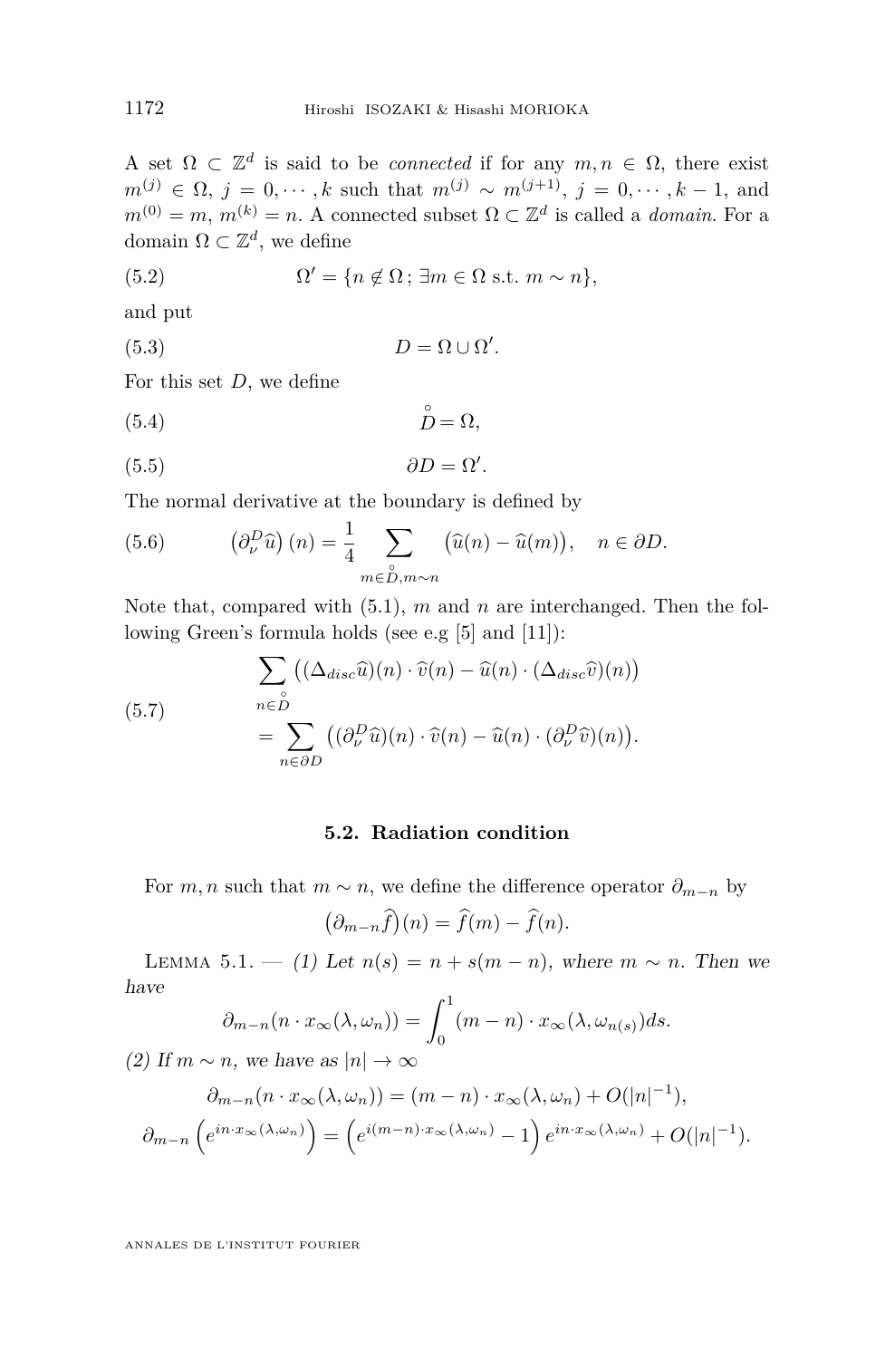A set $\Omega \subset \mathbb{Z}^d$ is said to be *connected* if for any $m, n \in \Omega$, there exist $m^{(j)} \in \Omega$, $j = 0, \cdots, k$ such that $m^{(j)} \sim m^{(j+1)}$, $j = 0, \cdots, k-1$, and $m^{(0)} = m$, $m^{(k)} = n$. A connected subset $\Omega \subset \mathbb{Z}^d$ is called a *domain*. For a domain $\Omega \subset \mathbb{Z}^d$, we define

$$\Omega' = \{n \notin \Omega\,;\, \exists m \in \Omega \text{ s.t. } m \sim n\}, \tag{5.2}$$

and put

$$D = \Omega \cup \Omega'. \tag{5.3}$$

For this set $D$, we define

$$\overset{\circ}{D} = \Omega, \tag{5.4}$$

$$\partial D = \Omega'. \tag{5.5}$$

The normal derivative at the boundary is defined by

$$\left(\partial_\nu^D \widehat{u}\right)(n) = \frac{1}{4} \sum_{m \in \overset{\circ}{D}, m \sim n} \left(\widehat{u}(n) - \widehat{u}(m)\right), \quad n \in \partial D. \tag{5.6}$$

Note that, compared with (5.1), $m$ and $n$ are interchanged. Then the following Green's formula holds (see e.g [5] and [11]):

$$\begin{aligned}
&\sum_{n \in \overset{\circ}{D}} \left((\Delta_{disc}\widehat{u})(n) \cdot \widehat{v}(n) - \widehat{u}(n) \cdot (\Delta_{disc}\widehat{v})(n)\right) \\
&\quad = \sum_{n \in \partial D} \left((\partial_\nu^D \widehat{u})(n) \cdot \widehat{v}(n) - \widehat{u}(n) \cdot (\partial_\nu^D \widehat{v})(n)\right).
\end{aligned} \tag{5.7}$$

### 5.2. Radiation condition

For $m, n$ such that $m \sim n$, we define the difference operator $\partial_{m-n}$ by

$$\left(\partial_{m-n}\widehat{f}\right)(n) = \widehat{f}(m) - \widehat{f}(n).$$

Lemma 5.1. — *(1) Let $n(s) = n + s(m-n)$, where $m \sim n$. Then we have*

$$\partial_{m-n}(n \cdot x_\infty(\lambda, \omega_n)) = \int_0^1 (m-n) \cdot x_\infty(\lambda, \omega_{n(s)}) ds.$$

*(2) If $m \sim n$, we have as $|n| \to \infty$*

$$\partial_{m-n}(n \cdot x_\infty(\lambda, \omega_n)) = (m-n) \cdot x_\infty(\lambda, \omega_n) + O(|n|^{-1}),$$

$$\partial_{m-n}\left(e^{in\cdot x_\infty(\lambda,\omega_n)}\right) = \left(e^{i(m-n)\cdot x_\infty(\lambda,\omega_n)} - 1\right) e^{in\cdot x_\infty(\lambda,\omega_n)} + O(|n|^{-1}).$$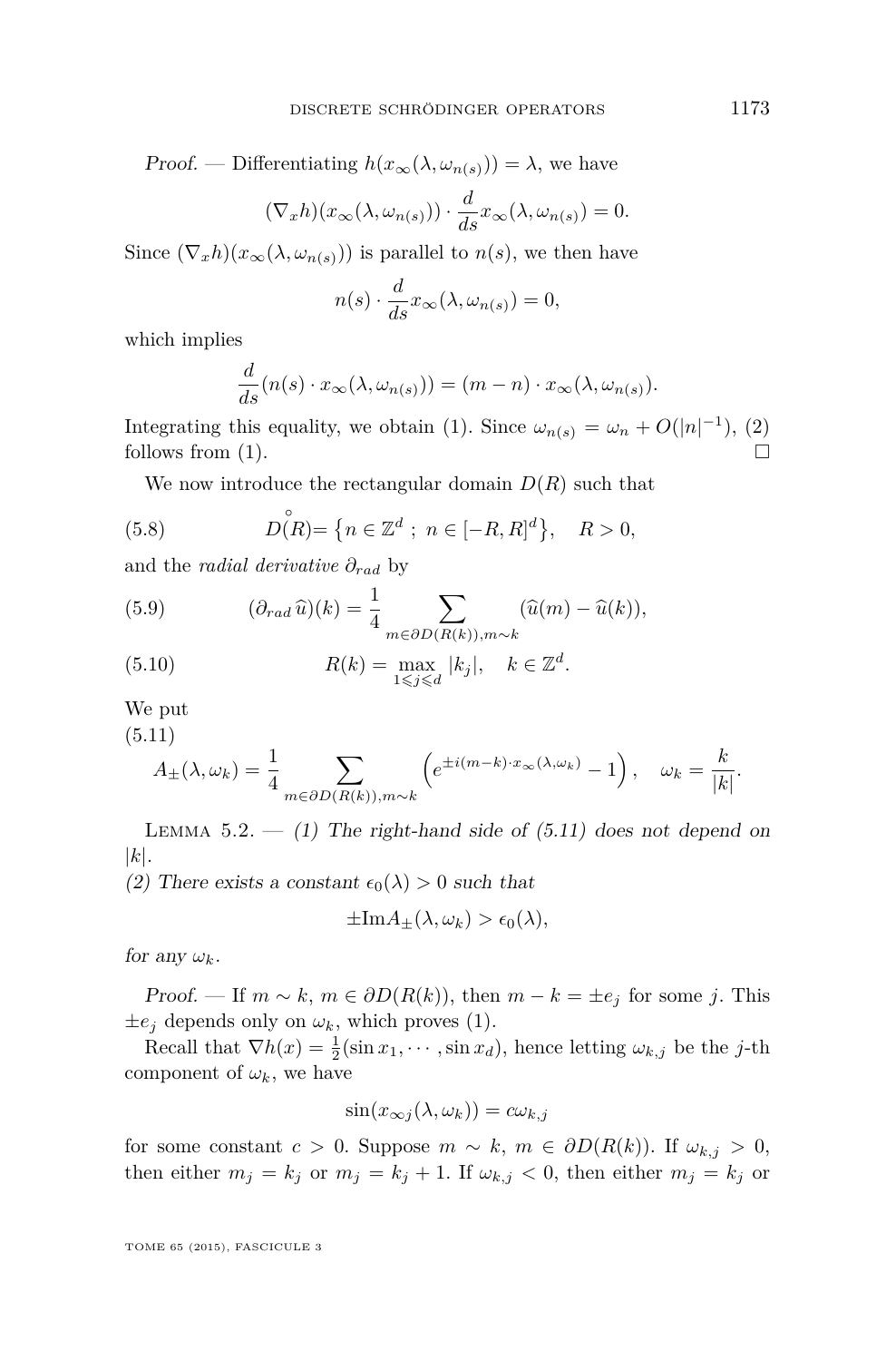*Proof.* — Differentiating $h(x_\infty(\lambda, \omega_{n(s)})) = \lambda$, we have

$$(\nabla_x h)(x_\infty(\lambda, \omega_{n(s)})) \cdot \frac{d}{ds} x_\infty(\lambda, \omega_{n(s)}) = 0.$$

Since $(\nabla_x h)(x_\infty(\lambda, \omega_{n(s)}))$ is parallel to $n(s)$, we then have

$$n(s) \cdot \frac{d}{ds} x_\infty(\lambda, \omega_{n(s)}) = 0,$$

which implies

$$\frac{d}{ds}(n(s) \cdot x_\infty(\lambda, \omega_{n(s)})) = (m - n) \cdot x_\infty(\lambda, \omega_{n(s)}).$$

Integrating this equality, we obtain (1). Since $\omega_{n(s)} = \omega_n + O(|n|^{-1})$, (2) follows from (1). $\square$

We now introduce the rectangular domain $D(R)$ such that

$$\overset{\circ}{D}(R) = \{ n \in \mathbb{Z}^d \ ; \ n \in [-R, R]^d \}, \quad R > 0, \tag{5.8}$$

and the *radial derivative* $\partial_{rad}$ by

$$(\partial_{rad} \, \widehat{u})(k) = \frac{1}{4} \sum_{m \in \partial D(R(k)), m \sim k} (\widehat{u}(m) - \widehat{u}(k)), \tag{5.9}$$

$$R(k) = \max_{1 \leqslant j \leqslant d} |k_j|, \quad k \in \mathbb{Z}^d. \tag{5.10}$$

We put

$$A_\pm(\lambda, \omega_k) = \frac{1}{4} \sum_{m \in \partial D(R(k)), m \sim k} \left( e^{\pm i (m-k) \cdot x_\infty(\lambda, \omega_k)} - 1 \right), \quad \omega_k = \frac{k}{|k|}. \tag{5.11}$$

Lemma 5.2. — *(1) The right-hand side of (5.11) does not depend on $|k|$.*
*(2) There exists a constant $\epsilon_0(\lambda) > 0$ such that*

$$\pm \mathrm{Im} A_\pm(\lambda, \omega_k) > \epsilon_0(\lambda),$$

*for any $\omega_k$.*

*Proof.* — If $m \sim k$, $m \in \partial D(R(k))$, then $m - k = \pm e_j$ for some $j$. This $\pm e_j$ depends only on $\omega_k$, which proves (1).

Recall that $\nabla h(x) = \frac{1}{2}(\sin x_1, \cdots, \sin x_d)$, hence letting $\omega_{k,j}$ be the $j$-th component of $\omega_k$, we have

$$\sin(x_{\infty j}(\lambda, \omega_k)) = c \omega_{k,j}$$

for some constant $c > 0$. Suppose $m \sim k$, $m \in \partial D(R(k))$. If $\omega_{k,j} > 0$, then either $m_j = k_j$ or $m_j = k_j + 1$. If $\omega_{k,j} < 0$, then either $m_j = k_j$ or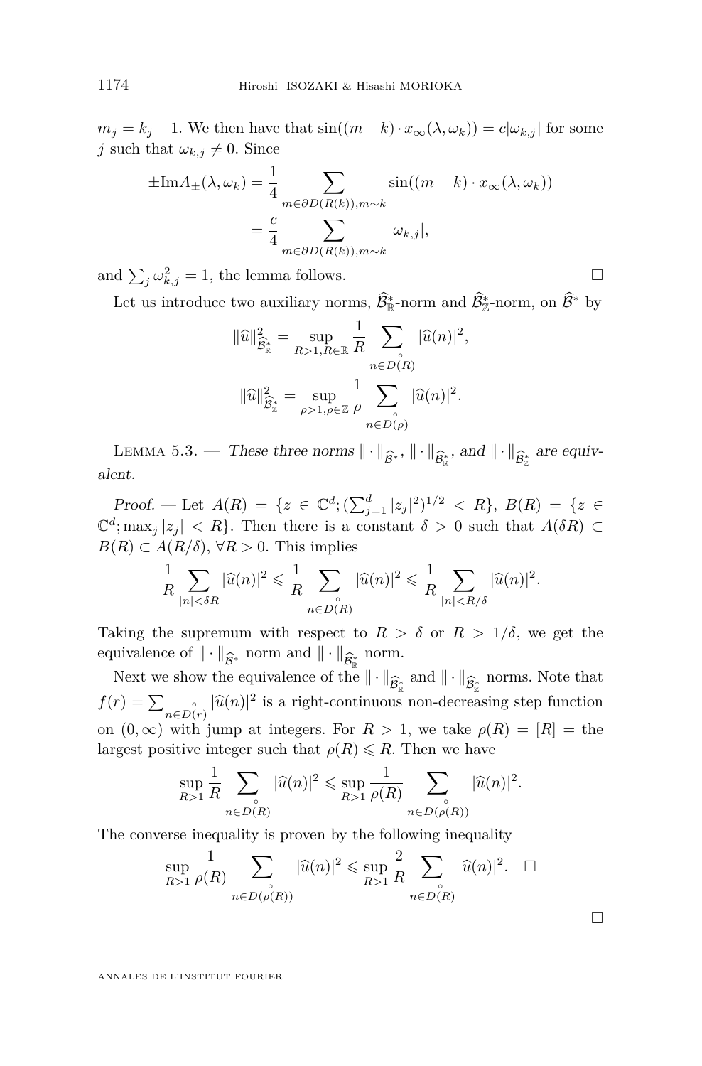$m_j = k_j - 1$. We then have that $\sin((m-k)\cdot x_\infty(\lambda,\omega_k)) = c|\omega_{k,j}|$ for some $j$ such that $\omega_{k,j} \neq 0$. Since

$$
\begin{aligned}
\pm \mathrm{Im} A_\pm(\lambda,\omega_k) &= \frac{1}{4} \sum_{m\in\partial D(R(k)), m\sim k} \sin((m-k)\cdot x_\infty(\lambda,\omega_k)) \\
&= \frac{c}{4} \sum_{m\in\partial D(R(k)), m\sim k} |\omega_{k,j}|,
\end{aligned}
$$

and $\sum_j \omega_{k,j}^2 = 1$, the lemma follows. ∎

Let us introduce two auxiliary norms, $\widehat{\mathcal{B}}^*_{\mathbb{R}}$-norm and $\widehat{\mathcal{B}}^*_{\mathbb{Z}}$-norm, on $\widehat{\mathcal{B}}^*$ by

$$
\|\widehat{u}\|^2_{\widehat{\mathcal{B}}^*_{\mathbb{R}}} = \sup_{R>1, R\in\mathbb{R}} \frac{1}{R} \sum_{n\in \overset{\circ}{D}(R)} |\widehat{u}(n)|^2,
$$

$$
\|\widehat{u}\|^2_{\widehat{\mathcal{B}}^*_{\mathbb{Z}}} = \sup_{\rho>1, \rho\in\mathbb{Z}} \frac{1}{\rho} \sum_{n\in \overset{\circ}{D}(\rho)} |\widehat{u}(n)|^2.
$$

Lemma 5.3. — *These three norms $\|\cdot\|_{\widehat{\mathcal{B}}^*}$, $\|\cdot\|_{\widehat{\mathcal{B}}^*_{\mathbb{R}}}$, and $\|\cdot\|_{\widehat{\mathcal{B}}^*_{\mathbb{Z}}}$ are equivalent.*

*Proof.* — Let $A(R) = \{z \in \mathbb{C}^d; (\sum_{j=1}^d |z_j|^2)^{1/2} < R\}$, $B(R) = \{z \in \mathbb{C}^d; \max_j |z_j| < R\}$. Then there is a constant $\delta > 0$ such that $A(\delta R) \subset B(R) \subset A(R/\delta)$, $\forall R > 0$. This implies

$$
\frac{1}{R} \sum_{|n|<\delta R} |\widehat{u}(n)|^2 \leqslant \frac{1}{R} \sum_{n\in \overset{\circ}{D}(R)} |\widehat{u}(n)|^2 \leqslant \frac{1}{R} \sum_{|n|<R/\delta} |\widehat{u}(n)|^2.
$$

Taking the supremum with respect to $R > \delta$ or $R > 1/\delta$, we get the equivalence of $\|\cdot\|_{\widehat{\mathcal{B}}^*}$ norm and $\|\cdot\|_{\widehat{\mathcal{B}}^*_{\mathbb{R}}}$ norm.

Next we show the equivalence of the $\|\cdot\|_{\widehat{\mathcal{B}}^*_{\mathbb{R}}}$ and $\|\cdot\|_{\widehat{\mathcal{B}}^*_{\mathbb{Z}}}$ norms. Note that $f(r) = \sum_{n\in \overset{\circ}{D}(r)} |\widehat{u}(n)|^2$ is a right-continuous non-decreasing step function on $(0,\infty)$ with jump at integers. For $R > 1$, we take $\rho(R) = [R] =$ the largest positive integer such that $\rho(R) \leqslant R$. Then we have

$$
\sup_{R>1} \frac{1}{R} \sum_{n\in \overset{\circ}{D}(R)} |\widehat{u}(n)|^2 \leqslant \sup_{R>1} \frac{1}{\rho(R)} \sum_{n\in \overset{\circ}{D}(\rho(R))} |\widehat{u}(n)|^2.
$$

The converse inequality is proven by the following inequality

$$
\sup_{R>1} \frac{1}{\rho(R)} \sum_{n\in \overset{\circ}{D}(\rho(R))} |\widehat{u}(n)|^2 \leqslant \sup_{R>1} \frac{2}{R} \sum_{n\in \overset{\circ}{D}(R)} |\widehat{u}(n)|^2. \quad \square
$$

∎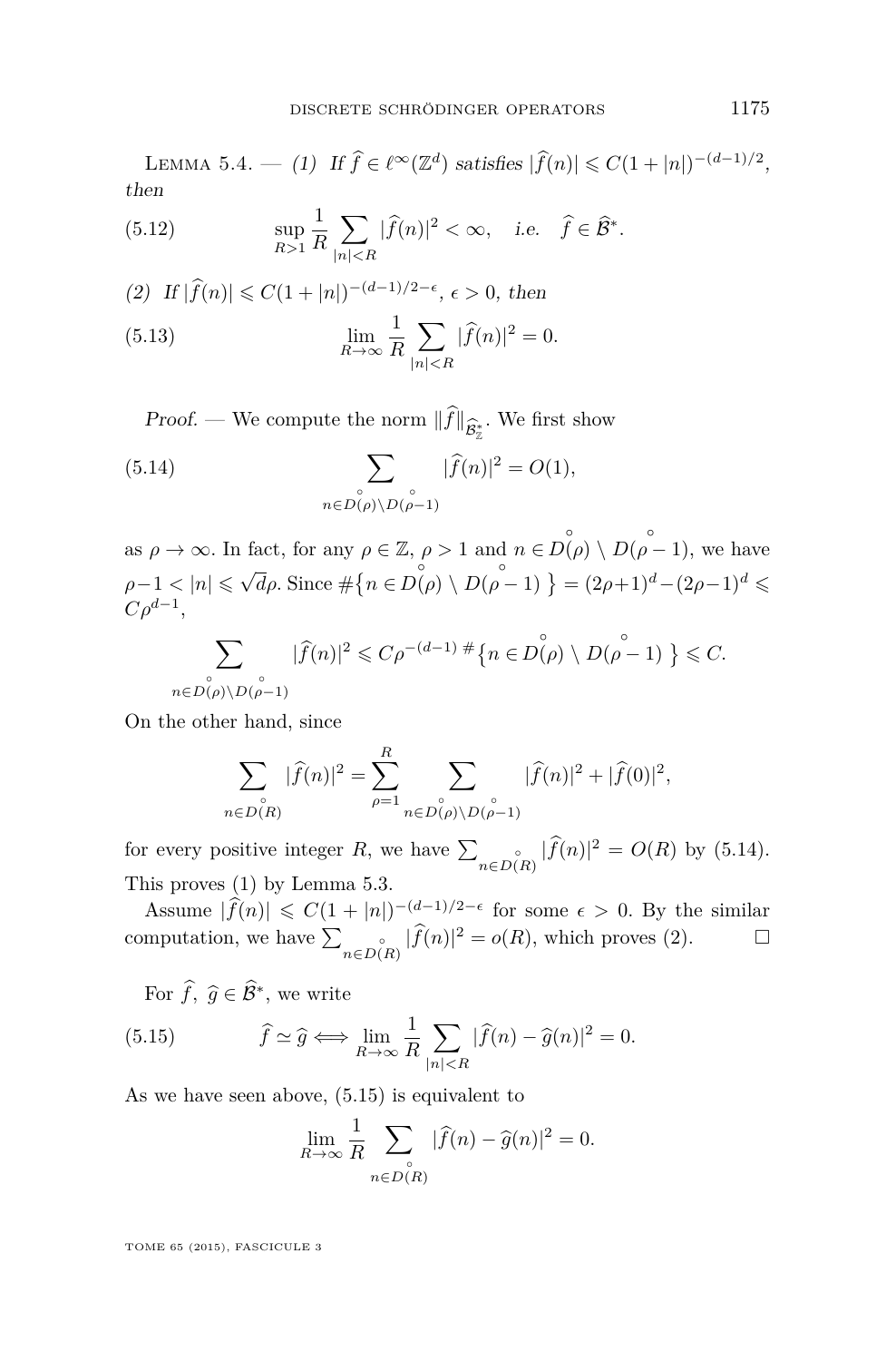LEMMA 5.4. — *(1) If* $\widehat{f} \in \ell^\infty(\mathbb{Z}^d)$ *satisfies* $|\widehat{f}(n)| \leqslant C(1+|n|)^{-(d-1)/2}$, *then*

$$\sup_{R>1} \frac{1}{R} \sum_{|n|<R} |\widehat{f}(n)|^2 < \infty, \quad \text{i.e.} \quad \widehat{f} \in \widehat{\mathcal{B}}^*. \tag{5.12}$$

*(2) If* $|\widehat{f}(n)| \leqslant C(1+|n|)^{-(d-1)/2-\epsilon}$, $\epsilon > 0$, *then*

$$\lim_{R\to\infty} \frac{1}{R} \sum_{|n|<R} |\widehat{f}(n)|^2 = 0. \tag{5.13}$$

*Proof.* — We compute the norm $\|\widehat{f}\|_{\widehat{\mathcal{B}}^*_{\mathbb{Z}}}$. We first show

$$\sum_{n\in \overset{\circ}{D}(\rho)\setminus \overset{\circ}{D}(\rho-1)} |\widehat{f}(n)|^2 = O(1), \tag{5.14}$$

as $\rho \to \infty$. In fact, for any $\rho \in \mathbb{Z}$, $\rho > 1$ and $n \in \overset{\circ}{D}(\rho) \setminus \overset{\circ}{D}(\rho-1)$, we have $\rho - 1 < |n| \leqslant \sqrt{d}\rho$. Since $\#\{ n \in \overset{\circ}{D}(\rho) \setminus \overset{\circ}{D}(\rho-1) \} = (2\rho+1)^d - (2\rho-1)^d \leqslant C\rho^{d-1}$,

$$\sum_{n\in \overset{\circ}{D}(\rho)\setminus \overset{\circ}{D}(\rho-1)} |\widehat{f}(n)|^2 \leqslant C\rho^{-(d-1)} \, \#\{ n \in \overset{\circ}{D}(\rho) \setminus \overset{\circ}{D}(\rho-1) \} \leqslant C.$$

On the other hand, since

$$\sum_{n\in \overset{\circ}{D}(R)} |\widehat{f}(n)|^2 = \sum_{\rho=1}^{R} \sum_{n\in \overset{\circ}{D}(\rho)\setminus \overset{\circ}{D}(\rho-1)} |\widehat{f}(n)|^2 + |\widehat{f}(0)|^2,$$

for every positive integer $R$, we have $\sum_{n\in \overset{\circ}{D}(R)} |\widehat{f}(n)|^2 = O(R)$ by (5.14). This proves (1) by Lemma 5.3.

Assume $|\widehat{f}(n)| \leqslant C(1+|n|)^{-(d-1)/2-\epsilon}$ for some $\epsilon > 0$. By the similar computation, we have $\sum_{n\in \overset{\circ}{D}(R)} |\widehat{f}(n)|^2 = o(R)$, which proves (2). $\square$

For $\widehat{f}$, $\widehat{g} \in \widehat{\mathcal{B}}^*$, we write

$$\widehat{f} \simeq \widehat{g} \Longleftrightarrow \lim_{R\to\infty} \frac{1}{R} \sum_{|n|<R} |\widehat{f}(n) - \widehat{g}(n)|^2 = 0. \tag{5.15}$$

As we have seen above, (5.15) is equivalent to

$$\lim_{R\to\infty} \frac{1}{R} \sum_{n\in \overset{\circ}{D}(R)} |\widehat{f}(n) - \widehat{g}(n)|^2 = 0.$$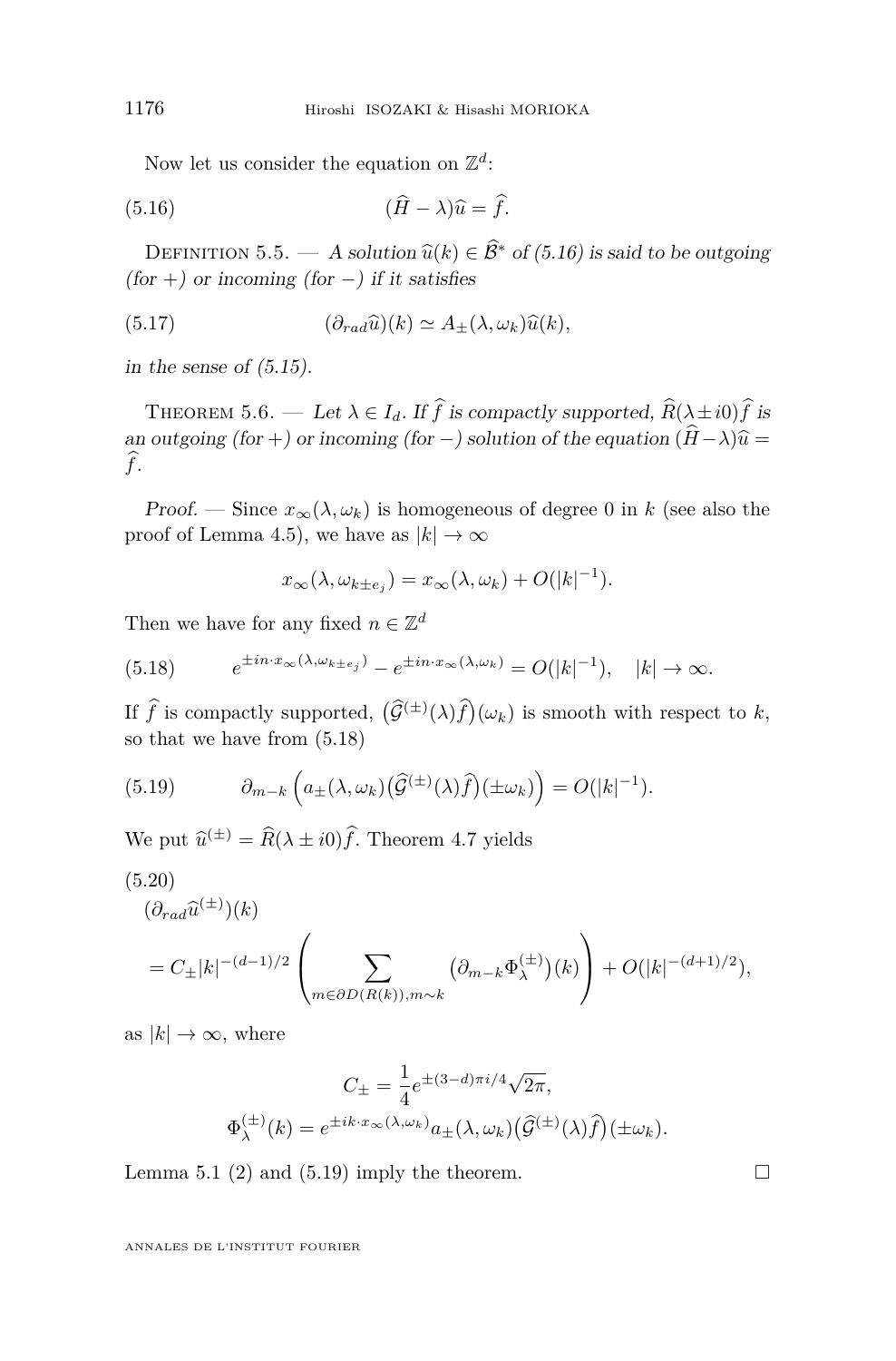Now let us consider the equation on $\mathbb{Z}^d$:

$$(\widehat{H} - \lambda)\widehat{u} = \widehat{f}. \tag{5.16}$$

Definition 5.5. — *A solution $\widehat{u}(k) \in \widehat{\mathcal{B}}^*$ of (5.16) is said to be outgoing (for $+$) or incoming (for $-$) if it satisfies*

$$(\partial_{rad}\widehat{u})(k) \simeq A_{\pm}(\lambda, \omega_k)\widehat{u}(k), \tag{5.17}$$

*in the sense of (5.15).*

Theorem 5.6. — *Let $\lambda \in I_d$. If $\widehat{f}$ is compactly supported, $\widehat{R}(\lambda \pm i0)\widehat{f}$ is an outgoing (for $+$) or incoming (for $-$) solution of the equation $(\widehat{H}-\lambda)\widehat{u} = \widehat{f}$.*

*Proof.* — Since $x_\infty(\lambda, \omega_k)$ is homogeneous of degree 0 in $k$ (see also the proof of Lemma 4.5), we have as $|k| \to \infty$

$$x_\infty(\lambda, \omega_{k\pm e_j}) = x_\infty(\lambda, \omega_k) + O(|k|^{-1}).$$

Then we have for any fixed $n \in \mathbb{Z}^d$

$$e^{\pm in\cdot x_\infty(\lambda,\omega_{k\pm e_j})} - e^{\pm in\cdot x_\infty(\lambda,\omega_k)} = O(|k|^{-1}), \quad |k| \to \infty. \tag{5.18}$$

If $\widehat{f}$ is compactly supported, $\big(\widehat{\mathcal{G}}^{(\pm)}(\lambda)\widehat{f}\big)(\omega_k)$ is smooth with respect to $k$, so that we have from (5.18)

$$\partial_{m-k}\left(a_{\pm}(\lambda, \omega_k)\big(\widehat{\mathcal{G}}^{(\pm)}(\lambda)\widehat{f}\big)(\pm\omega_k)\right) = O(|k|^{-1}). \tag{5.19}$$

We put $\widehat{u}^{(\pm)} = \widehat{R}(\lambda \pm i0)\widehat{f}$. Theorem 4.7 yields

$$\begin{aligned}
&(\partial_{rad}\widehat{u}^{(\pm)})(k) \\
&= C_{\pm}|k|^{-(d-1)/2}\left(\sum_{m\in\partial D(R(k)), m\sim k}\big(\partial_{m-k}\Phi^{(\pm)}_\lambda\big)(k)\right) + O(|k|^{-(d+1)/2}),
\end{aligned} \tag{5.20}$$

as $|k| \to \infty$, where

$$C_{\pm} = \frac{1}{4}e^{\pm(3-d)\pi i/4}\sqrt{2\pi},$$
$$\Phi^{(\pm)}_\lambda(k) = e^{\pm ik\cdot x_\infty(\lambda,\omega_k)}a_{\pm}(\lambda, \omega_k)\big(\widehat{\mathcal{G}}^{(\pm)}(\lambda)\widehat{f}\big)(\pm\omega_k).$$

Lemma 5.1 (2) and (5.19) imply the theorem. □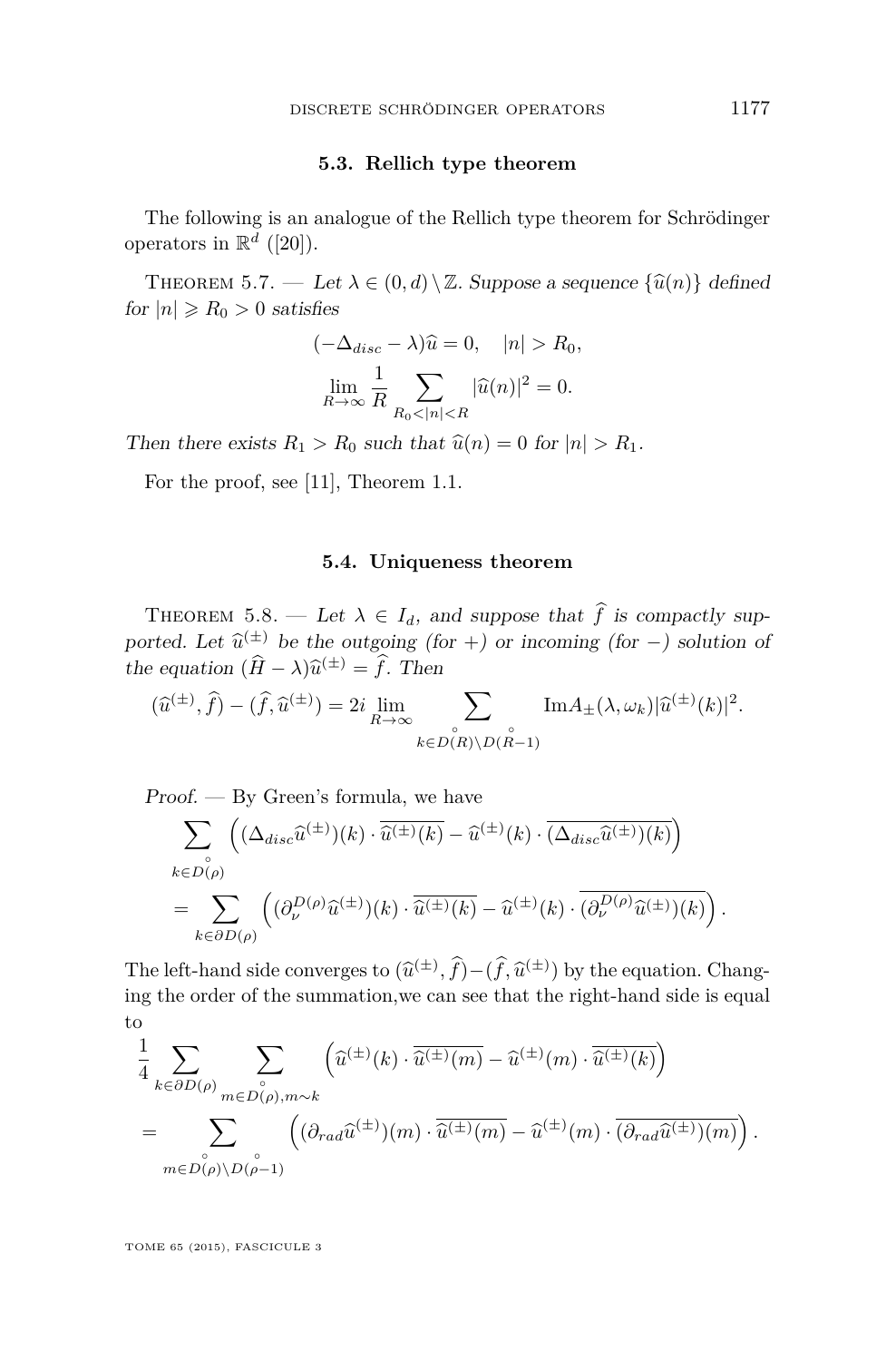### 5.3. Rellich type theorem

The following is an analogue of the Rellich type theorem for Schrödinger operators in $\mathbb{R}^d$ ([20]).

Theorem 5.7. — *Let $\lambda \in (0, d) \setminus \mathbb{Z}$. Suppose a sequence $\{\widehat{u}(n)\}$ defined for $|n| \geqslant R_0 > 0$ satisfies*

$$(-\Delta_{disc} - \lambda)\widehat{u} = 0, \quad |n| > R_0,$$

$$\lim_{R \to \infty} \frac{1}{R} \sum_{R_0 < |n| < R} |\widehat{u}(n)|^2 = 0.$$

*Then there exists $R_1 > R_0$ such that $\widehat{u}(n) = 0$ for $|n| > R_1$.*

For the proof, see [11], Theorem 1.1.

### 5.4. Uniqueness theorem

Theorem 5.8. — *Let $\lambda \in I_d$, and suppose that $\widehat{f}$ is compactly supported. Let $\widehat{u}^{(\pm)}$ be the outgoing (for $+$) or incoming (for $-$) solution of the equation $(\widehat{H} - \lambda)\widehat{u}^{(\pm)} = \widehat{f}$. Then*

$$(\widehat{u}^{(\pm)}, \widehat{f}) - (\widehat{f}, \widehat{u}^{(\pm)}) = 2i \lim_{R \to \infty} \sum_{k \in \overset{\circ}{D}(R) \setminus \overset{\circ}{D}(R-1)} \mathrm{Im} A_{\pm}(\lambda, \omega_k) |\widehat{u}^{(\pm)}(k)|^2.$$

*Proof.* — By Green's formula, we have

$$\sum_{k \in \overset{\circ}{D}(\rho)} \Big( (\Delta_{disc}\widehat{u}^{(\pm)})(k) \cdot \overline{\widehat{u}^{(\pm)}(k)} - \widehat{u}^{(\pm)}(k) \cdot \overline{(\Delta_{disc}\widehat{u}^{(\pm)})(k)} \Big)$$
$$= \sum_{k \in \partial D(\rho)} \Big( (\partial_\nu^{D(\rho)} \widehat{u}^{(\pm)})(k) \cdot \overline{\widehat{u}^{(\pm)}(k)} - \widehat{u}^{(\pm)}(k) \cdot \overline{(\partial_\nu^{D(\rho)} \widehat{u}^{(\pm)})(k)} \Big).$$

The left-hand side converges to $(\widehat{u}^{(\pm)}, \widehat{f}) - (\widehat{f}, \widehat{u}^{(\pm)})$ by the equation. Changing the order of the summation,we can see that the right-hand side is equal to

$$\frac{1}{4} \sum_{k \in \partial D(\rho)} \sum_{m \in \overset{\circ}{D}(\rho), m \sim k} \Big( \widehat{u}^{(\pm)}(k) \cdot \overline{\widehat{u}^{(\pm)}(m)} - \widehat{u}^{(\pm)}(m) \cdot \overline{\widehat{u}^{(\pm)}(k)} \Big)$$
$$= \sum_{m \in \overset{\circ}{D}(\rho) \setminus \overset{\circ}{D}(\rho-1)} \Big( (\partial_{rad}\widehat{u}^{(\pm)})(m) \cdot \overline{\widehat{u}^{(\pm)}(m)} - \widehat{u}^{(\pm)}(m) \cdot \overline{(\partial_{rad}\widehat{u}^{(\pm)})(m)} \Big).$$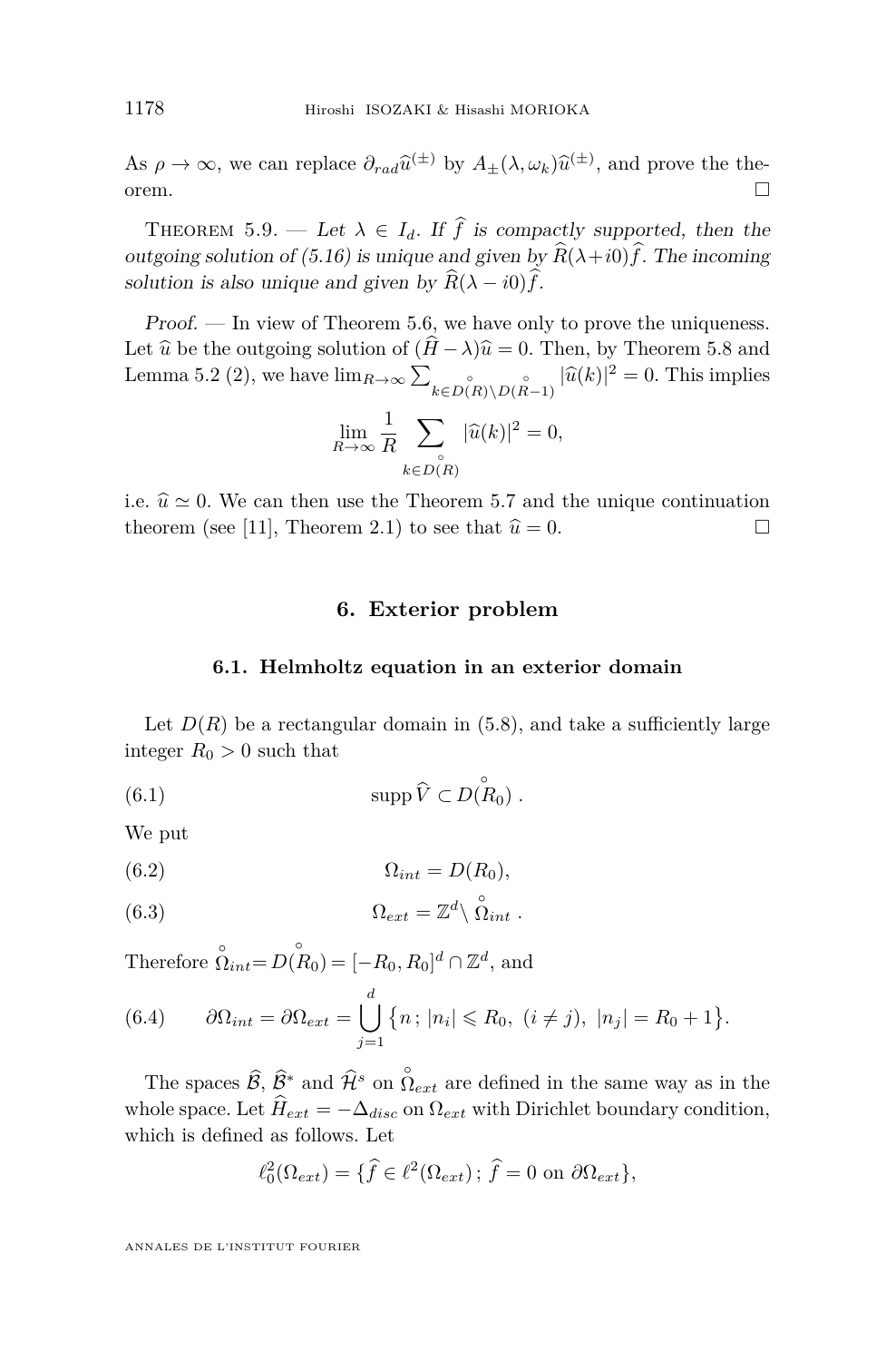As $\rho \to \infty$, we can replace $\partial_{rad}\widehat{u}^{(\pm)}$ by $A_{\pm}(\lambda, \omega_k)\widehat{u}^{(\pm)}$, and prove the theorem. □

Theorem 5.9. — *Let $\lambda \in I_d$. If $\widehat{f}$ is compactly supported, then the outgoing solution of (5.16) is unique and given by $\widehat{R}(\lambda+i0)\widehat{f}$. The incoming solution is also unique and given by $\widehat{R}(\lambda - i0)\widehat{f}$.*

*Proof.* — In view of Theorem 5.6, we have only to prove the uniqueness. Let $\widehat{u}$ be the outgoing solution of $(\widehat{H} - \lambda)\widehat{u} = 0$. Then, by Theorem 5.8 and Lemma 5.2 (2), we have $\lim_{R\to\infty} \sum_{k \in \overset{\circ}{D}(R)\setminus \overset{\circ}{D}(R-1)} |\widehat{u}(k)|^2 = 0$. This implies

$$\lim_{R\to\infty} \frac{1}{R} \sum_{k\in \overset{\circ}{D}(R)} |\widehat{u}(k)|^2 = 0,$$

i.e. $\widehat{u} \simeq 0$. We can then use the Theorem 5.7 and the unique continuation theorem (see [11], Theorem 2.1) to see that $\widehat{u} = 0$. □

## 6. Exterior problem

### 6.1. Helmholtz equation in an exterior domain

Let $D(R)$ be a rectangular domain in (5.8), and take a sufficiently large integer $R_0 > 0$ such that

$$\operatorname{supp} \widehat{V} \subset \overset{\circ}{D}(R_0)\ . \tag{6.1}$$

We put

$$\Omega_{int} = D(R_0), \tag{6.2}$$

$$\Omega_{ext} = \mathbb{Z}^d \setminus \overset{\circ}{\Omega}_{int}\ . \tag{6.3}$$

Therefore $\overset{\circ}{\Omega}_{int} = \overset{\circ}{D}(R_0) = [-R_0, R_0]^d \cap \mathbb{Z}^d$, and

$$\partial\Omega_{int} = \partial\Omega_{ext} = \bigcup_{j=1}^{d} \big\{ n\,;\, |n_i| \leqslant R_0,\ (i \neq j),\ |n_j| = R_0 + 1 \big\}. \tag{6.4}$$

The spaces $\widehat{\mathcal{B}}$, $\widehat{\mathcal{B}}^*$ and $\widehat{\mathcal{H}}^s$ on $\overset{\circ}{\Omega}_{ext}$ are defined in the same way as in the whole space. Let $\widehat{H}_{ext} = -\Delta_{disc}$ on $\Omega_{ext}$ with Dirichlet boundary condition, which is defined as follows. Let

$$\ell^2_0(\Omega_{ext}) = \{\widehat{f} \in \ell^2(\Omega_{ext})\,;\, \widehat{f} = 0 \text{ on } \partial\Omega_{ext}\},$$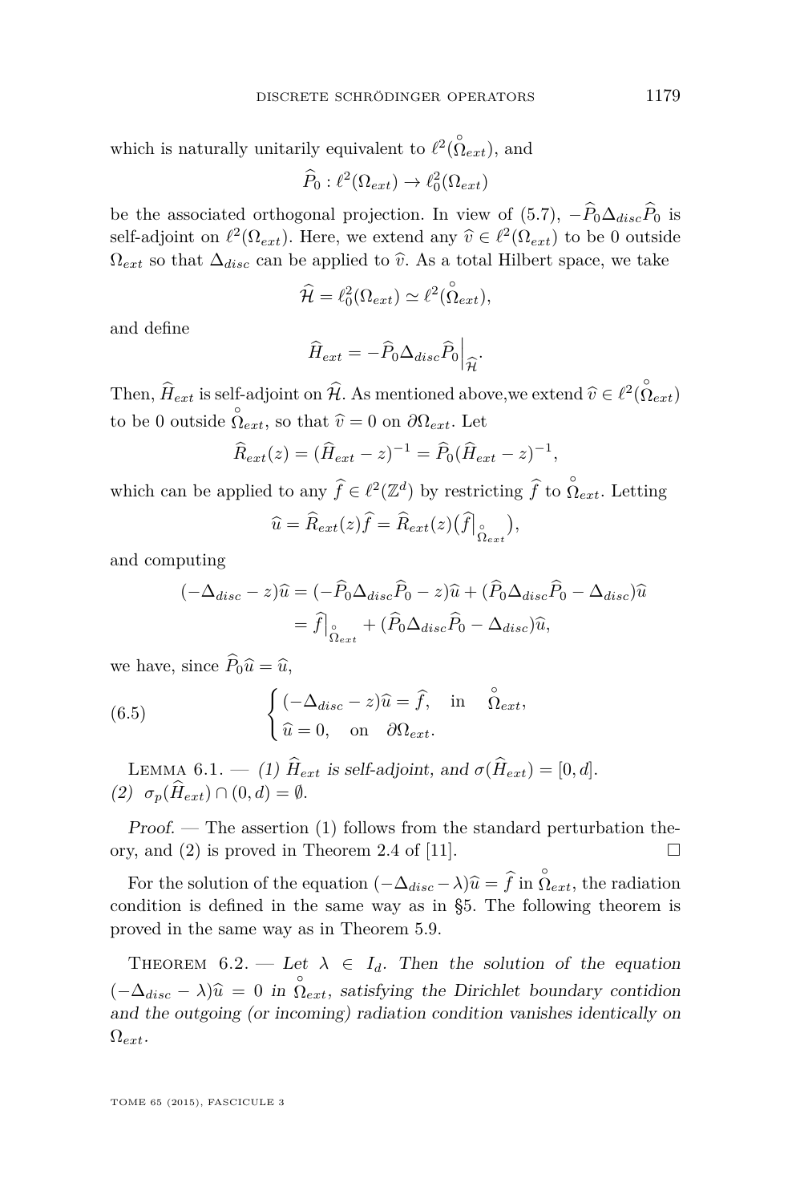which is naturally unitarily equivalent to $\ell^2(\mathring{\Omega}_{ext})$, and

$$\widehat{P}_0 : \ell^2(\Omega_{ext}) \to \ell^2_0(\Omega_{ext})$$

be the associated orthogonal projection. In view of (5.7), $-\widehat{P}_0\Delta_{disc}\widehat{P}_0$ is self-adjoint on $\ell^2(\Omega_{ext})$. Here, we extend any $\widehat{v} \in \ell^2(\Omega_{ext})$ to be 0 outside $\Omega_{ext}$ so that $\Delta_{disc}$ can be applied to $\widehat{v}$. As a total Hilbert space, we take

$$\widehat{\mathcal{H}} = \ell^2_0(\Omega_{ext}) \simeq \ell^2(\mathring{\Omega}_{ext}),$$

and define

$$\widehat{H}_{ext} = -\widehat{P}_0\Delta_{disc}\widehat{P}_0\Big|_{\widehat{\mathcal{H}}}.$$

Then, $\widehat{H}_{ext}$ is self-adjoint on $\widehat{\mathcal{H}}$. As mentioned above,we extend $\widehat{v} \in \ell^2(\mathring{\Omega}_{ext})$ to be 0 outside $\mathring{\Omega}_{ext}$, so that $\widehat{v} = 0$ on $\partial\Omega_{ext}$. Let

$$\widehat{R}_{ext}(z) = (\widehat{H}_{ext} - z)^{-1} = \widehat{P}_0(\widehat{H}_{ext} - z)^{-1},$$

which can be applied to any $\widehat{f} \in \ell^2(\mathbb{Z}^d)$ by restricting $\widehat{f}$ to $\mathring{\Omega}_{ext}$. Letting

$$\widehat{u} = \widehat{R}_{ext}(z)\widehat{f} = \widehat{R}_{ext}(z)\big(\widehat{f}\big|_{\mathring{\Omega}_{ext}}\big),$$

and computing

$$\begin{aligned}(-\Delta_{disc} - z)\widehat{u} &= (-\widehat{P}_0\Delta_{disc}\widehat{P}_0 - z)\widehat{u} + (\widehat{P}_0\Delta_{disc}\widehat{P}_0 - \Delta_{disc})\widehat{u} \\ &= \widehat{f}\big|_{\mathring{\Omega}_{ext}} + (\widehat{P}_0\Delta_{disc}\widehat{P}_0 - \Delta_{disc})\widehat{u},\end{aligned}$$

we have, since $\widehat{P}_0\widehat{u} = \widehat{u}$,

$$\begin{cases} (-\Delta_{disc} - z)\widehat{u} = \widehat{f}, & \text{in} \quad \mathring{\Omega}_{ext}, \\ \widehat{u} = 0, & \text{on} \quad \partial\Omega_{ext}. \end{cases} \tag{6.5}$$

Lemma 6.1. — *(1) $\widehat{H}_{ext}$ is self-adjoint, and $\sigma(\widehat{H}_{ext}) = [0, d]$.*
*(2) $\sigma_p(\widehat{H}_{ext}) \cap (0, d) = \emptyset$.*

*Proof.* — The assertion (1) follows from the standard perturbation theory, and (2) is proved in Theorem 2.4 of [11]. $\square$

For the solution of the equation $(-\Delta_{disc} - \lambda)\widehat{u} = \widehat{f}$ in $\mathring{\Omega}_{ext}$, the radiation condition is defined in the same way as in §5. The following theorem is proved in the same way as in Theorem 5.9.

Theorem 6.2. — *Let $\lambda \in I_d$. Then the solution of the equation $(-\Delta_{disc} - \lambda)\widehat{u} = 0$ in $\mathring{\Omega}_{ext}$, satisfying the Dirichlet boundary contidion and the outgoing (or incoming) radiation condition vanishes identically on $\Omega_{ext}$.*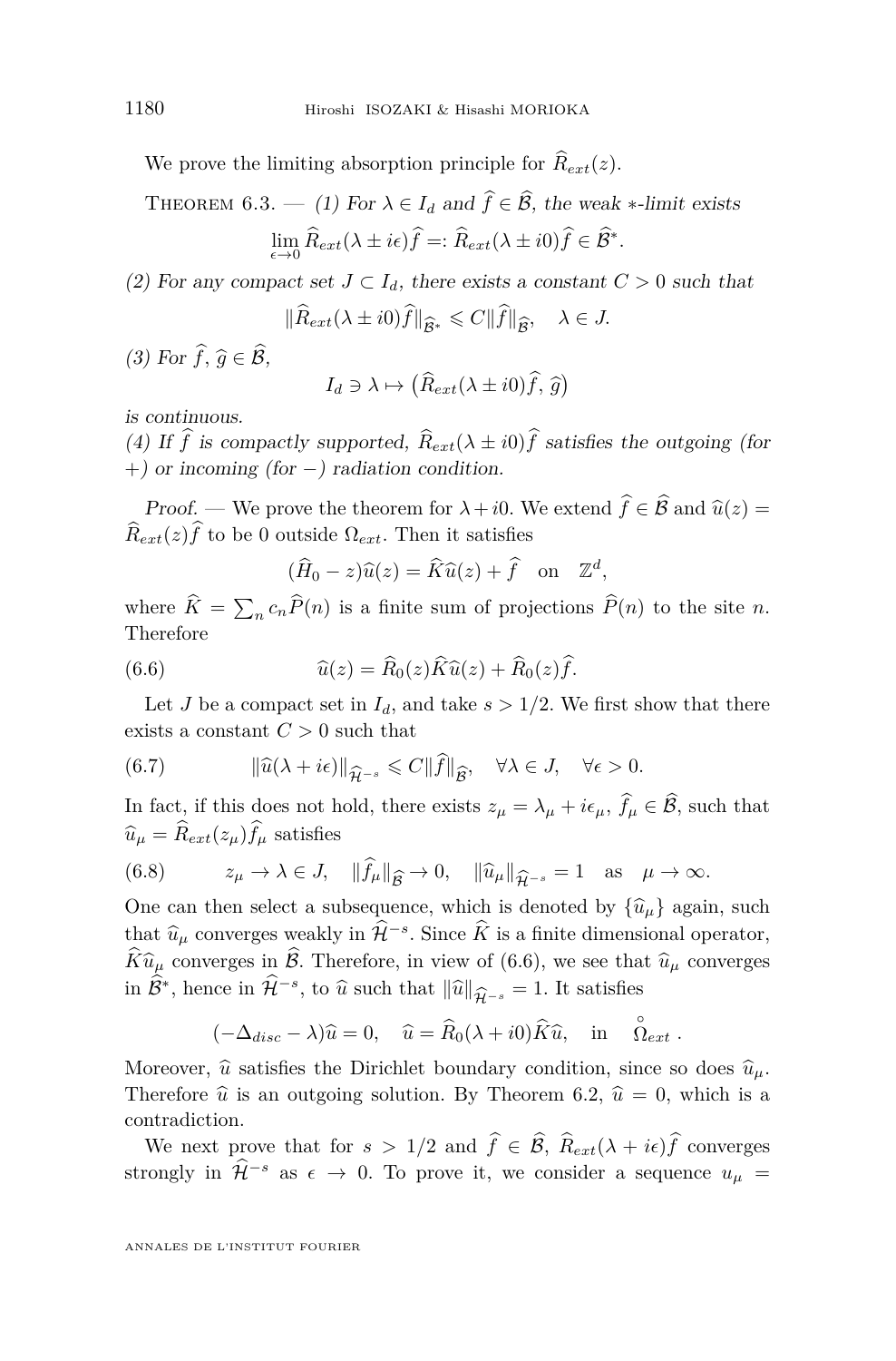We prove the limiting absorption principle for $\widehat{R}_{ext}(z)$.

Theorem 6.3. — *(1) For $\lambda \in I_d$ and $\widehat{f} \in \widehat{\mathcal{B}}$, the weak $*$-limit exists*

$$\lim_{\epsilon \to 0} \widehat{R}_{ext}(\lambda \pm i\epsilon)\widehat{f} =: \widehat{R}_{ext}(\lambda \pm i0)\widehat{f} \in \widehat{\mathcal{B}}^*.$$

*(2) For any compact set $J \subset I_d$, there exists a constant $C > 0$ such that*

$$\|\widehat{R}_{ext}(\lambda \pm i0)\widehat{f}\|_{\widehat{\mathcal{B}}^*} \leqslant C\|\widehat{f}\|_{\widehat{\mathcal{B}}}, \quad \lambda \in J.$$

*(3) For $\widehat{f}, \widehat{g} \in \widehat{\mathcal{B}}$,*

$$I_d \ni \lambda \mapsto \big(\widehat{R}_{ext}(\lambda \pm i0)\widehat{f}, \widehat{g}\big)$$

*is continuous.*

*(4) If $\widehat{f}$ is compactly supported, $\widehat{R}_{ext}(\lambda \pm i0)\widehat{f}$ satisfies the outgoing (for $+$) or incoming (for $-$) radiation condition.*

*Proof.* — We prove the theorem for $\lambda + i0$. We extend $\widehat{f} \in \widehat{\mathcal{B}}$ and $\widehat{u}(z) = \widehat{R}_{ext}(z)\widehat{f}$ to be 0 outside $\Omega_{ext}$. Then it satisfies

$$(\widehat{H}_0 - z)\widehat{u}(z) = \widehat{K}\widehat{u}(z) + \widehat{f} \quad \text{on} \quad \mathbb{Z}^d,$$

where $\widehat{K} = \sum_n c_n \widehat{P}(n)$ is a finite sum of projections $\widehat{P}(n)$ to the site $n$. Therefore

$$\widehat{u}(z) = \widehat{R}_0(z)\widehat{K}\widehat{u}(z) + \widehat{R}_0(z)\widehat{f}. \tag{6.6}$$

Let $J$ be a compact set in $I_d$, and take $s > 1/2$. We first show that there exists a constant $C > 0$ such that

$$\|\widehat{u}(\lambda + i\epsilon)\|_{\widehat{\mathcal{H}}^{-s}} \leqslant C\|\widehat{f}\|_{\widehat{\mathcal{B}}}, \quad \forall \lambda \in J, \quad \forall \epsilon > 0. \tag{6.7}$$

In fact, if this does not hold, there exists $z_\mu = \lambda_\mu + i\epsilon_\mu$, $\widehat{f}_\mu \in \widehat{\mathcal{B}}$, such that $\widehat{u}_\mu = \widehat{R}_{ext}(z_\mu)\widehat{f}_\mu$ satisfies

$$z_\mu \to \lambda \in J, \quad \|\widehat{f}_\mu\|_{\widehat{\mathcal{B}}} \to 0, \quad \|\widehat{u}_\mu\|_{\widehat{\mathcal{H}}^{-s}} = 1 \quad \text{as} \quad \mu \to \infty. \tag{6.8}$$

One can then select a subsequence, which is denoted by $\{\widehat{u}_\mu\}$ again, such that $\widehat{u}_\mu$ converges weakly in $\widehat{\mathcal{H}}^{-s}$. Since $\widehat{K}$ is a finite dimensional operator, $\widehat{K}\widehat{u}_\mu$ converges in $\widehat{\mathcal{B}}$. Therefore, in view of (6.6), we see that $\widehat{u}_\mu$ converges in $\widehat{\mathcal{B}}^*$, hence in $\widehat{\mathcal{H}}^{-s}$, to $\widehat{u}$ such that $\|\widehat{u}\|_{\widehat{\mathcal{H}}^{-s}} = 1$. It satisfies

$$(-\Delta_{disc} - \lambda)\widehat{u} = 0, \quad \widehat{u} = \widehat{R}_0(\lambda + i0)\widehat{K}\widehat{u}, \quad \text{in} \quad \mathring{\Omega}_{ext}.$$

Moreover, $\widehat{u}$ satisfies the Dirichlet boundary condition, since so does $\widehat{u}_\mu$. Therefore $\widehat{u}$ is an outgoing solution. By Theorem 6.2, $\widehat{u} = 0$, which is a contradiction.

We next prove that for $s > 1/2$ and $\widehat{f} \in \widehat{\mathcal{B}}$, $\widehat{R}_{ext}(\lambda + i\epsilon)\widehat{f}$ converges strongly in $\widehat{\mathcal{H}}^{-s}$ as $\epsilon \to 0$. To prove it, we consider a sequence $u_\mu =$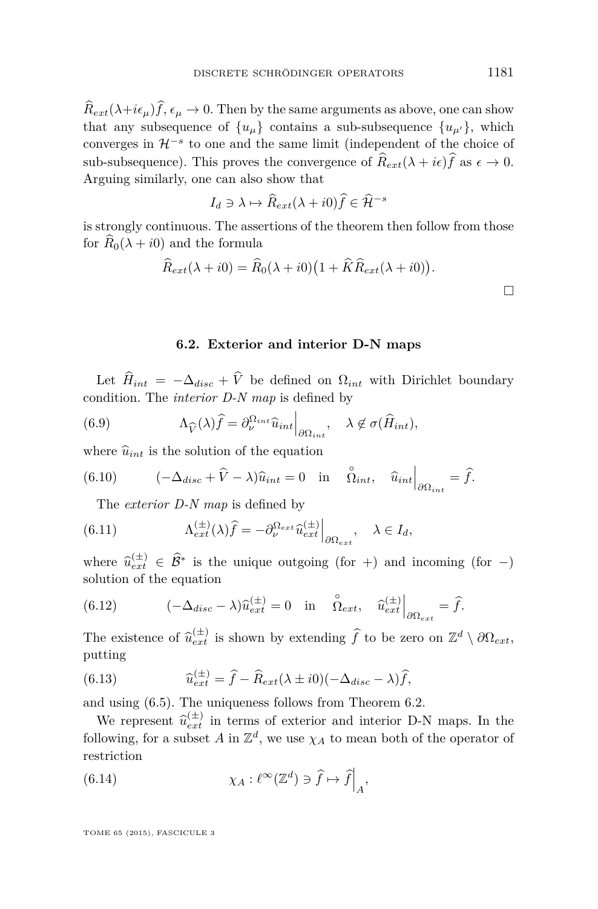$\widehat{R}_{ext}(\lambda+i\epsilon_\mu)\widehat{f}$, $\epsilon_\mu \to 0$. Then by the same arguments as above, one can show that any subsequence of $\{u_\mu\}$ contains a sub-subsequence $\{u_{\mu'}\}$, which converges in $\mathcal{H}^{-s}$ to one and the same limit (independent of the choice of sub-subsequence). This proves the convergence of $\widehat{R}_{ext}(\lambda + i\epsilon)\widehat{f}$ as $\epsilon \to 0$. Arguing similarly, one can also show that

$$I_d \ni \lambda \mapsto \widehat{R}_{ext}(\lambda + i0)\widehat{f} \in \widehat{\mathcal{H}}^{-s}$$

is strongly continuous. The assertions of the theorem then follow from those for $\widehat{R}_0(\lambda + i0)$ and the formula

$$\widehat{R}_{ext}(\lambda + i0) = \widehat{R}_0(\lambda + i0)\big(1 + \widehat{K}\widehat{R}_{ext}(\lambda + i0)\big).$$

□

### 6.2. Exterior and interior D-N maps

Let $\widehat{H}_{int} = -\Delta_{disc} + \widehat{V}$ be defined on $\Omega_{int}$ with Dirichlet boundary condition. The *interior D-N map* is defined by

$$\Lambda_{\widehat{V}}(\lambda)\widehat{f} = \partial_\nu^{\Omega_{int}}\widehat{u}_{int}\Big|_{\partial\Omega_{int}}, \quad \lambda \notin \sigma(\widehat{H}_{int}), \tag{6.9}$$

where $\widehat{u}_{int}$ is the solution of the equation

$$(-\Delta_{disc} + \widehat{V} - \lambda)\widehat{u}_{int} = 0 \quad \text{in} \quad \mathring{\Omega}_{int}, \quad \widehat{u}_{int}\Big|_{\partial\Omega_{int}} = \widehat{f}. \tag{6.10}$$

The *exterior D-N map* is defined by

$$\Lambda_{ext}^{(\pm)}(\lambda)\widehat{f} = -\partial_\nu^{\Omega_{ext}}\widehat{u}_{ext}^{(\pm)}\Big|_{\partial\Omega_{ext}}, \quad \lambda \in I_d, \tag{6.11}$$

where $\widehat{u}_{ext}^{(\pm)} \in \widehat{\mathcal{B}}^*$ is the unique outgoing (for $+$) and incoming (for $-$) solution of the equation

$$(-\Delta_{disc} - \lambda)\widehat{u}_{ext}^{(\pm)} = 0 \quad \text{in} \quad \mathring{\Omega}_{ext}, \quad \widehat{u}_{ext}^{(\pm)}\Big|_{\partial\Omega_{ext}} = \widehat{f}. \tag{6.12}$$

The existence of $\widehat{u}_{ext}^{(\pm)}$ is shown by extending $\widehat{f}$ to be zero on $\mathbb{Z}^d \setminus \partial\Omega_{ext}$, putting

$$\widehat{u}_{ext}^{(\pm)} = \widehat{f} - \widehat{R}_{ext}(\lambda \pm i0)(-\Delta_{disc} - \lambda)\widehat{f}, \tag{6.13}$$

and using (6.5). The uniqueness follows from Theorem 6.2.

We represent $\widehat{u}_{ext}^{(\pm)}$ in terms of exterior and interior D-N maps. In the following, for a subset $A$ in $\mathbb{Z}^d$, we use $\chi_A$ to mean both of the operator of restriction

$$\chi_A : \ell^\infty(\mathbb{Z}^d) \ni \widehat{f} \mapsto \widehat{f}\Big|_A, \tag{6.14}$$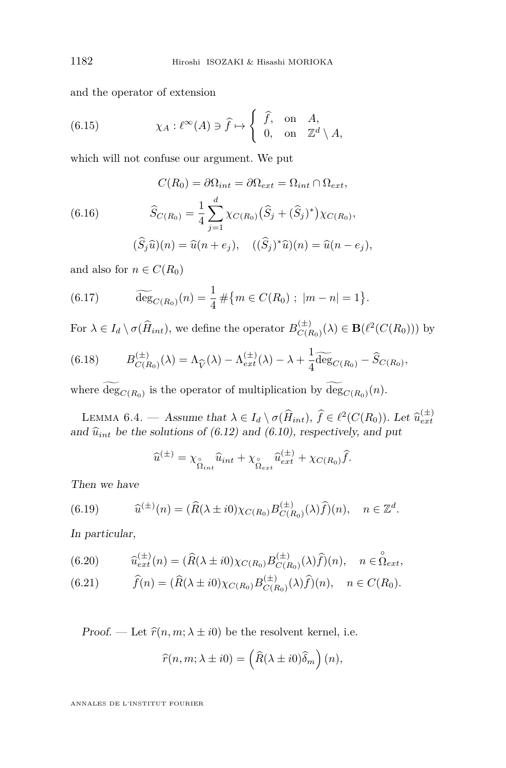and the operator of extension

$$\chi_A : \ell^\infty(A) \ni \widehat{f} \mapsto \begin{cases} \widehat{f}, & \text{on} \quad A, \\ 0, & \text{on} \quad \mathbf{Z}^d \setminus A, \end{cases} \tag{6.15}$$

which will not confuse our argument. We put

$$\begin{gathered} C(R_0) = \partial\Omega_{int} = \partial\Omega_{ext} = \Omega_{int} \cap \Omega_{ext}, \\ \widehat{S}_{C(R_0)} = \frac{1}{4}\sum_{j=1}^{d} \chi_{C(R_0)}\big(\widehat{S}_j + (\widehat{S}_j)^*\big)\chi_{C(R_0)}, \\ (\widehat{S}_j\widehat{u})(n) = \widehat{u}(n+e_j), \quad ((\widehat{S}_j)^*\widehat{u})(n) = \widehat{u}(n-e_j), \end{gathered} \tag{6.16}$$

and also for $n \in C(R_0)$

$$\widetilde{\deg}_{C(R_0)}(n) = \frac{1}{4}\,\#\big\{m \in C(R_0)\ ;\ |m-n| = 1\big\}. \tag{6.17}$$

For $\lambda \in I_d \setminus \sigma(\widehat{H}_{int})$, we define the operator $B^{(\pm)}_{C(R_0)}(\lambda) \in \mathbf{B}(\ell^2(C(R_0)))$ by

$$B^{(\pm)}_{C(R_0)}(\lambda) = \Lambda_{\widehat{V}}(\lambda) - \Lambda^{(\pm)}_{ext}(\lambda) - \lambda + \frac{1}{4}\widetilde{\deg}_{C(R_0)} - \widehat{S}_{C(R_0)}, \tag{6.18}$$

where $\widetilde{\deg}_{C(R_0)}$ is the operator of multiplication by $\widetilde{\deg}_{C(R_0)}(n)$.

Lemma 6.4. — *Assume that $\lambda \in I_d \setminus \sigma(\widehat{H}_{int})$, $\widehat{f} \in \ell^2(C(R_0))$. Let $\widehat{u}^{(\pm)}_{ext}$ and $\widehat{u}_{int}$ be the solutions of (6.12) and (6.10), respectively, and put*

$$\widehat{u}^{(\pm)} = \chi_{\overset{\circ}{\Omega}_{int}}\widehat{u}_{int} + \chi_{\overset{\circ}{\Omega}_{ext}}\widehat{u}^{(\pm)}_{ext} + \chi_{C(R_0)}\widehat{f}.$$

*Then we have*

$$\widehat{u}^{(\pm)}(n) = (\widehat{R}(\lambda \pm i0)\chi_{C(R_0)}B^{(\pm)}_{C(R_0)}(\lambda)\widehat{f})(n), \quad n \in \mathbf{Z}^d. \tag{6.19}$$

*In particular,*

$$\widehat{u}^{(\pm)}_{ext}(n) = (\widehat{R}(\lambda \pm i0)\chi_{C(R_0)}B^{(\pm)}_{C(R_0)}(\lambda)\widehat{f})(n), \quad n \in \overset{\circ}{\Omega}_{ext}, \tag{6.20}$$

$$\widehat{f}(n) = (\widehat{R}(\lambda \pm i0)\chi_{C(R_0)}B^{(\pm)}_{C(R_0)}(\lambda)\widehat{f})(n), \quad n \in C(R_0). \tag{6.21}$$

*Proof.* — Let $\widehat{r}(n,m;\lambda \pm i0)$ be the resolvent kernel, i.e.

$$\widehat{r}(n,m;\lambda \pm i0) = \Big(\widehat{R}(\lambda \pm i0)\widehat{\delta}_m\Big)(n),$$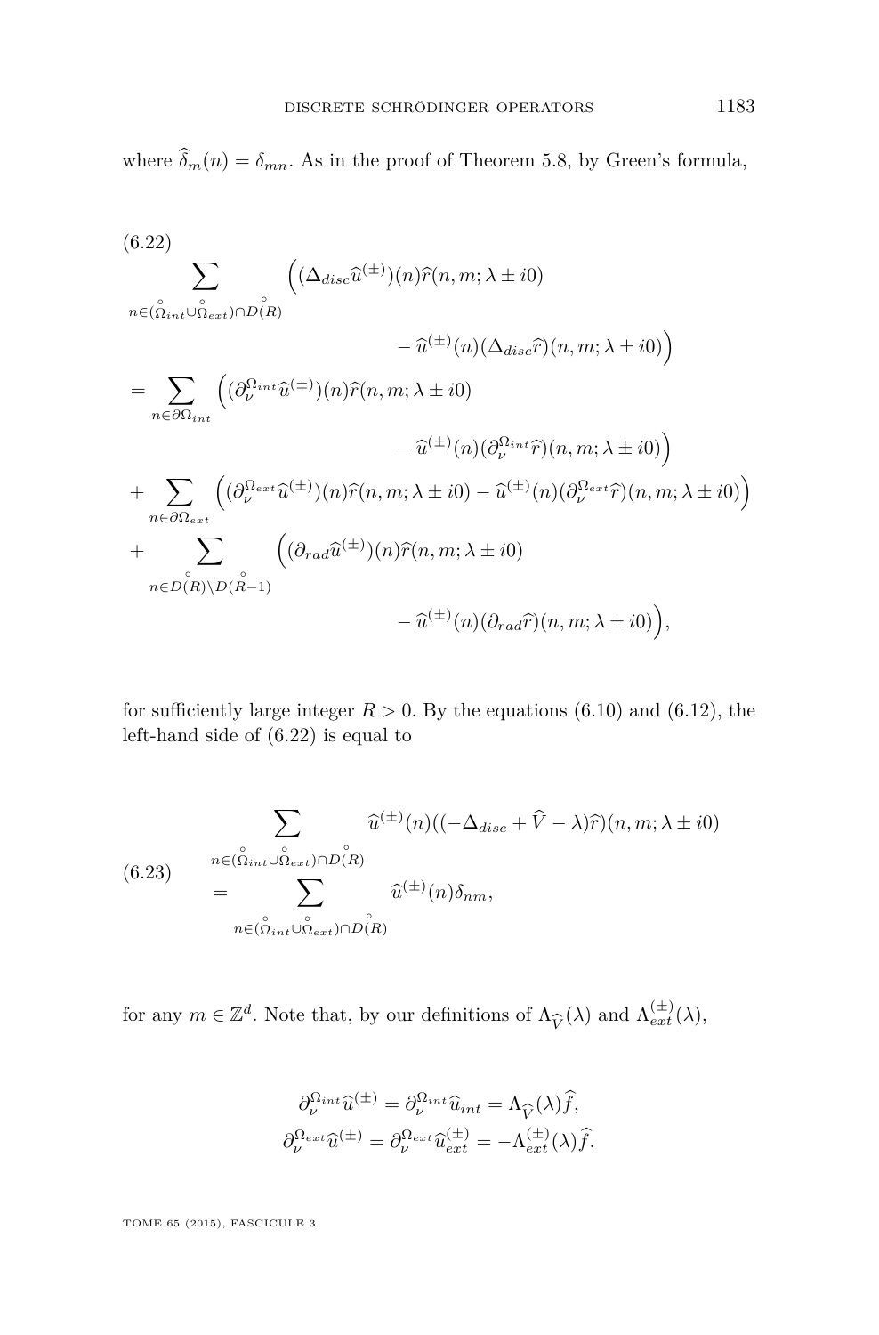where $\widehat{\delta}_m(n) = \delta_{mn}$. As in the proof of Theorem 5.8, by Green's formula,

$$
\begin{aligned}
(6.22)\quad & \sum_{n \in (\overset{\circ}{\Omega}_{int} \cup \overset{\circ}{\Omega}_{ext}) \cap \overset{\circ}{D(R)}} \Big( (\Delta_{disc} \widehat{u}^{(\pm)})(n) \widehat{r}(n,m;\lambda \pm i0) \\
& \qquad\qquad - \widehat{u}^{(\pm)}(n) (\Delta_{disc} \widehat{r})(n,m;\lambda \pm i0) \Big) \\
&= \sum_{n \in \partial \Omega_{int}} \Big( (\partial_\nu^{\Omega_{int}} \widehat{u}^{(\pm)})(n) \widehat{r}(n,m;\lambda \pm i0) \\
& \qquad\qquad - \widehat{u}^{(\pm)}(n) (\partial_\nu^{\Omega_{int}} \widehat{r})(n,m;\lambda \pm i0) \Big) \\
&+ \sum_{n \in \partial \Omega_{ext}} \Big( (\partial_\nu^{\Omega_{ext}} \widehat{u}^{(\pm)})(n) \widehat{r}(n,m;\lambda \pm i0) - \widehat{u}^{(\pm)}(n) (\partial_\nu^{\Omega_{ext}} \widehat{r})(n,m;\lambda \pm i0) \Big) \\
&+ \sum_{n \in \overset{\circ}{D(R)} \setminus \overset{\circ}{D(R-1)}} \Big( (\partial_{rad} \widehat{u}^{(\pm)})(n) \widehat{r}(n,m;\lambda \pm i0) \\
& \qquad\qquad - \widehat{u}^{(\pm)}(n) (\partial_{rad} \widehat{r})(n,m;\lambda \pm i0) \Big),
\end{aligned}
$$

for sufficiently large integer $R > 0$. By the equations (6.10) and (6.12), the left-hand side of (6.22) is equal to

$$
\begin{aligned}
(6.23)\quad & \sum_{n \in (\overset{\circ}{\Omega}_{int} \cup \overset{\circ}{\Omega}_{ext}) \cap \overset{\circ}{D(R)}} \widehat{u}^{(\pm)}(n) ((-\Delta_{disc} + \widehat{V} - \lambda) \widehat{r})(n,m;\lambda \pm i0) \\
&= \sum_{n \in (\overset{\circ}{\Omega}_{int} \cup \overset{\circ}{\Omega}_{ext}) \cap \overset{\circ}{D(R)}} \widehat{u}^{(\pm)}(n) \delta_{nm},
\end{aligned}
$$

for any $m \in \mathbb{Z}^d$. Note that, by our definitions of $\Lambda_{\widehat{V}}(\lambda)$ and $\Lambda_{ext}^{(\pm)}(\lambda)$,

$$
\begin{aligned}
\partial_\nu^{\Omega_{int}} \widehat{u}^{(\pm)} &= \partial_\nu^{\Omega_{int}} \widehat{u}_{int} = \Lambda_{\widehat{V}}(\lambda) \widehat{f}, \\
\partial_\nu^{\Omega_{ext}} \widehat{u}^{(\pm)} &= \partial_\nu^{\Omega_{ext}} \widehat{u}_{ext}^{(\pm)} = -\Lambda_{ext}^{(\pm)}(\lambda) \widehat{f}.
\end{aligned}
$$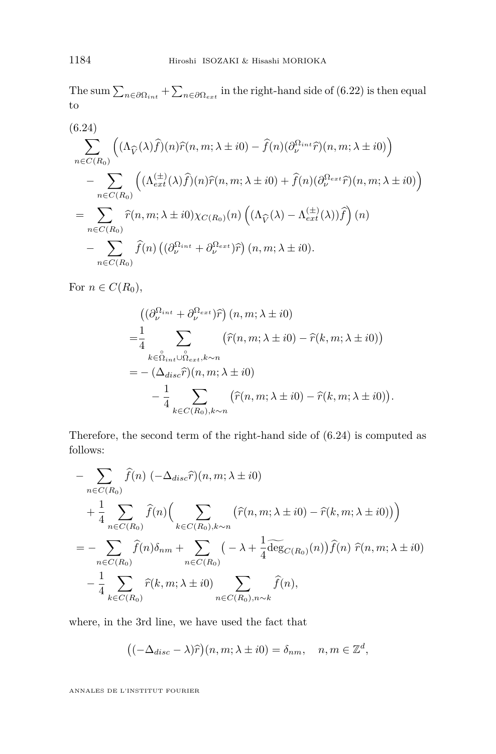The sum $\sum_{n\in\partial\Omega_{int}} + \sum_{n\in\partial\Omega_{ext}}$ in the right-hand side of (6.22) is then equal to

(6.24)

$$
\begin{aligned}
&\sum_{n\in C(R_0)} \Big( (\Lambda_{\widehat{V}}(\lambda)\widehat{f})(n)\widehat{r}(n,m;\lambda\pm i0) - \widehat{f}(n)(\partial_\nu^{\Omega_{int}}\widehat{r})(n,m;\lambda\pm i0)\Big) \\
&\quad - \sum_{n\in C(R_0)} \Big( (\Lambda_{ext}^{(\pm)}(\lambda)\widehat{f})(n)\widehat{r}(n,m;\lambda\pm i0) + \widehat{f}(n)(\partial_\nu^{\Omega_{ext}}\widehat{r})(n,m;\lambda\pm i0)\Big) \\
&= \sum_{n\in C(R_0)} \widehat{r}(n,m;\lambda\pm i0)\chi_{C(R_0)}(n)\Big((\Lambda_{\widehat{V}}(\lambda) - \Lambda_{ext}^{(\pm)}(\lambda))\widehat{f}\Big)(n) \\
&\quad - \sum_{n\in C(R_0)} \widehat{f}(n)\big((\partial_\nu^{\Omega_{int}} + \partial_\nu^{\Omega_{ext}})\widehat{r}\big)(n,m;\lambda\pm i0).
\end{aligned}
$$

For $n\in C(R_0)$,

$$
\begin{aligned}
&\big((\partial_\nu^{\Omega_{int}} + \partial_\nu^{\Omega_{ext}})\widehat{r}\big)(n,m;\lambda\pm i0) \\
=&\frac{1}{4}\sum_{k\in\overset{\circ}{\Omega}_{int}\cup\overset{\circ}{\Omega}_{ext},k\sim n} \big(\widehat{r}(n,m;\lambda\pm i0) - \widehat{r}(k,m;\lambda\pm i0)\big) \\
=&-(\Delta_{disc}\widehat{r})(n,m;\lambda\pm i0) \\
&\quad - \frac{1}{4}\sum_{k\in C(R_0),k\sim n}\big(\widehat{r}(n,m;\lambda\pm i0) - \widehat{r}(k,m;\lambda\pm i0)\big).
\end{aligned}
$$

Therefore, the second term of the right-hand side of (6.24) is computed as follows:

$$
\begin{aligned}
&-\sum_{n\in C(R_0)}\widehat{f}(n)\,(-\Delta_{disc}\widehat{r})(n,m;\lambda\pm i0) \\
&\quad + \frac{1}{4}\sum_{n\in C(R_0)}\widehat{f}(n)\Big(\sum_{k\in C(R_0),k\sim n}\big(\widehat{r}(n,m;\lambda\pm i0) - \widehat{r}(k,m;\lambda\pm i0)\big)\Big) \\
&= -\sum_{n\in C(R_0)}\widehat{f}(n)\delta_{nm} + \sum_{n\in C(R_0)}\big(-\lambda + \frac{1}{4}\widetilde{\deg}_{C(R_0)}(n)\big)\widehat{f}(n)\ \widehat{r}(n,m;\lambda\pm i0) \\
&\quad - \frac{1}{4}\sum_{k\in C(R_0)}\widehat{r}(k,m;\lambda\pm i0)\sum_{n\in C(R_0),n\sim k}\widehat{f}(n),
\end{aligned}
$$

where, in the 3rd line, we have used the fact that

$$
\big((-\Delta_{disc} - \lambda)\widehat{r}\big)(n,m;\lambda\pm i0) = \delta_{nm}, \quad n,m\in\mathbb{Z}^d,
$$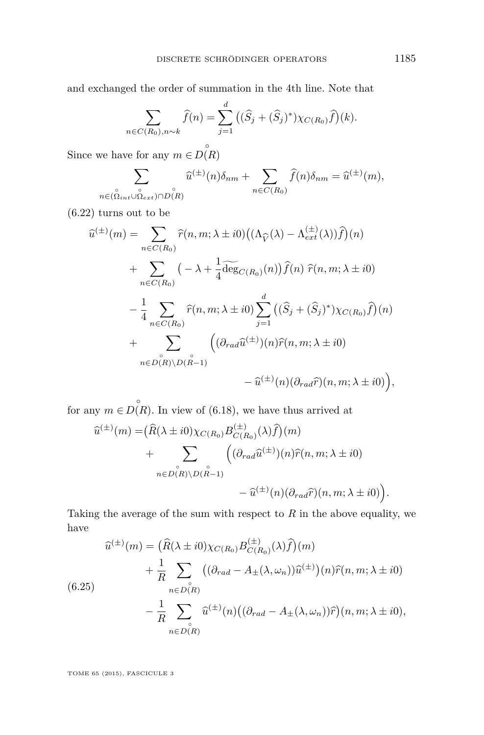and exchanged the order of summation in the 4th line. Note that

$$\sum_{n\in C(R_0), n\sim k} \widehat{f}(n) = \sum_{j=1}^{d} \big((\widehat{S}_j + (\widehat{S}_j)^*)\chi_{C(R_0)}\widehat{f}\big)(k).$$

Since we have for any $m \in \overset{\circ}{D}(R)$

$$\sum_{n\in(\overset{\circ}{\Omega}_{int}\cup\overset{\circ}{\Omega}_{ext})\cap \overset{\circ}{D}(R)} \widehat{u}^{(\pm)}(n)\delta_{nm} + \sum_{n\in C(R_0)} \widehat{f}(n)\delta_{nm} = \widehat{u}^{(\pm)}(m),$$

(6.22) turns out to be

$$\begin{aligned}
\widehat{u}^{(\pm)}(m) = &\sum_{n\in C(R_0)} \widehat{r}(n,m;\lambda\pm i0)\big((\Lambda_{\widehat{V}}(\lambda) - \Lambda_{ext}^{(\pm)}(\lambda))\widehat{f}\big)(n)\\
&+ \sum_{n\in C(R_0)} \big(-\lambda + \frac{1}{4}\widetilde{\deg}_{C(R_0)}(n)\big)\widehat{f}(n)\ \widehat{r}(n,m;\lambda\pm i0)\\
&- \frac{1}{4}\sum_{n\in C(R_0)} \widehat{r}(n,m;\lambda\pm i0)\sum_{j=1}^{d}\big((\widehat{S}_j + (\widehat{S}_j)^*)\chi_{C(R_0)}\widehat{f}\big)(n)\\
&+ \sum_{n\in \overset{\circ}{D}(R)\setminus \overset{\circ}{D}(R-1)} \Big((\partial_{rad}\widehat{u}^{(\pm)})(n)\widehat{r}(n,m;\lambda\pm i0)\\
&\qquad\qquad - \widehat{u}^{(\pm)}(n)(\partial_{rad}\widehat{r})(n,m;\lambda\pm i0)\Big),
\end{aligned}$$

for any $m \in \overset{\circ}{D}(R)$. In view of (6.18), we have thus arrived at

$$\begin{aligned}
\widehat{u}^{(\pm)}(m) = &\big(\widehat{R}(\lambda\pm i0)\chi_{C(R_0)}B_{C(R_0)}^{(\pm)}(\lambda)\widehat{f}\big)(m)\\
&+ \sum_{n\in \overset{\circ}{D}(R)\setminus \overset{\circ}{D}(R-1)} \Big((\partial_{rad}\widehat{u}^{(\pm)})(n)\widehat{r}(n,m;\lambda\pm i0)\\
&\qquad\qquad - \widehat{u}^{(\pm)}(n)(\partial_{rad}\widehat{r})(n,m;\lambda\pm i0)\Big).
\end{aligned}$$

Taking the average of the sum with respect to $R$ in the above equality, we have

$$\begin{aligned}
\widehat{u}^{(\pm)}(m) = &\big(\widehat{R}(\lambda\pm i0)\chi_{C(R_0)}B_{C(R_0)}^{(\pm)}(\lambda)\widehat{f}\big)(m)\\
&+ \frac{1}{R}\sum_{n\in \overset{\circ}{D}(R)} \big((\partial_{rad} - A_{\pm}(\lambda,\omega_n))\widehat{u}^{(\pm)}\big)(n)\widehat{r}(n,m;\lambda\pm i0)\\
&- \frac{1}{R}\sum_{n\in \overset{\circ}{D}(R)} \widehat{u}^{(\pm)}(n)\big((\partial_{rad} - A_{\pm}(\lambda,\omega_n))\widehat{r}\big)(n,m;\lambda\pm i0),
\end{aligned} \tag{6.25}$$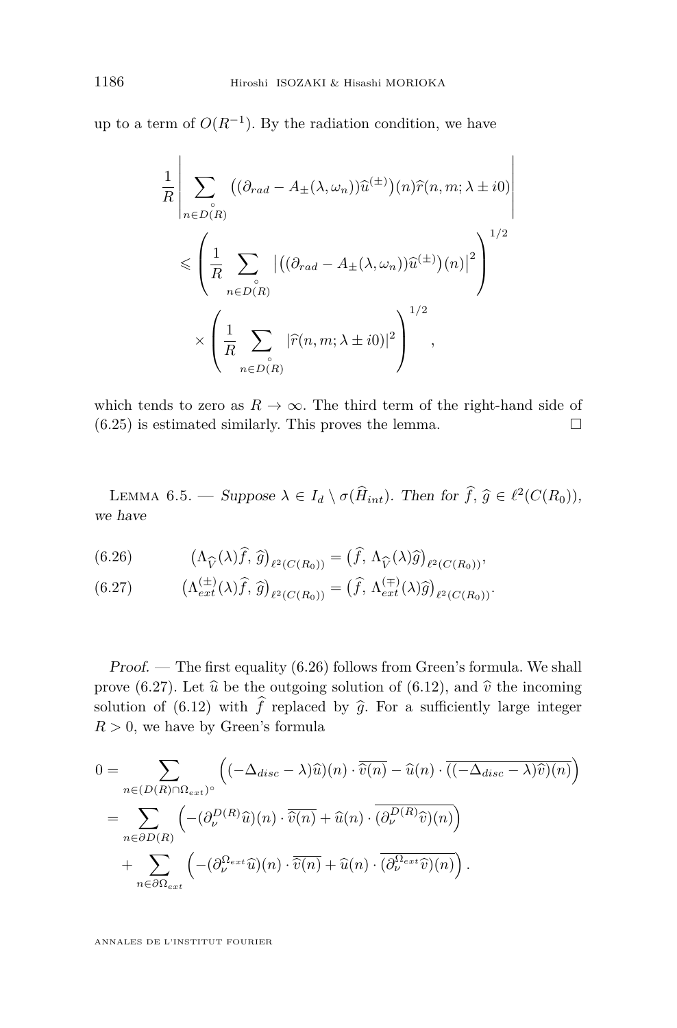up to a term of $O(R^{-1})$. By the radiation condition, we have

$$
\begin{aligned}
\frac{1}{R}&\left|\sum_{n\in \overset{\circ}{D(R)}}\big((\partial_{rad}-A_{\pm}(\lambda,\omega_n))\widehat{u}^{(\pm)}\big)(n)\widehat{r}(n,m;\lambda\pm i0)\right| \\
&\leqslant \left(\frac{1}{R}\sum_{n\in \overset{\circ}{D(R)}}\left|\big((\partial_{rad}-A_{\pm}(\lambda,\omega_n))\widehat{u}^{(\pm)}\big)(n)\right|^2\right)^{1/2} \\
&\quad\times\left(\frac{1}{R}\sum_{n\in \overset{\circ}{D(R)}}|\widehat{r}(n,m;\lambda\pm i0)|^2\right)^{1/2},
\end{aligned}
$$

which tends to zero as $R\to\infty$. The third term of the right-hand side of (6.25) is estimated similarly. This proves the lemma. □

Lemma 6.5. — *Suppose $\lambda\in I_d\setminus\sigma(\widehat{H}_{int})$. Then for $\widehat{f},\widehat{g}\in\ell^2(C(R_0))$, we have*

$$
\big(\Lambda_{\widehat{V}}(\lambda)\widehat{f},\,\widehat{g}\big)_{\ell^2(C(R_0))}=\big(\widehat{f},\,\Lambda_{\widehat{V}}(\lambda)\widehat{g}\big)_{\ell^2(C(R_0))}, \tag{6.26}
$$

$$
\big(\Lambda^{(\pm)}_{ext}(\lambda)\widehat{f},\,\widehat{g}\big)_{\ell^2(C(R_0))}=\big(\widehat{f},\,\Lambda^{(\mp)}_{ext}(\lambda)\widehat{g}\big)_{\ell^2(C(R_0))}. \tag{6.27}
$$

*Proof.* — The first equality (6.26) follows from Green's formula. We shall prove (6.27). Let $\widehat{u}$ be the outgoing solution of (6.12), and $\widehat{v}$ the incoming solution of (6.12) with $\widehat{f}$ replaced by $\widehat{g}$. For a sufficiently large integer $R>0$, we have by Green's formula

$$
\begin{aligned}
0&=\sum_{n\in(D(R)\cap\Omega_{ext})^{\circ}}\Big((-\Delta_{disc}-\lambda)\widehat{u})(n)\cdot\overline{\widehat{v}(n)}-\widehat{u}(n)\cdot\overline{((-\Delta_{disc}-\lambda)\widehat{v})(n)}\Big) \\
&=\sum_{n\in\partial D(R)}\Big(-(\partial_\nu^{D(R)}\widehat{u})(n)\cdot\overline{\widehat{v}(n)}+\widehat{u}(n)\cdot\overline{(\partial_\nu^{D(R)}\widehat{v})(n)}\Big) \\
&\quad+\sum_{n\in\partial\Omega_{ext}}\Big(-(\partial_\nu^{\Omega_{ext}}\widehat{u})(n)\cdot\overline{\widehat{v}(n)}+\widehat{u}(n)\cdot\overline{(\partial_\nu^{\Omega_{ext}}\widehat{v})(n)}\Big).
\end{aligned}
$$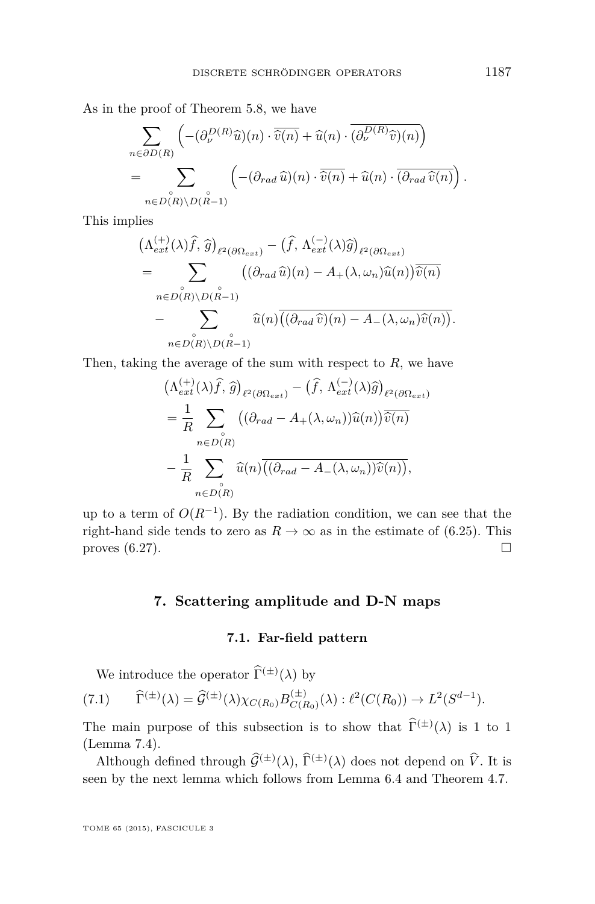As in the proof of Theorem 5.8, we have

$$
\begin{aligned}
&\sum_{n\in\partial D(R)} \Big( -(\partial_\nu^{D(R)}\widehat{u})(n)\cdot\overline{\widehat{v}(n)} + \widehat{u}(n)\cdot\overline{(\partial_\nu^{D(R)}\widehat{v})(n)}\Big) \\
&= \sum_{n\in \overset{\circ}{D}(R)\setminus \overset{\circ}{D}(R-1)} \Big( -(\partial_{rad}\,\widehat{u})(n)\cdot\overline{\widehat{v}(n)} + \widehat{u}(n)\cdot\overline{(\partial_{rad}\,\widehat{v}(n)}\Big).
\end{aligned}
$$

This implies

$$
\begin{aligned}
&\big(\Lambda_{ext}^{(+)}(\lambda)\widehat{f},\,\widehat{g}\big)_{\ell^2(\partial\Omega_{ext})} - \big(\widehat{f},\,\Lambda_{ext}^{(-)}(\lambda)\widehat{g}\big)_{\ell^2(\partial\Omega_{ext})} \\
&= \sum_{n\in \overset{\circ}{D}(R)\setminus \overset{\circ}{D}(R-1)} \big((\partial_{rad}\,\widehat{u})(n) - A_+(\lambda,\omega_n)\widehat{u}(n)\big)\overline{\widehat{v}(n)} \\
&\quad - \sum_{n\in \overset{\circ}{D}(R)\setminus \overset{\circ}{D}(R-1)} \widehat{u}(n)\overline{\big((\partial_{rad}\,\widehat{v})(n) - A_-(\lambda,\omega_n)\widehat{v}(n)\big)}.
\end{aligned}
$$

Then, taking the average of the sum with respect to $R$, we have

$$
\begin{aligned}
&\big(\Lambda_{ext}^{(+)}(\lambda)\widehat{f},\,\widehat{g}\big)_{\ell^2(\partial\Omega_{ext})} - \big(\widehat{f},\,\Lambda_{ext}^{(-)}(\lambda)\widehat{g}\big)_{\ell^2(\partial\Omega_{ext})} \\
&= \frac{1}{R}\sum_{n\in \overset{\circ}{D}(R)} \big((\partial_{rad} - A_+(\lambda,\omega_n))\widehat{u}(n)\big)\overline{\widehat{v}(n)} \\
&\quad - \frac{1}{R}\sum_{n\in \overset{\circ}{D}(R)} \widehat{u}(n)\overline{\big((\partial_{rad} - A_-(\lambda,\omega_n))\widehat{v}(n)\big)},
\end{aligned}
$$

up to a term of $O(R^{-1})$. By the radiation condition, we can see that the right-hand side tends to zero as $R\to\infty$ as in the estimate of (6.25). This proves (6.27). $\square$

## 7. Scattering amplitude and D-N maps

### 7.1. Far-field pattern

We introduce the operator $\widehat{\Gamma}^{(\pm)}(\lambda)$ by

$$
\widehat{\Gamma}^{(\pm)}(\lambda) = \widehat{\mathcal{G}}^{(\pm)}(\lambda)\chi_{C(R_0)}B_{C(R_0)}^{(\pm)}(\lambda) : \ell^2(C(R_0)) \to L^2(S^{d-1}). \tag{7.1}
$$

The main purpose of this subsection is to show that $\widehat{\Gamma}^{(\pm)}(\lambda)$ is 1 to 1 (Lemma 7.4).

Although defined through $\widehat{\mathcal{G}}^{(\pm)}(\lambda)$, $\widehat{\Gamma}^{(\pm)}(\lambda)$ does not depend on $\widehat{V}$. It is seen by the next lemma which follows from Lemma 6.4 and Theorem 4.7.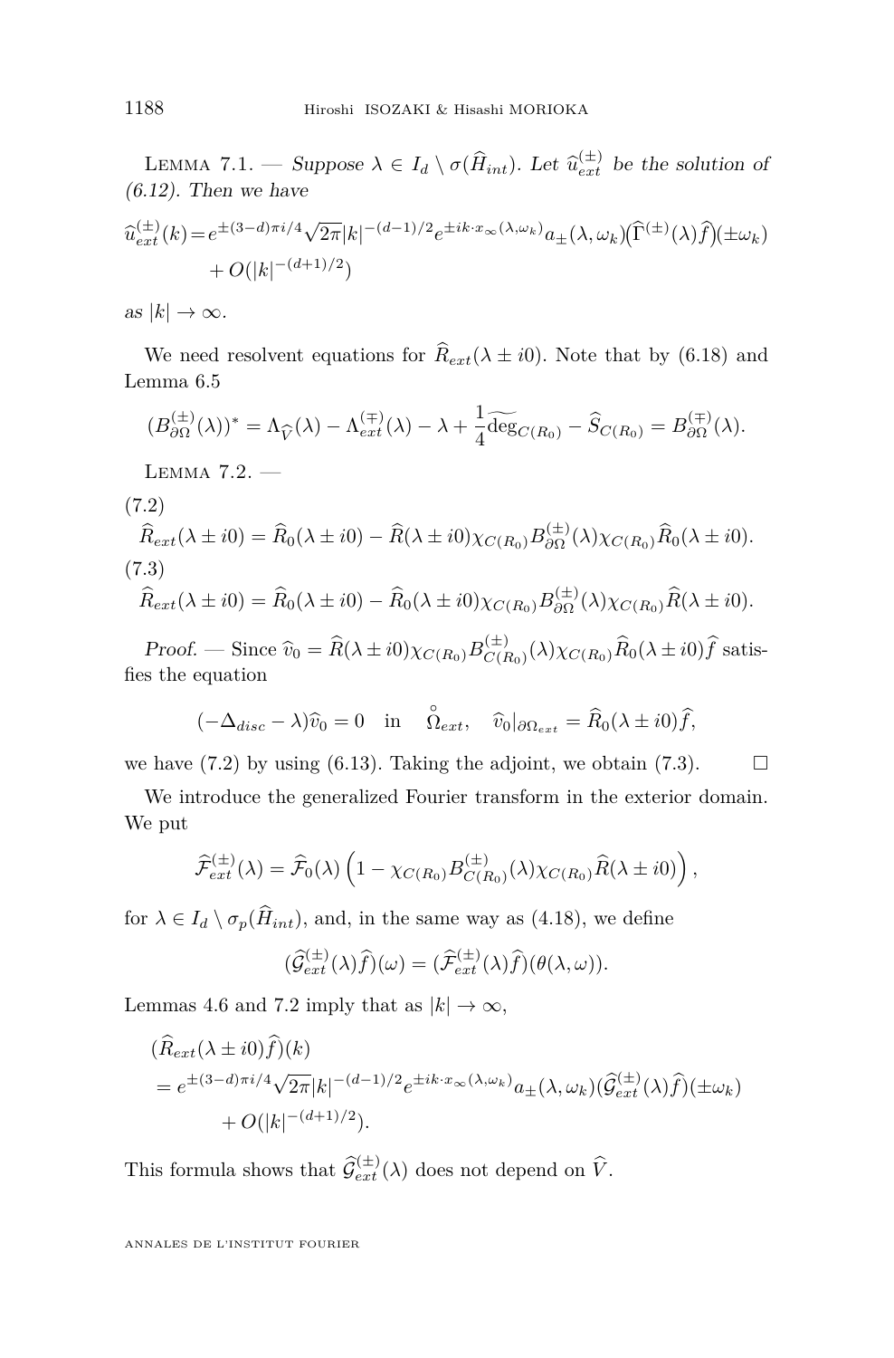Lemma 7.1. — *Suppose $\lambda \in I_d \setminus \sigma(\widehat{H}_{int})$. Let $\widehat{u}_{ext}^{(\pm)}$ be the solution of (6.12). Then we have*

$$
\begin{aligned}
\widehat{u}_{ext}^{(\pm)}(k) = {} & e^{\pm(3-d)\pi i/4}\sqrt{2\pi}|k|^{-(d-1)/2}e^{\pm ik\cdot x_\infty(\lambda,\omega_k)}a_\pm(\lambda,\omega_k)\big(\widehat{\Gamma}^{(\pm)}(\lambda)\widehat{f}\big)(\pm\omega_k) \\
& + O(|k|^{-(d+1)/2})
\end{aligned}
$$

*as $|k| \to \infty$.*

We need resolvent equations for $\widehat{R}_{ext}(\lambda \pm i0)$. Note that by (6.18) and Lemma 6.5

$$
(B_{\partial\Omega}^{(\pm)}(\lambda))^* = \Lambda_{\widehat{V}}(\lambda) - \Lambda_{ext}^{(\mp)}(\lambda) - \lambda + \frac{1}{4}\widetilde{\deg}_{C(R_0)} - \widehat{S}_{C(R_0)} = B_{\partial\Omega}^{(\mp)}(\lambda).
$$

Lemma 7.2. —

(7.2)
$$
\widehat{R}_{ext}(\lambda \pm i0) = \widehat{R}_0(\lambda \pm i0) - \widehat{R}(\lambda \pm i0)\chi_{C(R_0)}B_{\partial\Omega}^{(\pm)}(\lambda)\chi_{C(R_0)}\widehat{R}_0(\lambda \pm i0).
$$

(7.3)
$$
\widehat{R}_{ext}(\lambda \pm i0) = \widehat{R}_0(\lambda \pm i0) - \widehat{R}_0(\lambda \pm i0)\chi_{C(R_0)}B_{\partial\Omega}^{(\pm)}(\lambda)\chi_{C(R_0)}\widehat{R}(\lambda \pm i0).
$$

*Proof.* — Since $\widehat{v}_0 = \widehat{R}(\lambda \pm i0)\chi_{C(R_0)}B_{C(R_0)}^{(\pm)}(\lambda)\chi_{C(R_0)}\widehat{R}_0(\lambda \pm i0)\widehat{f}$ satisfies the equation

$$
(-\Delta_{disc} - \lambda)\widehat{v}_0 = 0 \quad \text{in} \quad \mathring{\Omega}_{ext}, \quad \widehat{v}_0|_{\partial\Omega_{ext}} = \widehat{R}_0(\lambda \pm i0)\widehat{f},
$$

we have (7.2) by using (6.13). Taking the adjoint, we obtain (7.3). $\square$

We introduce the generalized Fourier transform in the exterior domain. We put

$$
\widehat{\mathcal{F}}_{ext}^{(\pm)}(\lambda) = \widehat{\mathcal{F}}_0(\lambda)\left(1 - \chi_{C(R_0)}B_{C(R_0)}^{(\pm)}(\lambda)\chi_{C(R_0)}\widehat{R}(\lambda \pm i0)\right),
$$

for $\lambda \in I_d \setminus \sigma_p(\widehat{H}_{int})$, and, in the same way as (4.18), we define

$$
(\widehat{\mathcal{G}}_{ext}^{(\pm)}(\lambda)\widehat{f})(\omega) = (\widehat{\mathcal{F}}_{ext}^{(\pm)}(\lambda)\widehat{f})(\theta(\lambda,\omega)).
$$

Lemmas 4.6 and 7.2 imply that as $|k| \to \infty$,

$$
\begin{aligned}
& (\widehat{R}_{ext}(\lambda \pm i0)\widehat{f})(k) \\
& = e^{\pm(3-d)\pi i/4}\sqrt{2\pi}|k|^{-(d-1)/2}e^{\pm ik\cdot x_\infty(\lambda,\omega_k)}a_\pm(\lambda,\omega_k)(\widehat{\mathcal{G}}_{ext}^{(\pm)}(\lambda)\widehat{f})(\pm\omega_k) \\
& \qquad + O(|k|^{-(d+1)/2}).
\end{aligned}
$$

This formula shows that $\widehat{\mathcal{G}}_{ext}^{(\pm)}(\lambda)$ does not depend on $\widehat{V}$.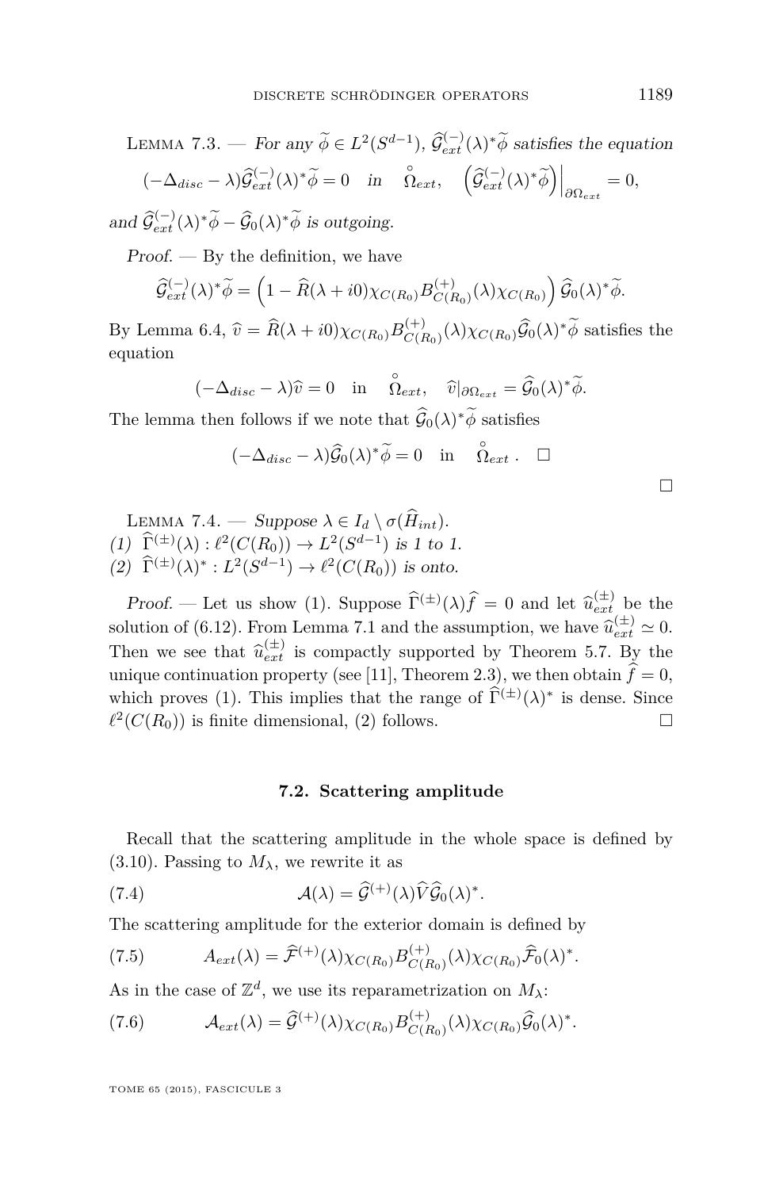Lemma 7.3. — *For any $\widetilde{\phi} \in L^2(S^{d-1})$, $\widehat{\mathcal{G}}^{(-)}_{ext}(\lambda)^*\widetilde{\phi}$ satisfies the equation*

$$(-\Delta_{disc} - \lambda)\widehat{\mathcal{G}}^{(-)}_{ext}(\lambda)^*\widetilde{\phi} = 0 \quad \text{in} \quad \overset{\circ}{\Omega}_{ext}, \quad \left(\widehat{\mathcal{G}}^{(-)}_{ext}(\lambda)^*\widetilde{\phi}\right)\Big|_{\partial\Omega_{ext}} = 0,$$

*and $\widehat{\mathcal{G}}^{(-)}_{ext}(\lambda)^*\widetilde{\phi} - \widehat{\mathcal{G}}_0(\lambda)^*\widetilde{\phi}$ is outgoing.*

*Proof.* — By the definition, we have

$$\widehat{\mathcal{G}}^{(-)}_{ext}(\lambda)^*\widetilde{\phi} = \left(1 - \widehat{R}(\lambda + i0)\chi_{C(R_0)}B^{(+)}_{C(R_0)}(\lambda)\chi_{C(R_0)}\right)\widehat{\mathcal{G}}_0(\lambda)^*\widetilde{\phi}.$$

By Lemma 6.4, $\widehat{v} = \widehat{R}(\lambda + i0)\chi_{C(R_0)}B^{(+)}_{C(R_0)}(\lambda)\chi_{C(R_0)}\widehat{\mathcal{G}}_0(\lambda)^*\widetilde{\phi}$ satisfies the equation

$$(-\Delta_{disc} - \lambda)\widehat{v} = 0 \quad \text{in} \quad \overset{\circ}{\Omega}_{ext}, \quad \widehat{v}|_{\partial\Omega_{ext}} = \widehat{\mathcal{G}}_0(\lambda)^*\widetilde{\phi}.$$

The lemma then follows if we note that $\widehat{\mathcal{G}}_0(\lambda)^*\widetilde{\phi}$ satisfies

$$(-\Delta_{disc} - \lambda)\widehat{\mathcal{G}}_0(\lambda)^*\widetilde{\phi} = 0 \quad \text{in} \quad \overset{\circ}{\Omega}_{ext}\,. \quad \square$$

$\square$

Lemma 7.4. — *Suppose $\lambda \in I_d \setminus \sigma(\widehat{H}_{int})$.*
*(1) $\widehat{\Gamma}^{(\pm)}(\lambda) : \ell^2(C(R_0)) \to L^2(S^{d-1})$ is 1 to 1.*
*(2) $\widehat{\Gamma}^{(\pm)}(\lambda)^* : L^2(S^{d-1}) \to \ell^2(C(R_0))$ is onto.*

*Proof.* — Let us show (1). Suppose $\widehat{\Gamma}^{(\pm)}(\lambda)\widehat{f} = 0$ and let $\widehat{u}^{(\pm)}_{ext}$ be the solution of (6.12). From Lemma 7.1 and the assumption, we have $\widehat{u}^{(\pm)}_{ext} \simeq 0$. Then we see that $\widehat{u}^{(\pm)}_{ext}$ is compactly supported by Theorem 5.7. By the unique continuation property (see [11], Theorem 2.3), we then obtain $\widehat{f} = 0$, which proves (1). This implies that the range of $\widehat{\Gamma}^{(\pm)}(\lambda)^*$ is dense. Since $\ell^2(C(R_0))$ is finite dimensional, (2) follows. $\square$

### 7.2. Scattering amplitude

Recall that the scattering amplitude in the whole space is defined by (3.10). Passing to $M_\lambda$, we rewrite it as

$$\mathcal{A}(\lambda) = \widehat{\mathcal{G}}^{(+)}(\lambda)\widehat{V}\widehat{\mathcal{G}}_0(\lambda)^*. \tag{7.4}$$

The scattering amplitude for the exterior domain is defined by

$$A_{ext}(\lambda) = \widehat{\mathcal{F}}^{(+)}(\lambda)\chi_{C(R_0)}B^{(+)}_{C(R_0)}(\lambda)\chi_{C(R_0)}\widehat{\mathcal{F}}_0(\lambda)^*. \tag{7.5}$$

As in the case of $\mathbb{Z}^d$, we use its reparametrization on $M_\lambda$:

$$\mathcal{A}_{ext}(\lambda) = \widehat{\mathcal{G}}^{(+)}(\lambda)\chi_{C(R_0)}B^{(+)}_{C(R_0)}(\lambda)\chi_{C(R_0)}\widehat{\mathcal{G}}_0(\lambda)^*. \tag{7.6}$$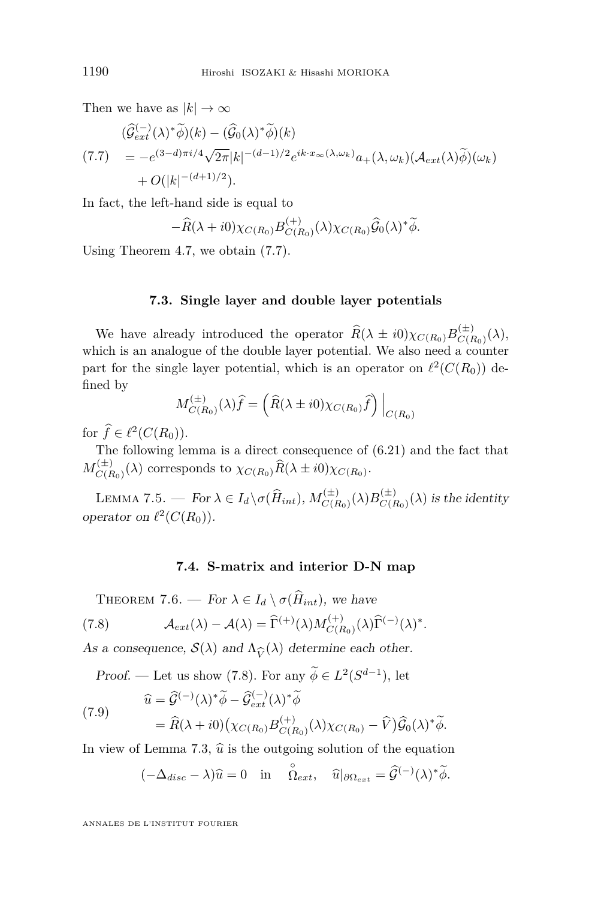Then we have as $|k| \to \infty$

$$
\begin{aligned}
&(\widehat{\mathcal{G}}^{(-)}_{ext}(\lambda)^* \widetilde{\phi})(k) - (\widehat{\mathcal{G}}_0(\lambda)^* \widetilde{\phi})(k) \\
&= -e^{(3-d)\pi i/4} \sqrt{2\pi} |k|^{-(d-1)/2} e^{ik\cdot x_\infty(\lambda,\omega_k)} a_+(\lambda,\omega_k) (\mathcal{A}_{ext}(\lambda)\widetilde{\phi})(\omega_k) \\
&\quad + O(|k|^{-(d+1)/2}).
\end{aligned} \tag{7.7}
$$

In fact, the left-hand side is equal to

$$
-\widehat{R}(\lambda + i0) \chi_{C(R_0)} B^{(+)}_{C(R_0)}(\lambda) \chi_{C(R_0)} \widehat{\mathcal{G}}_0(\lambda)^* \widetilde{\phi}.
$$

Using Theorem 4.7, we obtain (7.7).

### 7.3. Single layer and double layer potentials

We have already introduced the operator $\widehat{R}(\lambda \pm i0)\chi_{C(R_0)} B^{(\pm)}_{C(R_0)}(\lambda)$, which is an analogue of the double layer potential. We also need a counter part for the single layer potential, which is an operator on $\ell^2(C(R_0))$ defined by

$$
M^{(\pm)}_{C(R_0)}(\lambda)\widehat{f} = \Big( \widehat{R}(\lambda \pm i0)\chi_{C(R_0)} \widehat{f} \Big) \Big|_{C(R_0)}
$$

for $\widehat{f} \in \ell^2(C(R_0))$.

The following lemma is a direct consequence of (6.21) and the fact that $M^{(\pm)}_{C(R_0)}(\lambda)$ corresponds to $\chi_{C(R_0)} \widehat{R}(\lambda \pm i0)\chi_{C(R_0)}$.

Lemma 7.5. — *For $\lambda \in I_d \backslash \sigma(\widehat{H}_{int})$, $M^{(\pm)}_{C(R_0)}(\lambda) B^{(\pm)}_{C(R_0)}(\lambda)$ is the identity operator on $\ell^2(C(R_0))$.*

### 7.4. S-matrix and interior D-N map

Theorem 7.6. — *For $\lambda \in I_d \setminus \sigma(\widehat{H}_{int})$, we have*

$$
\mathcal{A}_{ext}(\lambda) - \mathcal{A}(\lambda) = \widehat{\Gamma}^{(+)}(\lambda) M^{(+)}_{C(R_0)}(\lambda) \widehat{\Gamma}^{(-)}(\lambda)^*. \tag{7.8}
$$

*As a consequence, $\mathcal{S}(\lambda)$ and $\Lambda_{\widehat{V}}(\lambda)$ determine each other.*

*Proof.* — Let us show (7.8). For any $\widetilde{\phi} \in L^2(S^{d-1})$, let

$$
\begin{aligned}
\widehat{u} &= \widehat{\mathcal{G}}^{(-)}(\lambda)^* \widetilde{\phi} - \widehat{\mathcal{G}}^{(-)}_{ext}(\lambda)^* \widetilde{\phi} \\
&= \widehat{R}(\lambda + i0) \big( \chi_{C(R_0)} B^{(+)}_{C(R_0)}(\lambda) \chi_{C(R_0)} - \widehat{V} \big) \widehat{\mathcal{G}}_0(\lambda)^* \widetilde{\phi}.
\end{aligned} \tag{7.9}
$$

In view of Lemma 7.3, $\widehat{u}$ is the outgoing solution of the equation

$$
(-\Delta_{disc} - \lambda)\widehat{u} = 0 \quad \text{in} \quad \overset{\circ}{\Omega}_{ext}, \quad \widehat{u}|_{\partial\Omega_{ext}} = \widehat{\mathcal{G}}^{(-)}(\lambda)^* \widetilde{\phi}.
$$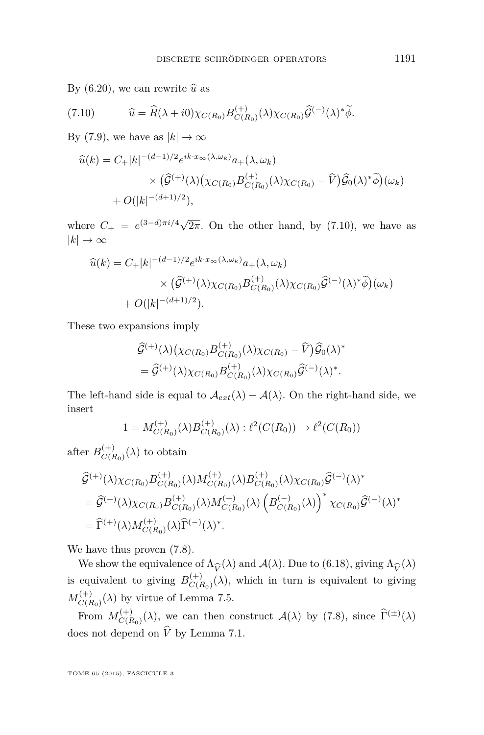By (6.20), we can rewrite $\widehat{u}$ as

$$\widehat{u} = \widehat{R}(\lambda + i0)\chi_{C(R_0)}B^{(+)}_{C(R_0)}(\lambda)\chi_{C(R_0)}\widehat{\mathcal{G}}^{(-)}(\lambda)^*\widetilde{\phi}. \tag{7.10}$$

By (7.9), we have as $|k| \to \infty$

$$\begin{aligned}\widehat{u}(k) = C_+|k|^{-(d-1)/2}&e^{ik\cdot x_\infty(\lambda,\omega_k)}a_+(\lambda,\omega_k)\\ &\times \big(\widehat{\mathcal{G}}^{(+)}(\lambda)\big(\chi_{C(R_0)}B^{(+)}_{C(R_0)}(\lambda)\chi_{C(R_0)} - \widehat{V}\big)\widehat{\mathcal{G}}_0(\lambda)^*\widetilde{\phi}\big)(\omega_k)\\ &+ O(|k|^{-(d+1)/2}),\end{aligned}$$

where $C_+ = e^{(3-d)\pi i/4}\sqrt{2\pi}$. On the other hand, by (7.10), we have as $|k| \to \infty$

$$\begin{aligned}\widehat{u}(k) = C_+|k|^{-(d-1)/2}&e^{ik\cdot x_\infty(\lambda,\omega_k)}a_+(\lambda,\omega_k)\\ &\times \big(\widehat{\mathcal{G}}^{(+)}(\lambda)\chi_{C(R_0)}B^{(+)}_{C(R_0)}(\lambda)\chi_{C(R_0)}\widehat{\mathcal{G}}^{(-)}(\lambda)^*\widetilde{\phi}\big)(\omega_k)\\ &+ O(|k|^{-(d+1)/2}).\end{aligned}$$

These two expansions imply

$$\begin{aligned}&\widehat{\mathcal{G}}^{(+)}(\lambda)\big(\chi_{C(R_0)}B^{(+)}_{C(R_0)}(\lambda)\chi_{C(R_0)} - \widehat{V}\big)\widehat{\mathcal{G}}_0(\lambda)^*\\ &= \widehat{\mathcal{G}}^{(+)}(\lambda)\chi_{C(R_0)}B^{(+)}_{C(R_0)}(\lambda)\chi_{C(R_0)}\widehat{\mathcal{G}}^{(-)}(\lambda)^*.\end{aligned}$$

The left-hand side is equal to $\mathcal{A}_{ext}(\lambda) - \mathcal{A}(\lambda)$. On the right-hand side, we insert

$$1 = M^{(+)}_{C(R_0)}(\lambda)B^{(+)}_{C(R_0)}(\lambda) : \ell^2(C(R_0)) \to \ell^2(C(R_0))$$

after $B^{(+)}_{C(R_0)}(\lambda)$ to obtain

$$\begin{aligned}&\widehat{\mathcal{G}}^{(+)}(\lambda)\chi_{C(R_0)}B^{(+)}_{C(R_0)}(\lambda)M^{(+)}_{C(R_0)}(\lambda)B^{(+)}_{C(R_0)}(\lambda)\chi_{C(R_0)}\widehat{\mathcal{G}}^{(-)}(\lambda)^*\\ &= \widehat{\mathcal{G}}^{(+)}(\lambda)\chi_{C(R_0)}B^{(+)}_{C(R_0)}(\lambda)M^{(+)}_{C(R_0)}(\lambda)\left(B^{(-)}_{C(R_0)}(\lambda)\right)^*\chi_{C(R_0)}\widehat{\mathcal{G}}^{(-)}(\lambda)^*\\ &= \widehat{\Gamma}^{(+)}(\lambda)M^{(+)}_{C(R_0)}(\lambda)\widehat{\Gamma}^{(-)}(\lambda)^*.\end{aligned}$$

We have thus proven (7.8).

We show the equivalence of $\Lambda_{\widehat{V}}(\lambda)$ and $\mathcal{A}(\lambda)$. Due to (6.18), giving $\Lambda_{\widehat{V}}(\lambda)$ is equivalent to giving $B^{(+)}_{C(R_0)}(\lambda)$, which in turn is equivalent to giving $M^{(+)}_{C(R_0)}(\lambda)$ by virtue of Lemma 7.5.

From $M^{(+)}_{C(R_0)}(\lambda)$, we can then construct $\mathcal{A}(\lambda)$ by (7.8), since $\widehat{\Gamma}^{(\pm)}(\lambda)$ does not depend on $\widehat{V}$ by Lemma 7.1.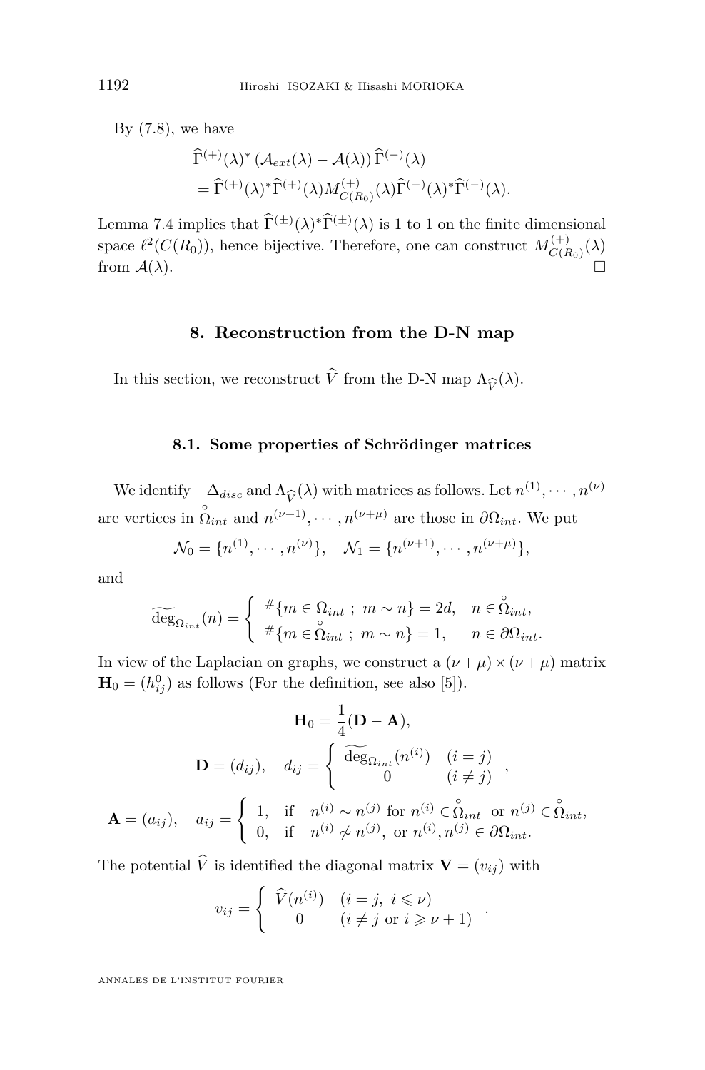By (7.8), we have

$$
\begin{aligned}
&\widehat{\Gamma}^{(+)}(\lambda)^* \left(\mathcal{A}_{ext}(\lambda) - \mathcal{A}(\lambda)\right) \widehat{\Gamma}^{(-)}(\lambda) \\
&= \widehat{\Gamma}^{(+)}(\lambda)^* \widehat{\Gamma}^{(+)}(\lambda) M^{(+)}_{C(R_0)}(\lambda) \widehat{\Gamma}^{(-)}(\lambda)^* \widehat{\Gamma}^{(-)}(\lambda).
\end{aligned}
$$

Lemma 7.4 implies that $\widehat{\Gamma}^{(\pm)}(\lambda)^*\widehat{\Gamma}^{(\pm)}(\lambda)$ is 1 to 1 on the finite dimensional space $\ell^2(C(R_0))$, hence bijective. Therefore, one can construct $M^{(+)}_{C(R_0)}(\lambda)$ from $\mathcal{A}(\lambda)$. □

## 8. Reconstruction from the D-N map

In this section, we reconstruct $\widehat{V}$ from the D-N map $\Lambda_{\widehat{V}}(\lambda)$.

### 8.1. Some properties of Schrödinger matrices

We identify $-\Delta_{disc}$ and $\Lambda_{\widehat{V}}(\lambda)$ with matrices as follows. Let $n^{(1)}, \cdots, n^{(\nu)}$ are vertices in $\mathring{\Omega}_{int}$ and $n^{(\nu+1)}, \cdots, n^{(\nu+\mu)}$ are those in $\partial\Omega_{int}$. We put

$$
\mathcal{N}_0 = \{n^{(1)}, \cdots, n^{(\nu)}\}, \quad \mathcal{N}_1 = \{n^{(\nu+1)}, \cdots, n^{(\nu+\mu)}\},
$$

and

$$
\widetilde{\deg}_{\Omega_{int}}(n) = \begin{cases} {}^{\#}\{m \in \Omega_{int} \ ; \ m \sim n\} = 2d, & n \in \mathring{\Omega}_{int}, \\ {}^{\#}\{m \in \mathring{\Omega}_{int} \ ; \ m \sim n\} = 1, & n \in \partial\Omega_{int}. \end{cases}
$$

In view of the Laplacian on graphs, we construct a $(\nu+\mu)\times(\nu+\mu)$ matrix $\mathbf{H}_0 = (h^0_{ij})$ as follows (For the definition, see also [5]).

$$
\mathbf{H}_0 = \frac{1}{4}(\mathbf{D} - \mathbf{A}),
$$

$$
\mathbf{D} = (d_{ij}), \quad d_{ij} = \begin{cases} \widetilde{\deg}_{\Omega_{int}}(n^{(i)}) & (i = j) \\ 0 & (i \neq j) \end{cases},
$$

$$
\mathbf{A} = (a_{ij}), \quad a_{ij} = \begin{cases} 1, & \text{if} \quad n^{(i)} \sim n^{(j)} \text{ for } n^{(i)} \in \mathring{\Omega}_{int} \ \text{ or } n^{(j)} \in \mathring{\Omega}_{int}, \\ 0, & \text{if} \quad n^{(i)} \not\sim n^{(j)}, \ \text{or } n^{(i)}, n^{(j)} \in \partial\Omega_{int}. \end{cases}
$$

The potential $\widehat{V}$ is identified the diagonal matrix $\mathbf{V} = (v_{ij})$ with

$$
v_{ij} = \begin{cases} \widehat{V}(n^{(i)}) & (i = j, \ i \leqslant \nu) \\ 0 & (i \neq j \text{ or } i \geqslant \nu + 1) \end{cases}.
$$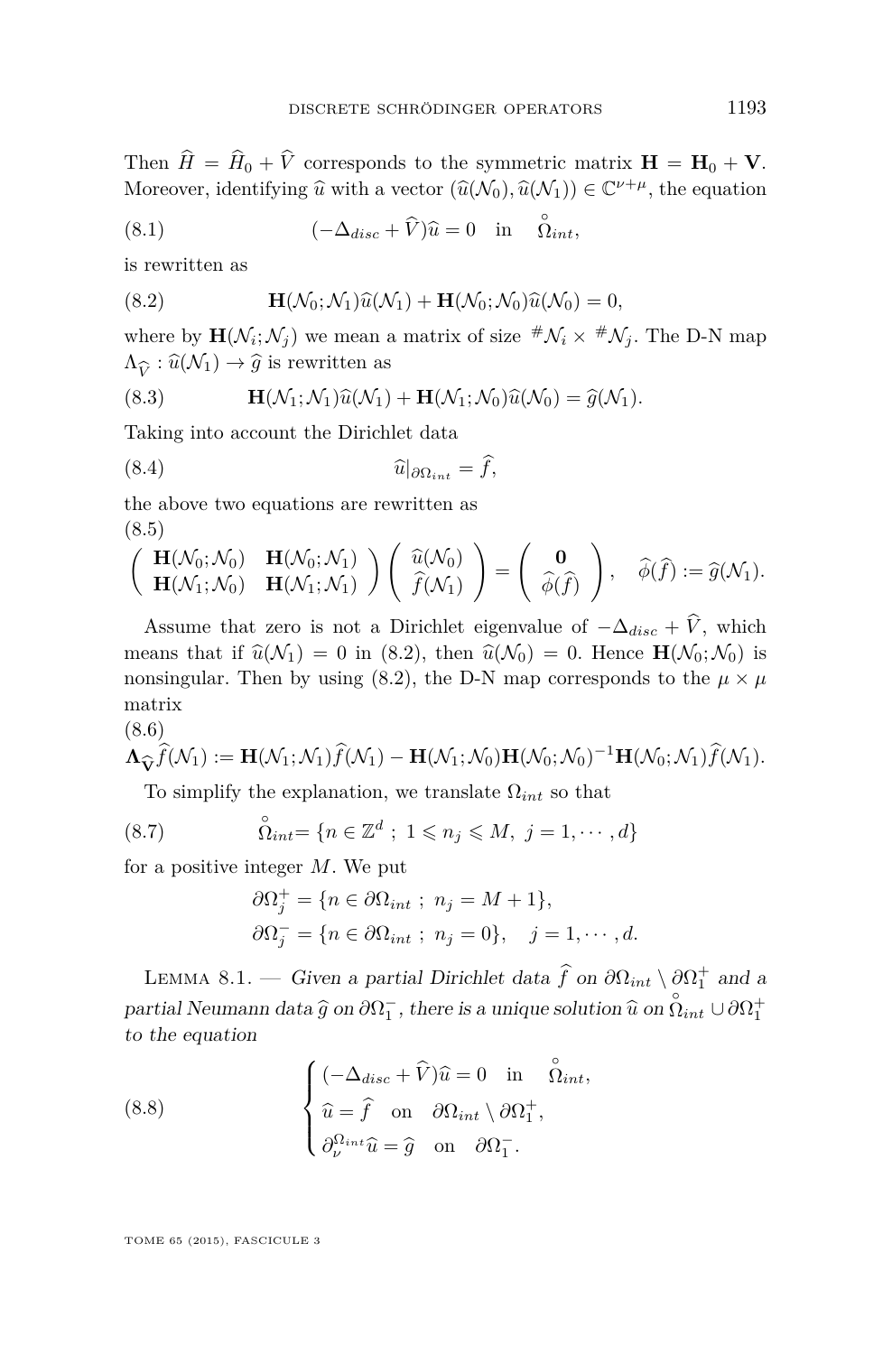Then $\widehat{H} = \widehat{H}_0 + \widehat{V}$ corresponds to the symmetric matrix $\mathbf{H} = \mathbf{H}_0 + \mathbf{V}$. Moreover, identifying $\widehat{u}$ with a vector $(\widehat{u}(\mathcal{N}_0), \widehat{u}(\mathcal{N}_1)) \in \mathbf{C}^{\nu+\mu}$, the equation

$$(-\Delta_{disc} + \widehat{V})\widehat{u} = 0 \quad \text{in} \quad \overset{\circ}{\Omega}_{int}, \tag{8.1}$$

is rewritten as

$$\mathbf{H}(\mathcal{N}_0;\mathcal{N}_1)\widehat{u}(\mathcal{N}_1) + \mathbf{H}(\mathcal{N}_0;\mathcal{N}_0)\widehat{u}(\mathcal{N}_0) = 0, \tag{8.2}$$

where by $\mathbf{H}(\mathcal{N}_i;\mathcal{N}_j)$ we mean a matrix of size ${}^{\#}\mathcal{N}_i \times {}^{\#}\mathcal{N}_j$. The D-N map $\Lambda_{\widehat{V}} : \widehat{u}(\mathcal{N}_1) \to \widehat{g}$ is rewritten as

$$\mathbf{H}(\mathcal{N}_1;\mathcal{N}_1)\widehat{u}(\mathcal{N}_1) + \mathbf{H}(\mathcal{N}_1;\mathcal{N}_0)\widehat{u}(\mathcal{N}_0) = \widehat{g}(\mathcal{N}_1). \tag{8.3}$$

Taking into account the Dirichlet data

$$\widehat{u}|_{\partial\Omega_{int}} = \widehat{f}, \tag{8.4}$$

the above two equations are rewritten as

$$\begin{pmatrix} \mathbf{H}(\mathcal{N}_0;\mathcal{N}_0) & \mathbf{H}(\mathcal{N}_0;\mathcal{N}_1) \\ \mathbf{H}(\mathcal{N}_1;\mathcal{N}_0) & \mathbf{H}(\mathcal{N}_1;\mathcal{N}_1) \end{pmatrix} \begin{pmatrix} \widehat{u}(\mathcal{N}_0) \\ \widehat{f}(\mathcal{N}_1) \end{pmatrix} = \begin{pmatrix} \mathbf{0} \\ \widehat{\phi}(\widehat{f}) \end{pmatrix}, \quad \widehat{\phi}(\widehat{f}) := \widehat{g}(\mathcal{N}_1). \tag{8.5}$$

Assume that zero is not a Dirichlet eigenvalue of $-\Delta_{disc} + \widehat{V}$, which means that if $\widehat{u}(\mathcal{N}_1) = 0$ in (8.2), then $\widehat{u}(\mathcal{N}_0) = 0$. Hence $\mathbf{H}(\mathcal{N}_0;\mathcal{N}_0)$ is nonsingular. Then by using (8.2), the D-N map corresponds to the $\mu \times \mu$ matrix

$$\mathbf{\Lambda}_{\widehat{\mathbf{V}}}\widehat{f}(\mathcal{N}_1) := \mathbf{H}(\mathcal{N}_1;\mathcal{N}_1)\widehat{f}(\mathcal{N}_1) - \mathbf{H}(\mathcal{N}_1;\mathcal{N}_0)\mathbf{H}(\mathcal{N}_0;\mathcal{N}_0)^{-1}\mathbf{H}(\mathcal{N}_0;\mathcal{N}_1)\widehat{f}(\mathcal{N}_1). \tag{8.6}$$

To simplify the explanation, we translate $\Omega_{int}$ so that

$$\overset{\circ}{\Omega}_{int} = \{n \in \mathbf{Z}^d \ ; \ 1 \leqslant n_j \leqslant M, \ j = 1, \cdots, d\} \tag{8.7}$$

for a positive integer $M$. We put

$$\partial\Omega_j^+ = \{n \in \partial\Omega_{int} \ ; \ n_j = M+1\},$$
$$\partial\Omega_j^- = \{n \in \partial\Omega_{int} \ ; \ n_j = 0\}, \quad j = 1, \cdots, d.$$

Lemma 8.1. — *Given a partial Dirichlet data $\widehat{f}$ on $\partial\Omega_{int} \setminus \partial\Omega_1^+$ and a partial Neumann data $\widehat{g}$ on $\partial\Omega_1^-$, there is a unique solution $\widehat{u}$ on $\overset{\circ}{\Omega}_{int} \cup \partial\Omega_1^+$ to the equation*

$$\begin{cases} (-\Delta_{disc} + \widehat{V})\widehat{u} = 0 \quad \text{in} \quad \overset{\circ}{\Omega}_{int}, \\ \widehat{u} = \widehat{f} \quad \text{on} \quad \partial\Omega_{int} \setminus \partial\Omega_1^+, \\ \partial_\nu^{\Omega_{int}}\widehat{u} = \widehat{g} \quad \text{on} \quad \partial\Omega_1^-. \end{cases} \tag{8.8}$$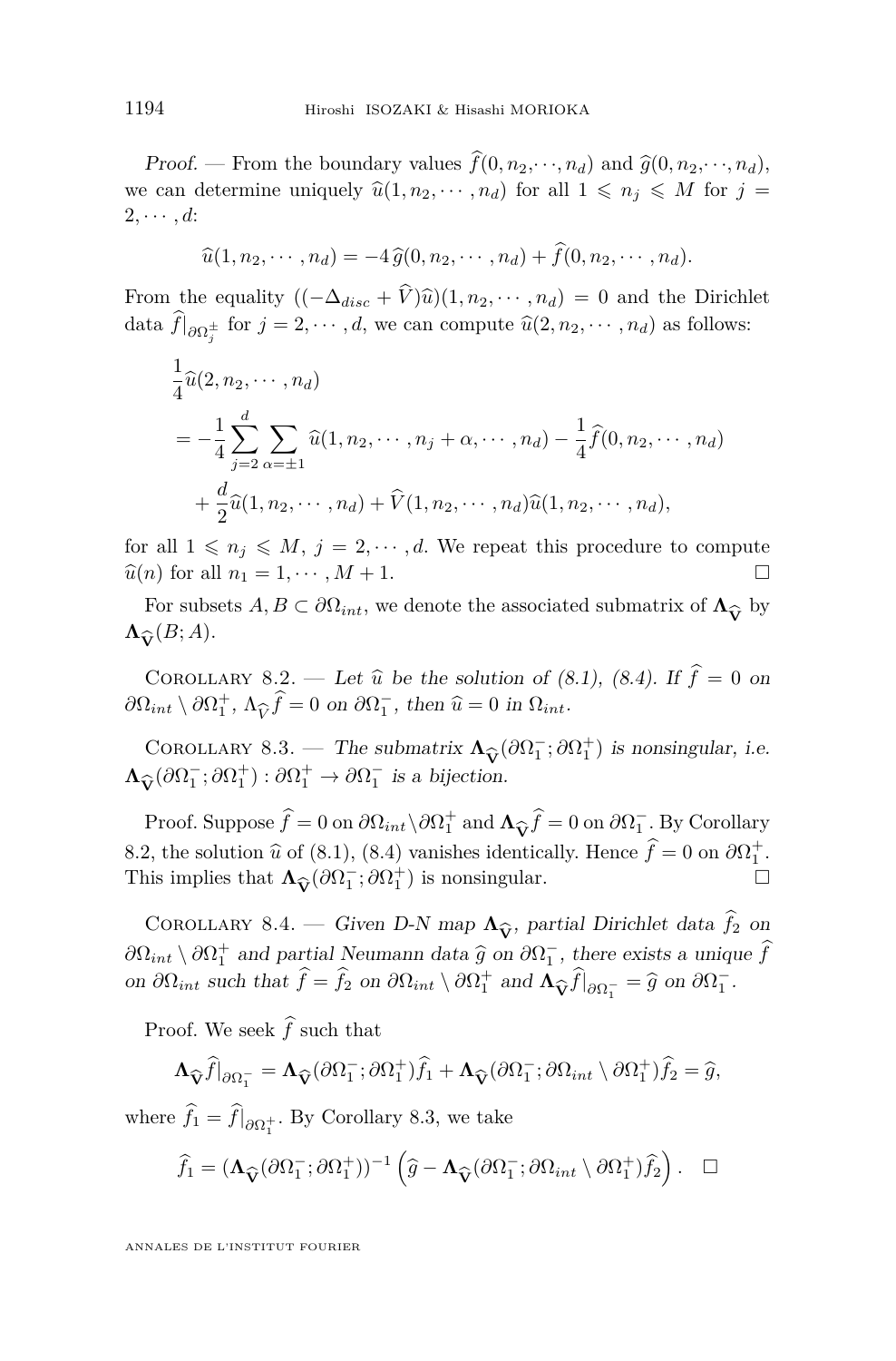*Proof.* — From the boundary values $\widehat{f}(0,n_2,\cdots,n_d)$ and $\widehat{g}(0,n_2,\cdots,n_d)$, we can determine uniquely $\widehat{u}(1,n_2,\cdots,n_d)$ for all $1 \leqslant n_j \leqslant M$ for $j = 2,\cdots,d$:

$$\widehat{u}(1,n_2,\cdots,n_d) = -4\,\widehat{g}(0,n_2,\cdots,n_d) + \widehat{f}(0,n_2,\cdots,n_d).$$

From the equality $((-\Delta_{disc} + \widehat{V})\widehat{u})(1,n_2,\cdots,n_d) = 0$ and the Dirichlet data $\widehat{f}|_{\partial\Omega_j^{\pm}}$ for $j = 2,\cdots,d$, we can compute $\widehat{u}(2,n_2,\cdots,n_d)$ as follows:

$$\begin{aligned}
&\frac{1}{4}\widehat{u}(2,n_2,\cdots,n_d) \\
&= -\frac{1}{4}\sum_{j=2}^{d}\sum_{\alpha=\pm 1}\widehat{u}(1,n_2,\cdots,n_j+\alpha,\cdots,n_d) - \frac{1}{4}\widehat{f}(0,n_2,\cdots,n_d) \\
&\quad + \frac{d}{2}\widehat{u}(1,n_2,\cdots,n_d) + \widehat{V}(1,n_2,\cdots,n_d)\widehat{u}(1,n_2,\cdots,n_d),
\end{aligned}$$

for all $1 \leqslant n_j \leqslant M$, $j = 2,\cdots,d$. We repeat this procedure to compute $\widehat{u}(n)$ for all $n_1 = 1,\cdots,M+1$. □

For subsets $A, B \subset \partial\Omega_{int}$, we denote the associated submatrix of $\mathbf{\Lambda}_{\widehat{\mathbf{V}}}$ by $\mathbf{\Lambda}_{\widehat{\mathbf{V}}}(B;A)$.

Corollary 8.2. — *Let $\widehat{u}$ be the solution of (8.1), (8.4). If $\widehat{f} = 0$ on $\partial\Omega_{int} \setminus \partial\Omega_1^{+}$, $\Lambda_{\widehat{V}}\widehat{f} = 0$ on $\partial\Omega_1^{-}$, then $\widehat{u} = 0$ in $\Omega_{int}$.*

Corollary 8.3. — *The submatrix $\mathbf{\Lambda}_{\widehat{\mathbf{V}}}(\partial\Omega_1^{-};\partial\Omega_1^{+})$ is nonsingular, i.e. $\mathbf{\Lambda}_{\widehat{\mathbf{V}}}(\partial\Omega_1^{-};\partial\Omega_1^{+}) : \partial\Omega_1^{+} \to \partial\Omega_1^{-}$ is a bijection.*

Proof. Suppose $\widehat{f} = 0$ on $\partial\Omega_{int}\setminus\partial\Omega_1^{+}$ and $\mathbf{\Lambda}_{\widehat{\mathbf{V}}}\widehat{f} = 0$ on $\partial\Omega_1^{-}$. By Corollary 8.2, the solution $\widehat{u}$ of (8.1), (8.4) vanishes identically. Hence $\widehat{f} = 0$ on $\partial\Omega_1^{+}$. This implies that $\mathbf{\Lambda}_{\widehat{\mathbf{V}}}(\partial\Omega_1^{-};\partial\Omega_1^{+})$ is nonsingular. □

Corollary 8.4. — *Given D-N map $\mathbf{\Lambda}_{\widehat{\mathbf{V}}}$, partial Dirichlet data $\widehat{f}_2$ on $\partial\Omega_{int} \setminus \partial\Omega_1^{+}$ and partial Neumann data $\widehat{g}$ on $\partial\Omega_1^{-}$, there exists a unique $\widehat{f}$ on $\partial\Omega_{int}$ such that $\widehat{f} = \widehat{f}_2$ on $\partial\Omega_{int} \setminus \partial\Omega_1^{+}$ and $\mathbf{\Lambda}_{\widehat{\mathbf{V}}}\widehat{f}|_{\partial\Omega_1^{-}} = \widehat{g}$ on $\partial\Omega_1^{-}$.*

Proof. We seek $\widehat{f}$ such that

$$\mathbf{\Lambda}_{\widehat{\mathbf{V}}}\widehat{f}|_{\partial\Omega_1^{-}} = \mathbf{\Lambda}_{\widehat{\mathbf{V}}}(\partial\Omega_1^{-};\partial\Omega_1^{+})\widehat{f}_1 + \mathbf{\Lambda}_{\widehat{\mathbf{V}}}(\partial\Omega_1^{-};\partial\Omega_{int}\setminus\partial\Omega_1^{+})\widehat{f}_2 = \widehat{g},$$

where $\widehat{f}_1 = \widehat{f}|_{\partial\Omega_1^{+}}$. By Corollary 8.3, we take

$$\widehat{f}_1 = (\mathbf{\Lambda}_{\widehat{\mathbf{V}}}(\partial\Omega_1^{-};\partial\Omega_1^{+}))^{-1}\left(\widehat{g} - \mathbf{\Lambda}_{\widehat{\mathbf{V}}}(\partial\Omega_1^{-};\partial\Omega_{int}\setminus\partial\Omega_1^{+})\widehat{f}_2\right). \quad \square$$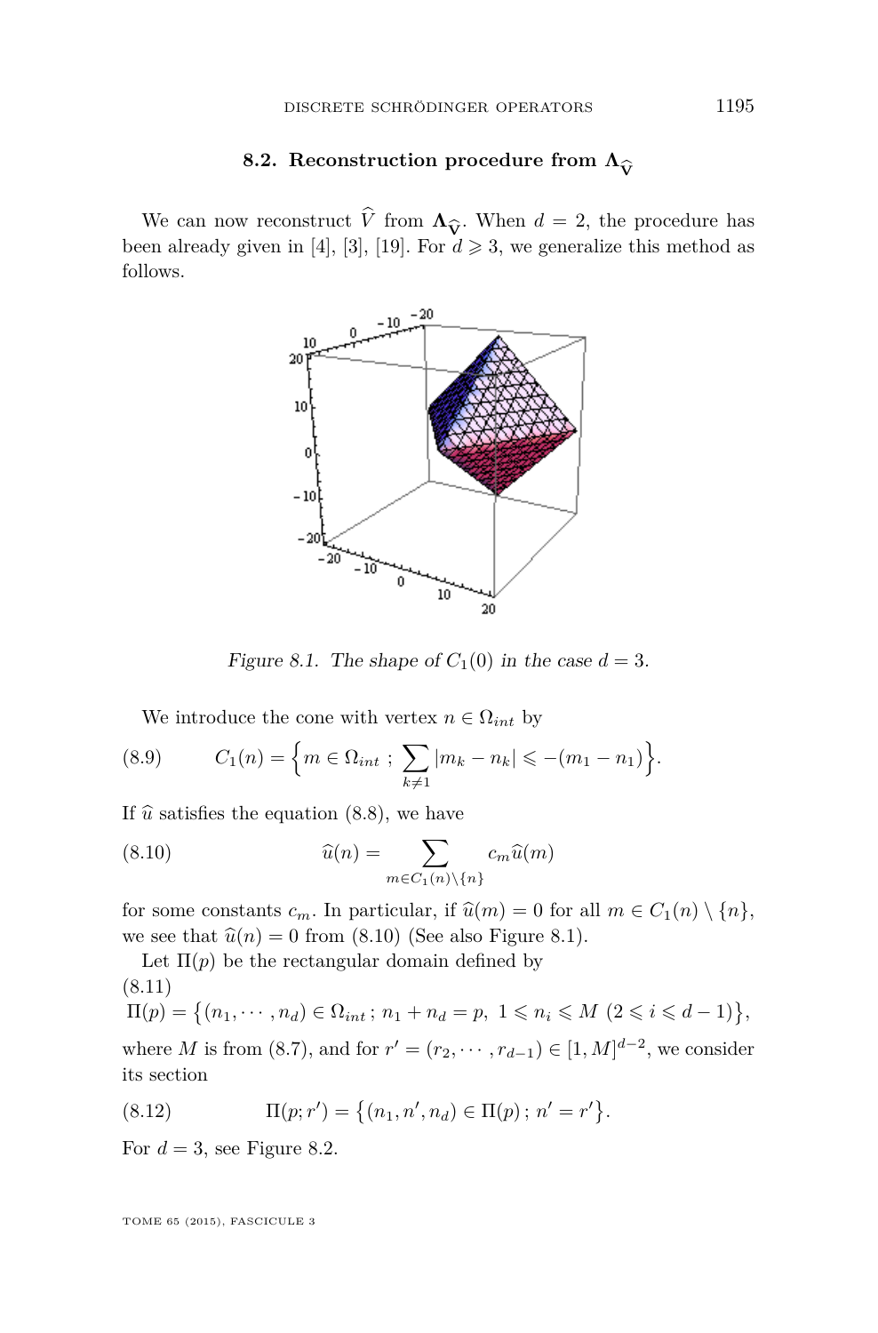## 8.2. Reconstruction procedure from $\mathbf{\Lambda}_{\widehat{\mathbf{V}}}$

We can now reconstruct $\widehat{V}$ from $\mathbf{\Lambda}_{\widehat{\mathbf{V}}}$. When $d = 2$, the procedure has been already given in [4], [3], [19]. For $d \geqslant 3$, we generalize this method as follows.

*Figure 8.1. The shape of $C_1(0)$ in the case $d = 3$.*

We introduce the cone with vertex $n \in \Omega_{int}$ by

$$C_1(n) = \Big\{ m \in \Omega_{int} \; ; \; \sum_{k \neq 1} |m_k - n_k| \leqslant -(m_1 - n_1) \Big\}. \tag{8.9}$$

If $\widehat{u}$ satisfies the equation (8.8), we have

$$\widehat{u}(n) = \sum_{m \in C_1(n) \setminus \{n\}} c_m \widehat{u}(m) \tag{8.10}$$

for some constants $c_m$. In particular, if $\widehat{u}(m) = 0$ for all $m \in C_1(n) \setminus \{n\}$, we see that $\widehat{u}(n) = 0$ from (8.10) (See also Figure 8.1).

Let $\Pi(p)$ be the rectangular domain defined by

$$\Pi(p) = \big\{ (n_1, \cdots, n_d) \in \Omega_{int} \, ; \, n_1 + n_d = p, \; 1 \leqslant n_i \leqslant M \; (2 \leqslant i \leqslant d-1) \big\}, \tag{8.11}$$

where $M$ is from (8.7), and for $r' = (r_2, \cdots, r_{d-1}) \in [1, M]^{d-2}$, we consider its section

$$\Pi(p; r') = \big\{ (n_1, n', n_d) \in \Pi(p) \, ; \, n' = r' \big\}. \tag{8.12}$$

For $d = 3$, see Figure 8.2.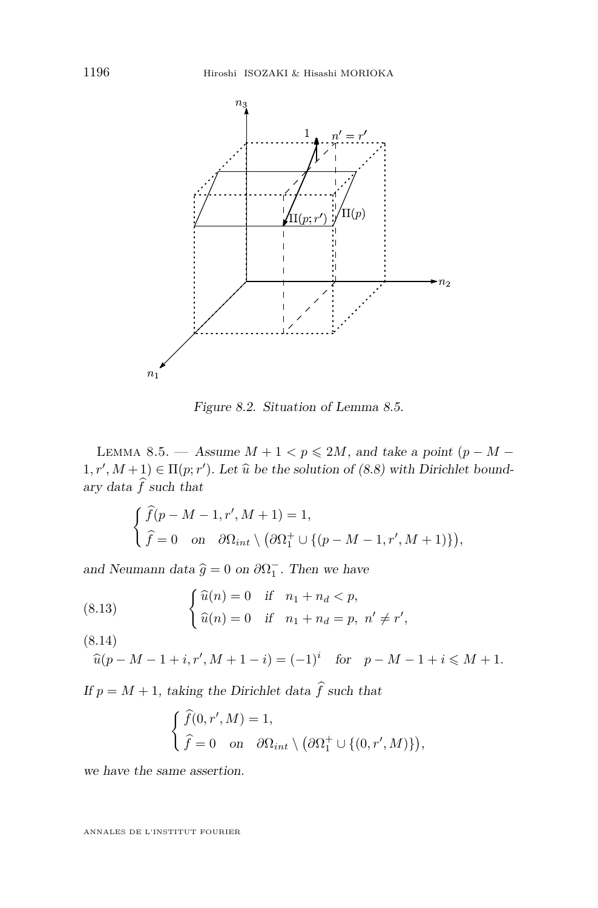Figure 8.2. Situation of Lemma 8.5.

LEMMA 8.5. — *Assume $M+1 < p \leqslant 2M$, and take a point $(p-M-1, r', M+1) \in \Pi(p;r')$. Let $\widehat{u}$ be the solution of (8.8) with Dirichlet boundary data $\widehat{f}$ such that*

$$\begin{cases} \widehat{f}(p-M-1, r', M+1) = 1, \\ \widehat{f} = 0 \quad \text{on} \quad \partial\Omega_{int} \setminus \left(\partial\Omega_1^+ \cup \{(p-M-1, r', M+1)\}\right), \end{cases}$$

*and Neumann data $\widehat{g} = 0$ on $\partial\Omega_1^-$. Then we have*

$$\begin{cases} \widehat{u}(n) = 0 \quad \text{if} \quad n_1 + n_d < p, \\ \widehat{u}(n) = 0 \quad \text{if} \quad n_1 + n_d = p, \ n' \neq r', \end{cases} \tag{8.13}$$

$$\widehat{u}(p-M-1+i, r', M+1-i) = (-1)^i \quad \text{for} \quad p-M-1+i \leqslant M+1. \tag{8.14}$$

*If $p = M+1$, taking the Dirichlet data $\widehat{f}$ such that*

$$\begin{cases} \widehat{f}(0, r', M) = 1, \\ \widehat{f} = 0 \quad \text{on} \quad \partial\Omega_{int} \setminus \left(\partial\Omega_1^+ \cup \{(0, r', M)\}\right), \end{cases}$$

*we have the same assertion.*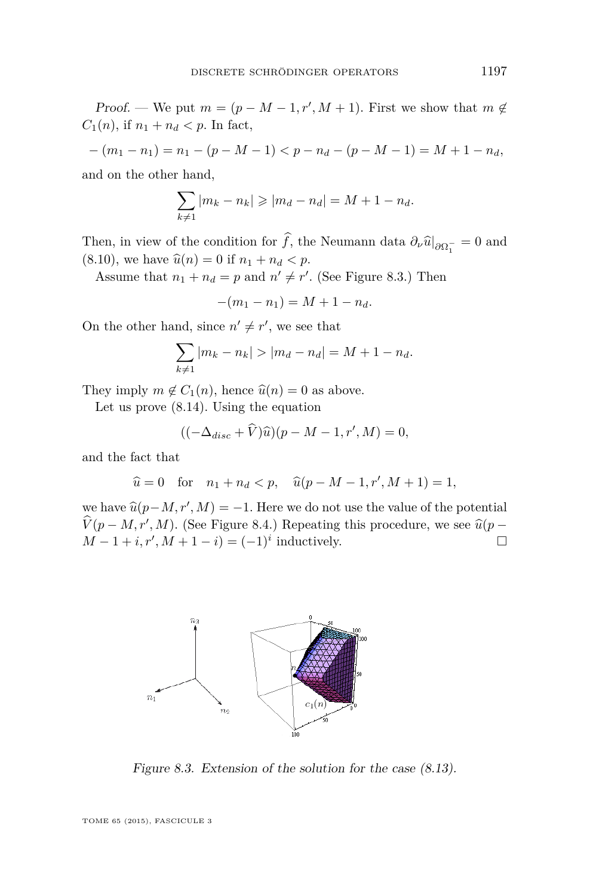*Proof.* — We put $m = (p - M - 1, r', M + 1)$. First we show that $m \notin C_1(n)$, if $n_1 + n_d < p$. In fact,

$$-(m_1 - n_1) = n_1 - (p - M - 1) < p - n_d - (p - M - 1) = M + 1 - n_d,$$

and on the other hand,

$$\sum_{k \neq 1} |m_k - n_k| \geqslant |m_d - n_d| = M + 1 - n_d.$$

Then, in view of the condition for $\widehat{f}$, the Neumann data $\partial_\nu \widehat{u}|_{\partial\Omega_1^-} = 0$ and (8.10), we have $\widehat{u}(n) = 0$ if $n_1 + n_d < p$.

Assume that $n_1 + n_d = p$ and $n' \neq r'$. (See Figure 8.3.) Then

$$-(m_1 - n_1) = M + 1 - n_d.$$

On the other hand, since $n' \neq r'$, we see that

$$\sum_{k \neq 1} |m_k - n_k| > |m_d - n_d| = M + 1 - n_d.$$

They imply $m \notin C_1(n)$, hence $\widehat{u}(n) = 0$ as above.

Let us prove (8.14). Using the equation

$$((-\Delta_{disc} + \widehat{V})\widehat{u})(p - M - 1, r', M) = 0,$$

and the fact that

$$\widehat{u} = 0 \quad \text{for} \quad n_1 + n_d < p, \quad \widehat{u}(p - M - 1, r', M + 1) = 1,$$

we have $\widehat{u}(p - M, r', M) = -1$. Here we do not use the value of the potential $\widehat{V}(p - M, r', M)$. (See Figure 8.4.) Repeating this procedure, we see $\widehat{u}(p - M - 1 + i, r', M + 1 - i) = (-1)^i$ inductively. □

*Figure 8.3. Extension of the solution for the case (8.13).*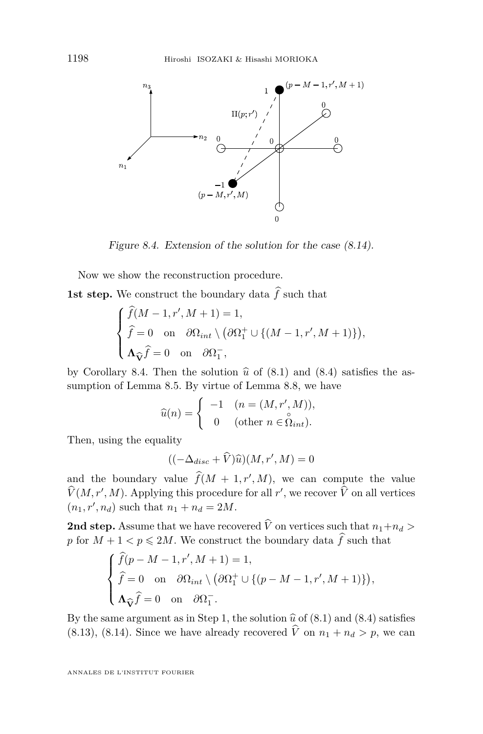Figure 8.4. Extension of the solution for the case (8.14).

Now we show the reconstruction procedure.

**1st step.** We construct the boundary data $\widehat{f}$ such that

$$\begin{cases} \widehat{f}(M-1,r',M+1)=1, \\ \widehat{f}=0 \quad \text{on} \quad \partial\Omega_{int}\setminus\big(\partial\Omega_1^+\cup\{(M-1,r',M+1)\}\big), \\ \mathbf{\Lambda}_{\widehat{\mathbf{V}}}\widehat{f}=0 \quad \text{on} \quad \partial\Omega_1^-, \end{cases}$$

by Corollary 8.4. Then the solution $\widehat{u}$ of (8.1) and (8.4) satisfies the assumption of Lemma 8.5. By virtue of Lemma 8.8, we have

$$\widehat{u}(n)=\begin{cases} -1 & (n=(M,r',M)), \\ 0 & (\text{other } n\in\overset{\circ}{\Omega}_{int}). \end{cases}$$

Then, using the equality

$$((-\Delta_{disc}+\widehat{V})\widehat{u})(M,r',M)=0$$

and the boundary value $\widehat{f}(M+1,r',M)$, we can compute the value $\widehat{V}(M,r',M)$. Applying this procedure for all $r'$, we recover $\widehat{V}$ on all vertices $(n_1,r',n_d)$ such that $n_1+n_d=2M$.

**2nd step.** Assume that we have recovered $\widehat{V}$ on vertices such that $n_1+n_d>p$ for $M+1<p\leqslant 2M$. We construct the boundary data $\widehat{f}$ such that

$$\begin{cases} \widehat{f}(p-M-1,r',M+1)=1, \\ \widehat{f}=0 \quad \text{on} \quad \partial\Omega_{int}\setminus\big(\partial\Omega_1^+\cup\{(p-M-1,r',M+1)\}\big), \\ \mathbf{\Lambda}_{\widehat{\mathbf{V}}}\widehat{f}=0 \quad \text{on} \quad \partial\Omega_1^-. \end{cases}$$

By the same argument as in Step 1, the solution $\widehat{u}$ of (8.1) and (8.4) satisfies (8.13), (8.14). Since we have already recovered $\widehat{V}$ on $n_1+n_d>p$, we can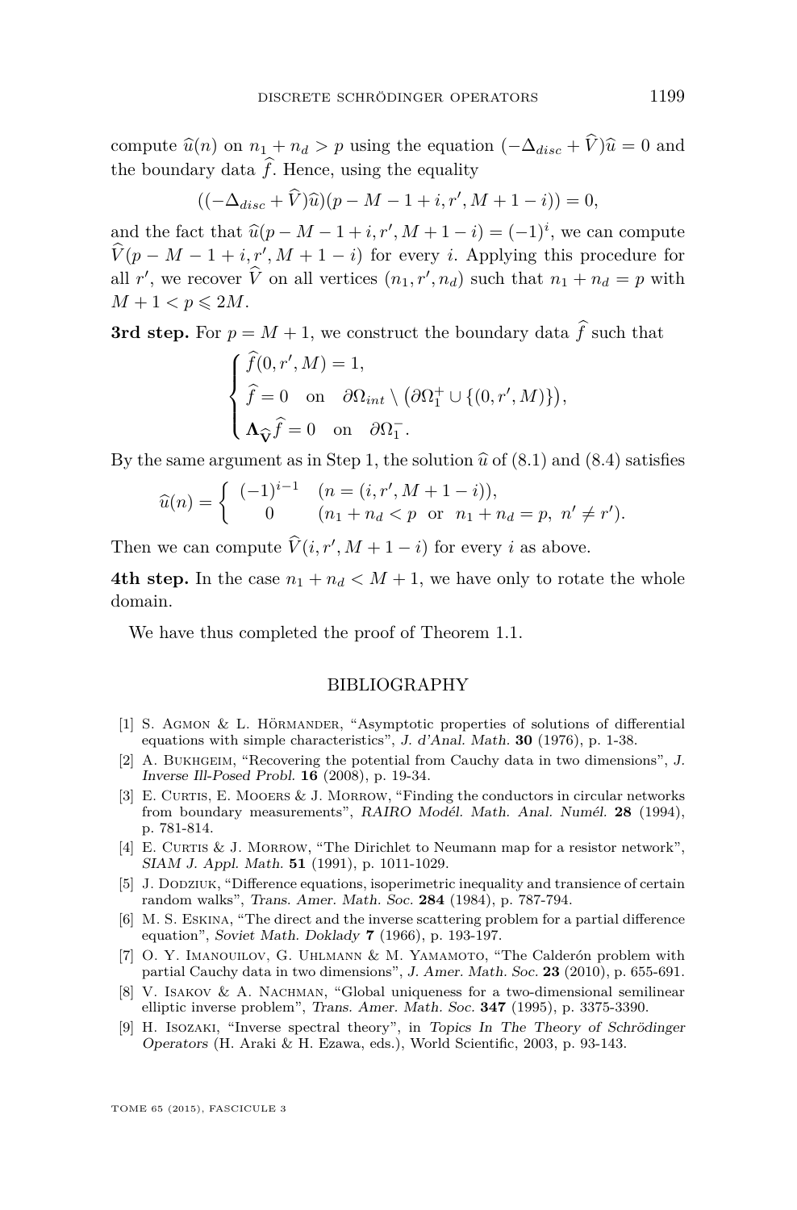compute $\widehat{u}(n)$ on $n_1 + n_d > p$ using the equation $(-\Delta_{disc} + \widehat{V})\widehat{u} = 0$ and the boundary data $\widehat{f}$. Hence, using the equality

$$((-\Delta_{disc} + \widehat{V})\widehat{u})(p - M - 1 + i, r', M + 1 - i)) = 0,$$

and the fact that $\widehat{u}(p - M - 1 + i, r', M + 1 - i) = (-1)^i$, we can compute $\widehat{V}(p - M - 1 + i, r', M + 1 - i)$ for every $i$. Applying this procedure for all $r'$, we recover $\widehat{V}$ on all vertices $(n_1, r', n_d)$ such that $n_1 + n_d = p$ with $M + 1 < p \leqslant 2M$.

**3rd step.** For $p = M + 1$, we construct the boundary data $\widehat{f}$ such that

$$\begin{cases} \widehat{f}(0, r', M) = 1, \\ \widehat{f} = 0 \quad \text{on} \quad \partial\Omega_{int} \setminus \left(\partial\Omega_1^+ \cup \{(0, r', M)\}\right), \\ \mathbf{\Lambda}_{\widehat{\mathbf{V}}}\widehat{f} = 0 \quad \text{on} \quad \partial\Omega_1^-. \end{cases}$$

By the same argument as in Step 1, the solution $\widehat{u}$ of (8.1) and (8.4) satisfies

$$\widehat{u}(n) = \begin{cases} (-1)^{i-1} & (n = (i, r', M + 1 - i)), \\ 0 & (n_1 + n_d < p \ \text{ or } \ n_1 + n_d = p, \ n' \neq r'). \end{cases}$$

Then we can compute $\widehat{V}(i, r', M + 1 - i)$ for every $i$ as above.

**4th step.** In the case $n_1 + n_d < M + 1$, we have only to rotate the whole domain.

We have thus completed the proof of Theorem 1.1.

## BIBLIOGRAPHY

[1] S. Agmon & L. Hörmander, "Asymptotic properties of solutions of differential equations with simple characteristics", *J. d'Anal. Math.* **30** (1976), p. 1-38.

[2] A. Bukhgeim, "Recovering the potential from Cauchy data in two dimensions", *J. Inverse Ill-Posed Probl.* **16** (2008), p. 19-34.

[3] E. Curtis, E. Mooers & J. Morrow, "Finding the conductors in circular networks from boundary measurements", *RAIRO Modél. Math. Anal. Numél.* **28** (1994), p. 781-814.

[4] E. Curtis & J. Morrow, "The Dirichlet to Neumann map for a resistor network", *SIAM J. Appl. Math.* **51** (1991), p. 1011-1029.

[5] J. Dodziuk, "Difference equations, isoperimetric inequality and transience of certain random walks", *Trans. Amer. Math. Soc.* **284** (1984), p. 787-794.

[6] M. S. Eskina, "The direct and the inverse scattering problem for a partial difference equation", *Soviet Math. Doklady* **7** (1966), p. 193-197.

[7] O. Y. Imanouilov, G. Uhlmann & M. Yamamoto, "The Calderón problem with partial Cauchy data in two dimensions", *J. Amer. Math. Soc.* **23** (2010), p. 655-691.

[8] V. Isakov & A. Nachman, "Global uniqueness for a two-dimensional semilinear elliptic inverse problem", *Trans. Amer. Math. Soc.* **347** (1995), p. 3375-3390.

[9] H. Isozaki, "Inverse spectral theory", in *Topics In The Theory of Schrödinger Operators* (H. Araki & H. Ezawa, eds.), World Scientific, 2003, p. 93-143.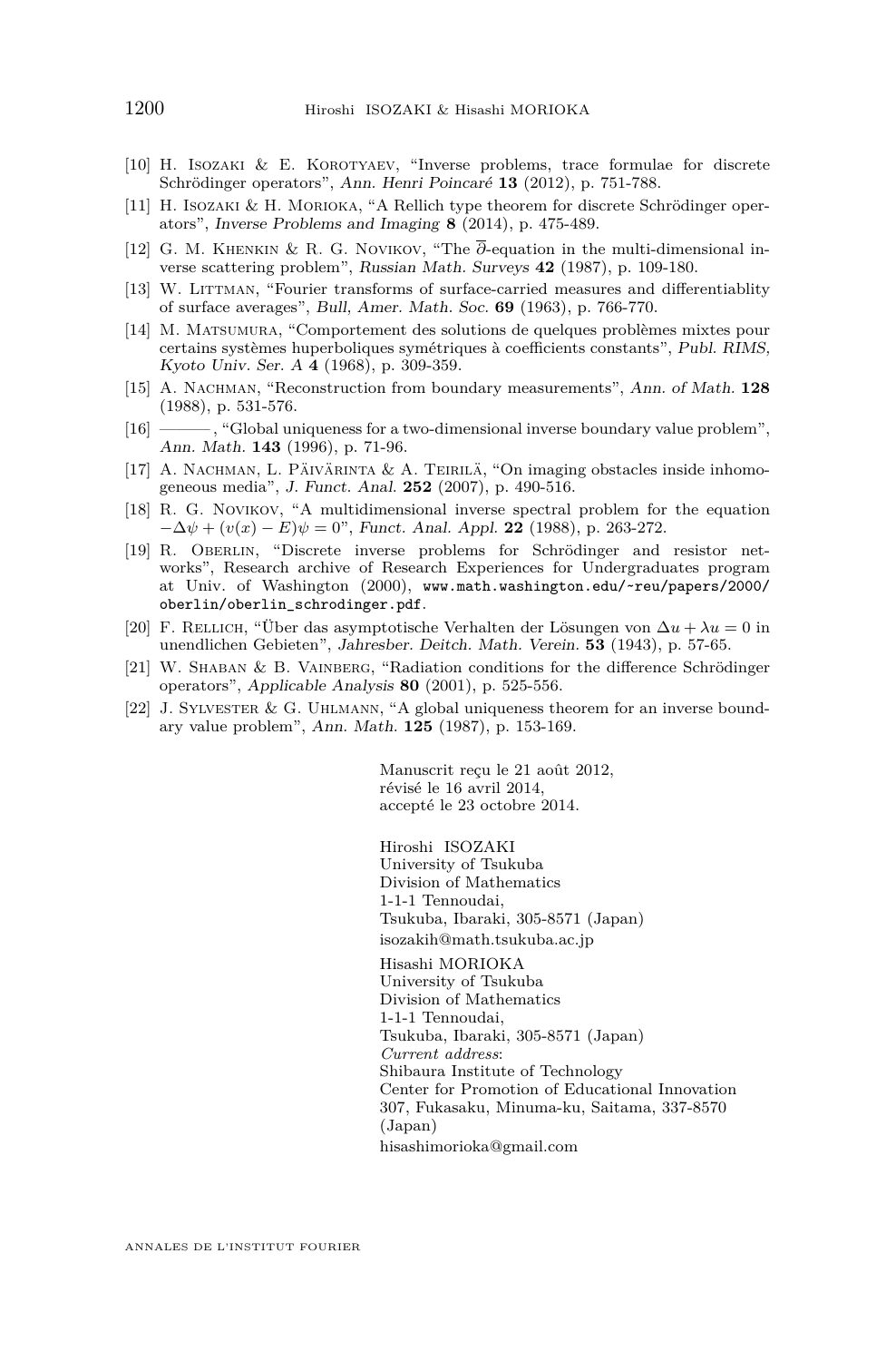[10] H. Isozaki & E. Korotyaev, "Inverse problems, trace formulae for discrete Schrödinger operators", *Ann. Henri Poincaré* **13** (2012), p. 751-788.

[11] H. Isozaki & H. Morioka, "A Rellich type theorem for discrete Schrödinger operators", *Inverse Problems and Imaging* **8** (2014), p. 475-489.

[12] G. M. Khenkin & R. G. Novikov, "The $\overline{\partial}$-equation in the multi-dimensional inverse scattering problem", *Russian Math. Surveys* **42** (1987), p. 109-180.

[13] W. Littman, "Fourier transforms of surface-carried measures and differentiablity of surface averages", *Bull, Amer. Math. Soc.* **69** (1963), p. 766-770.

[14] M. Matsumura, "Comportement des solutions de quelques problèmes mixtes pour certains systèmes huperboliques symétriques à coefficients constants", *Publ. RIMS, Kyoto Univ. Ser. A* **4** (1968), p. 309-359.

[15] A. Nachman, "Reconstruction from boundary measurements", *Ann. of Math.* **128** (1988), p. 531-576.

[16] ———, "Global uniqueness for a two-dimensional inverse boundary value problem", *Ann. Math.* **143** (1996), p. 71-96.

[17] A. Nachman, L. Päivärinta & A. Teirilä, "On imaging obstacles inside inhomogeneous media", *J. Funct. Anal.* **252** (2007), p. 490-516.

[18] R. G. Novikov, "A multidimensional inverse spectral problem for the equation $-\Delta\psi + (v(x) - E)\psi = 0$", *Funct. Anal. Appl.* **22** (1988), p. 263-272.

[19] R. Oberlin, "Discrete inverse problems for Schrödinger and resistor networks", Research archive of Research Experiences for Undergraduates program at Univ. of Washington (2000), www.math.washington.edu/~reu/papers/2000/oberlin/oberlin_schrodinger.pdf.

[20] F. Rellich, "Über das asymptotische Verhalten der Lösungen von $\Delta u + \lambda u = 0$ in unendlichen Gebieten", *Jahresber. Deitch. Math. Verein.* **53** (1943), p. 57-65.

[21] W. Shaban & B. Vainberg, "Radiation conditions for the difference Schrödinger operators", *Applicable Analysis* **80** (2001), p. 525-556.

[22] J. Sylvester & G. Uhlmann, "A global uniqueness theorem for an inverse boundary value problem", *Ann. Math.* **125** (1987), p. 153-169.

Manuscrit reçu le 21 août 2012,
révisé le 16 avril 2014,
accepté le 23 octobre 2014.

Hiroshi ISOZAKI
University of Tsukuba
Division of Mathematics
1-1-1 Tennoudai,
Tsukuba, Ibaraki, 305-8571 (Japan)
isozakih@math.tsukuba.ac.jp

Hisashi MORIOKA
University of Tsukuba
Division of Mathematics
1-1-1 Tennoudai,
Tsukuba, Ibaraki, 305-8571 (Japan)
*Current address*:
Shibaura Institute of Technology
Center for Promotion of Educational Innovation
307, Fukasaku, Minuma-ku, Saitama, 337-8570
(Japan)
hisashimorioka@gmail.com